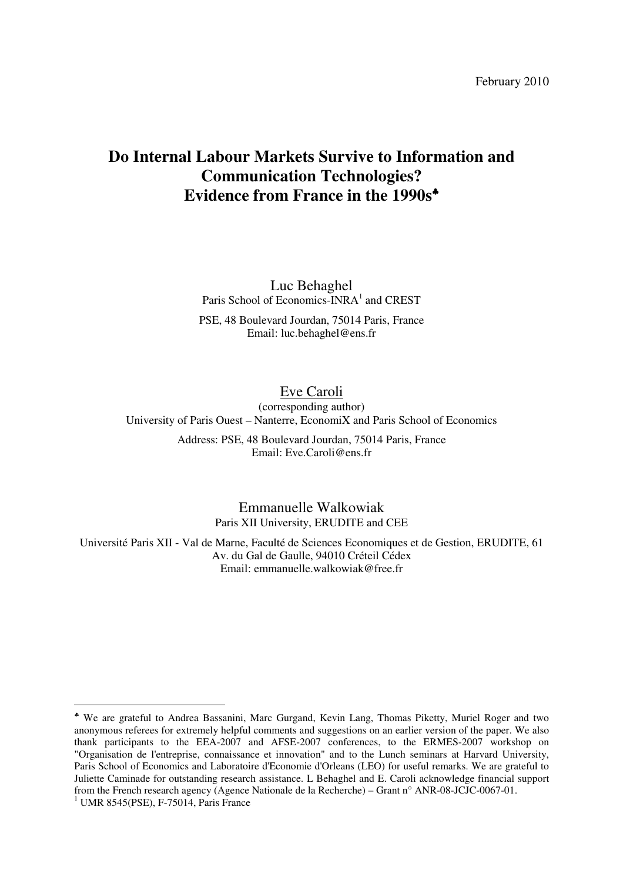February 2010

# Do Internal Labour Markets Survive to Information and Communication Technologies? Evidence from France in the 1990s[♣]

Luc Behaghel
Paris School of Economics-INRA[1] and CREST

PSE, 48 Boulevard Jourdan, 75014 Paris, France
Email: luc.behaghel@ens.fr

Eve Caroli
(corresponding author)
University of Paris Ouest – Nanterre, EconomiX and Paris School of Economics

Address: PSE, 48 Boulevard Jourdan, 75014 Paris, France
Email: Eve.Caroli@ens.fr

Emmanuelle Walkowiak
Paris XII University, ERUDITE and CEE

Université Paris XII - Val de Marne, Faculté de Sciences Economiques et de Gestion, ERUDITE, 61 Av. du Gal de Gaulle, 94010 Créteil Cédex
Email: emmanuelle.walkowiak@free.fr

---

[♣] We are grateful to Andrea Bassanini, Marc Gurgand, Kevin Lang, Thomas Piketty, Muriel Roger and two anonymous referees for extremely helpful comments and suggestions on an earlier version of the paper. We also thank participants to the EEA-2007 and AFSE-2007 conferences, to the ERMES-2007 workshop on "Organisation de l'entreprise, connaissance et innovation" and to the Lunch seminars at Harvard University, Paris School of Economics and Laboratoire d'Economie d'Orleans (LEO) for useful remarks. We are grateful to Juliette Caminade for outstanding research assistance. L Behaghel and E. Caroli acknowledge financial support from the French research agency (Agence Nationale de la Recherche) – Grant n° ANR-08-JCJC-0067-01.

[1] UMR 8545(PSE), F-75014, Paris France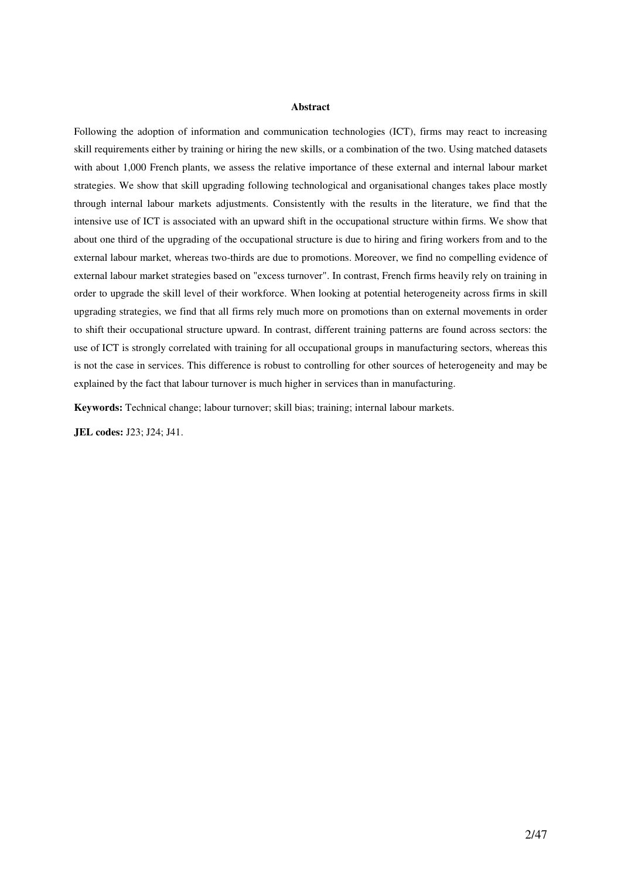## Abstract

Following the adoption of information and communication technologies (ICT), firms may react to increasing skill requirements either by training or hiring the new skills, or a combination of the two. Using matched datasets with about 1,000 French plants, we assess the relative importance of these external and internal labour market strategies. We show that skill upgrading following technological and organisational changes takes place mostly through internal labour markets adjustments. Consistently with the results in the literature, we find that the intensive use of ICT is associated with an upward shift in the occupational structure within firms. We show that about one third of the upgrading of the occupational structure is due to hiring and firing workers from and to the external labour market, whereas two-thirds are due to promotions. Moreover, we find no compelling evidence of external labour market strategies based on "excess turnover". In contrast, French firms heavily rely on training in order to upgrade the skill level of their workforce. When looking at potential heterogeneity across firms in skill upgrading strategies, we find that all firms rely much more on promotions than on external movements in order to shift their occupational structure upward. In contrast, different training patterns are found across sectors: the use of ICT is strongly correlated with training for all occupational groups in manufacturing sectors, whereas this is not the case in services. This difference is robust to controlling for other sources of heterogeneity and may be explained by the fact that labour turnover is much higher in services than in manufacturing.

**Keywords:** Technical change; labour turnover; skill bias; training; internal labour markets.

**JEL codes:** J23; J24; J41.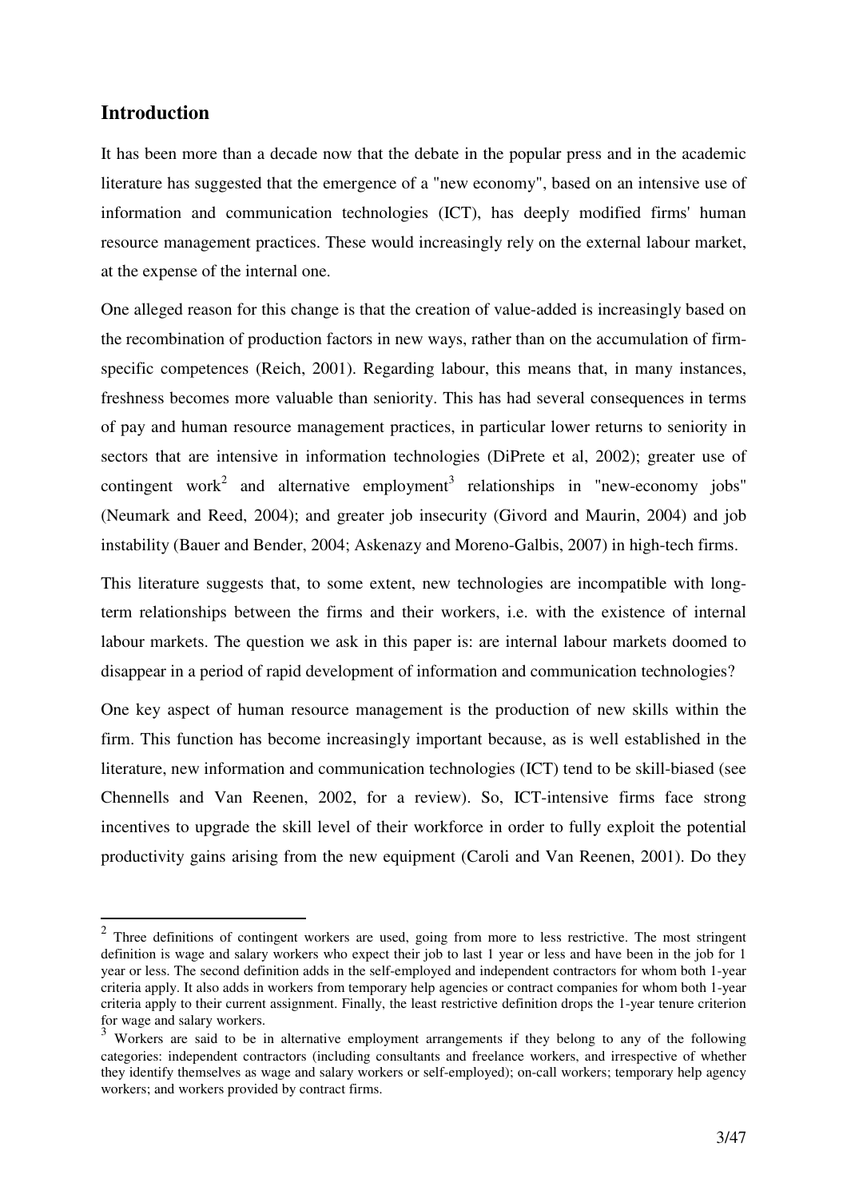## Introduction

It has been more than a decade now that the debate in the popular press and in the academic literature has suggested that the emergence of a "new economy", based on an intensive use of information and communication technologies (ICT), has deeply modified firms' human resource management practices. These would increasingly rely on the external labour market, at the expense of the internal one.

One alleged reason for this change is that the creation of value-added is increasingly based on the recombination of production factors in new ways, rather than on the accumulation of firm-specific competences (Reich, 2001). Regarding labour, this means that, in many instances, freshness becomes more valuable than seniority. This has had several consequences in terms of pay and human resource management practices, in particular lower returns to seniority in sectors that are intensive in information technologies (DiPrete et al, 2002); greater use of contingent work[2] and alternative employment[3] relationships in "new-economy jobs" (Neumark and Reed, 2004); and greater job insecurity (Givord and Maurin, 2004) and job instability (Bauer and Bender, 2004; Askenazy and Moreno-Galbis, 2007) in high-tech firms.

This literature suggests that, to some extent, new technologies are incompatible with long-term relationships between the firms and their workers, i.e. with the existence of internal labour markets. The question we ask in this paper is: are internal labour markets doomed to disappear in a period of rapid development of information and communication technologies?

One key aspect of human resource management is the production of new skills within the firm. This function has become increasingly important because, as is well established in the literature, new information and communication technologies (ICT) tend to be skill-biased (see Chennells and Van Reenen, 2002, for a review). So, ICT-intensive firms face strong incentives to upgrade the skill level of their workforce in order to fully exploit the potential productivity gains arising from the new equipment (Caroli and Van Reenen, 2001). Do they

---

[2] Three definitions of contingent workers are used, going from more to less restrictive. The most stringent definition is wage and salary workers who expect their job to last 1 year or less and have been in the job for 1 year or less. The second definition adds in the self-employed and independent contractors for whom both 1-year criteria apply. It also adds in workers from temporary help agencies or contract companies for whom both 1-year criteria apply to their current assignment. Finally, the least restrictive definition drops the 1-year tenure criterion for wage and salary workers.

[3] Workers are said to be in alternative employment arrangements if they belong to any of the following categories: independent contractors (including consultants and freelance workers, and irrespective of whether they identify themselves as wage and salary workers or self-employed); on-call workers; temporary help agency workers; and workers provided by contract firms.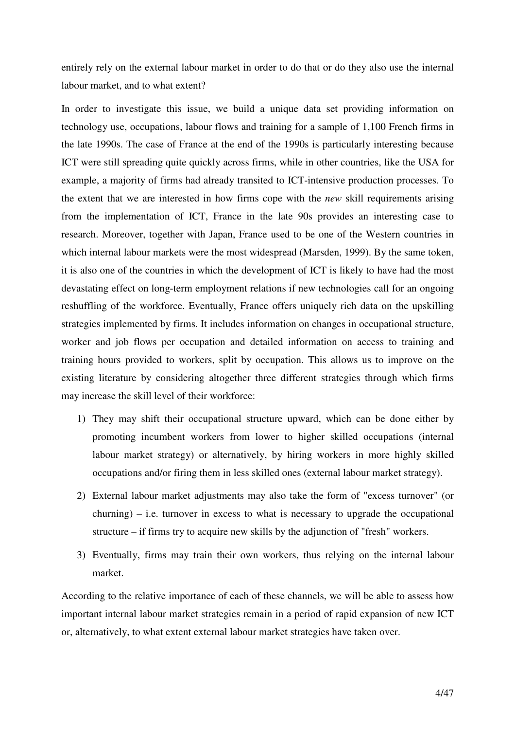entirely rely on the external labour market in order to do that or do they also use the internal labour market, and to what extent?

In order to investigate this issue, we build a unique data set providing information on technology use, occupations, labour flows and training for a sample of 1,100 French firms in the late 1990s. The case of France at the end of the 1990s is particularly interesting because ICT were still spreading quite quickly across firms, while in other countries, like the USA for example, a majority of firms had already transited to ICT-intensive production processes. To the extent that we are interested in how firms cope with the *new* skill requirements arising from the implementation of ICT, France in the late 90s provides an interesting case to research. Moreover, together with Japan, France used to be one of the Western countries in which internal labour markets were the most widespread (Marsden, 1999). By the same token, it is also one of the countries in which the development of ICT is likely to have had the most devastating effect on long-term employment relations if new technologies call for an ongoing reshuffling of the workforce. Eventually, France offers uniquely rich data on the upskilling strategies implemented by firms. It includes information on changes in occupational structure, worker and job flows per occupation and detailed information on access to training and training hours provided to workers, split by occupation. This allows us to improve on the existing literature by considering altogether three different strategies through which firms may increase the skill level of their workforce:

1) They may shift their occupational structure upward, which can be done either by promoting incumbent workers from lower to higher skilled occupations (internal labour market strategy) or alternatively, by hiring workers in more highly skilled occupations and/or firing them in less skilled ones (external labour market strategy).
2) External labour market adjustments may also take the form of "excess turnover" (or churning) – i.e. turnover in excess to what is necessary to upgrade the occupational structure – if firms try to acquire new skills by the adjunction of "fresh" workers.
3) Eventually, firms may train their own workers, thus relying on the internal labour market.

According to the relative importance of each of these channels, we will be able to assess how important internal labour market strategies remain in a period of rapid expansion of new ICT or, alternatively, to what extent external labour market strategies have taken over.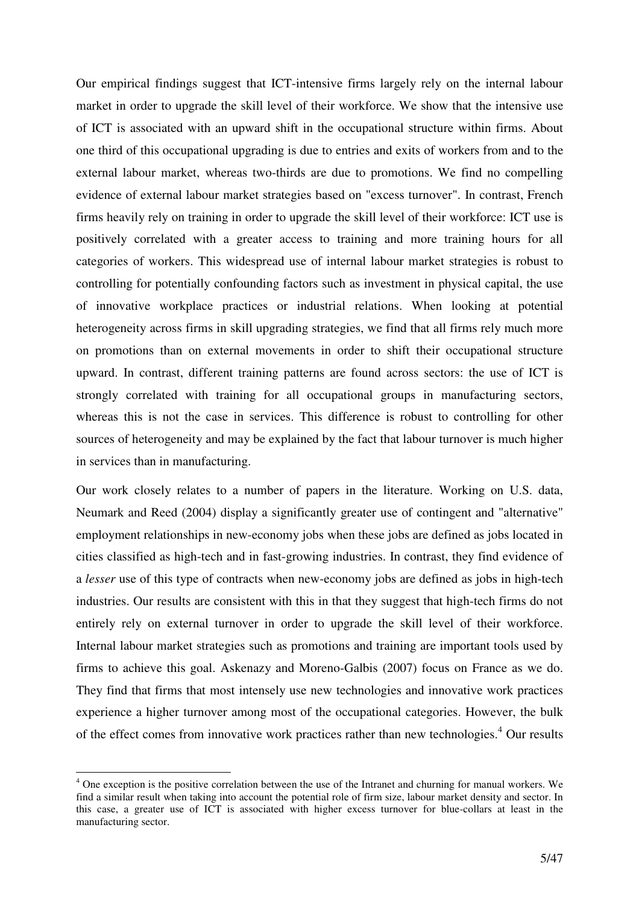Our empirical findings suggest that ICT-intensive firms largely rely on the internal labour market in order to upgrade the skill level of their workforce. We show that the intensive use of ICT is associated with an upward shift in the occupational structure within firms. About one third of this occupational upgrading is due to entries and exits of workers from and to the external labour market, whereas two-thirds are due to promotions. We find no compelling evidence of external labour market strategies based on "excess turnover". In contrast, French firms heavily rely on training in order to upgrade the skill level of their workforce: ICT use is positively correlated with a greater access to training and more training hours for all categories of workers. This widespread use of internal labour market strategies is robust to controlling for potentially confounding factors such as investment in physical capital, the use of innovative workplace practices or industrial relations. When looking at potential heterogeneity across firms in skill upgrading strategies, we find that all firms rely much more on promotions than on external movements in order to shift their occupational structure upward. In contrast, different training patterns are found across sectors: the use of ICT is strongly correlated with training for all occupational groups in manufacturing sectors, whereas this is not the case in services. This difference is robust to controlling for other sources of heterogeneity and may be explained by the fact that labour turnover is much higher in services than in manufacturing.

Our work closely relates to a number of papers in the literature. Working on U.S. data, Neumark and Reed (2004) display a significantly greater use of contingent and "alternative" employment relationships in new-economy jobs when these jobs are defined as jobs located in cities classified as high-tech and in fast-growing industries. In contrast, they find evidence of a *lesser* use of this type of contracts when new-economy jobs are defined as jobs in high-tech industries. Our results are consistent with this in that they suggest that high-tech firms do not entirely rely on external turnover in order to upgrade the skill level of their workforce. Internal labour market strategies such as promotions and training are important tools used by firms to achieve this goal. Askenazy and Moreno-Galbis (2007) focus on France as we do. They find that firms that most intensely use new technologies and innovative work practices experience a higher turnover among most of the occupational categories. However, the bulk of the effect comes from innovative work practices rather than new technologies.[4] Our results

[4] One exception is the positive correlation between the use of the Intranet and churning for manual workers. We find a similar result when taking into account the potential role of firm size, labour market density and sector. In this case, a greater use of ICT is associated with higher excess turnover for blue-collars at least in the manufacturing sector.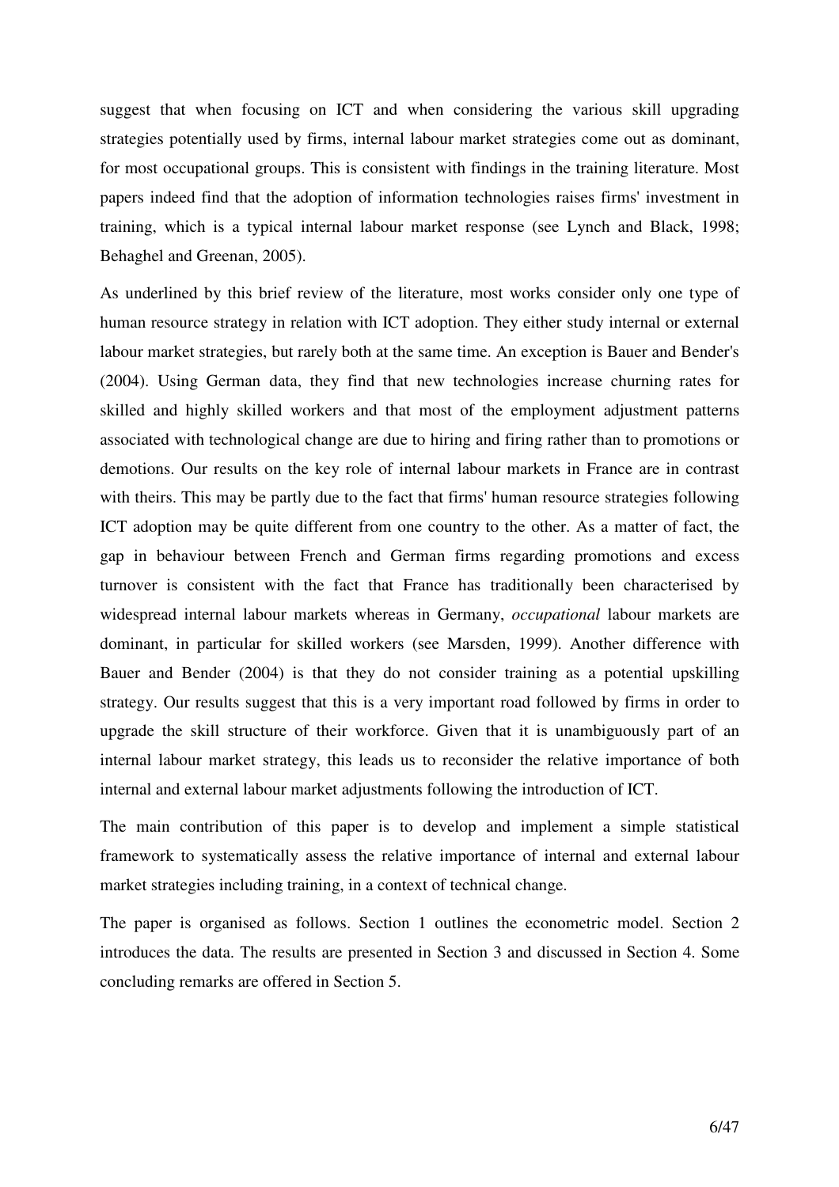suggest that when focusing on ICT and when considering the various skill upgrading strategies potentially used by firms, internal labour market strategies come out as dominant, for most occupational groups. This is consistent with findings in the training literature. Most papers indeed find that the adoption of information technologies raises firms' investment in training, which is a typical internal labour market response (see Lynch and Black, 1998; Behaghel and Greenan, 2005).

As underlined by this brief review of the literature, most works consider only one type of human resource strategy in relation with ICT adoption. They either study internal or external labour market strategies, but rarely both at the same time. An exception is Bauer and Bender's (2004). Using German data, they find that new technologies increase churning rates for skilled and highly skilled workers and that most of the employment adjustment patterns associated with technological change are due to hiring and firing rather than to promotions or demotions. Our results on the key role of internal labour markets in France are in contrast with theirs. This may be partly due to the fact that firms' human resource strategies following ICT adoption may be quite different from one country to the other. As a matter of fact, the gap in behaviour between French and German firms regarding promotions and excess turnover is consistent with the fact that France has traditionally been characterised by widespread internal labour markets whereas in Germany, *occupational* labour markets are dominant, in particular for skilled workers (see Marsden, 1999). Another difference with Bauer and Bender (2004) is that they do not consider training as a potential upskilling strategy. Our results suggest that this is a very important road followed by firms in order to upgrade the skill structure of their workforce. Given that it is unambiguously part of an internal labour market strategy, this leads us to reconsider the relative importance of both internal and external labour market adjustments following the introduction of ICT.

The main contribution of this paper is to develop and implement a simple statistical framework to systematically assess the relative importance of internal and external labour market strategies including training, in a context of technical change.

The paper is organised as follows. Section 1 outlines the econometric model. Section 2 introduces the data. The results are presented in Section 3 and discussed in Section 4. Some concluding remarks are offered in Section 5.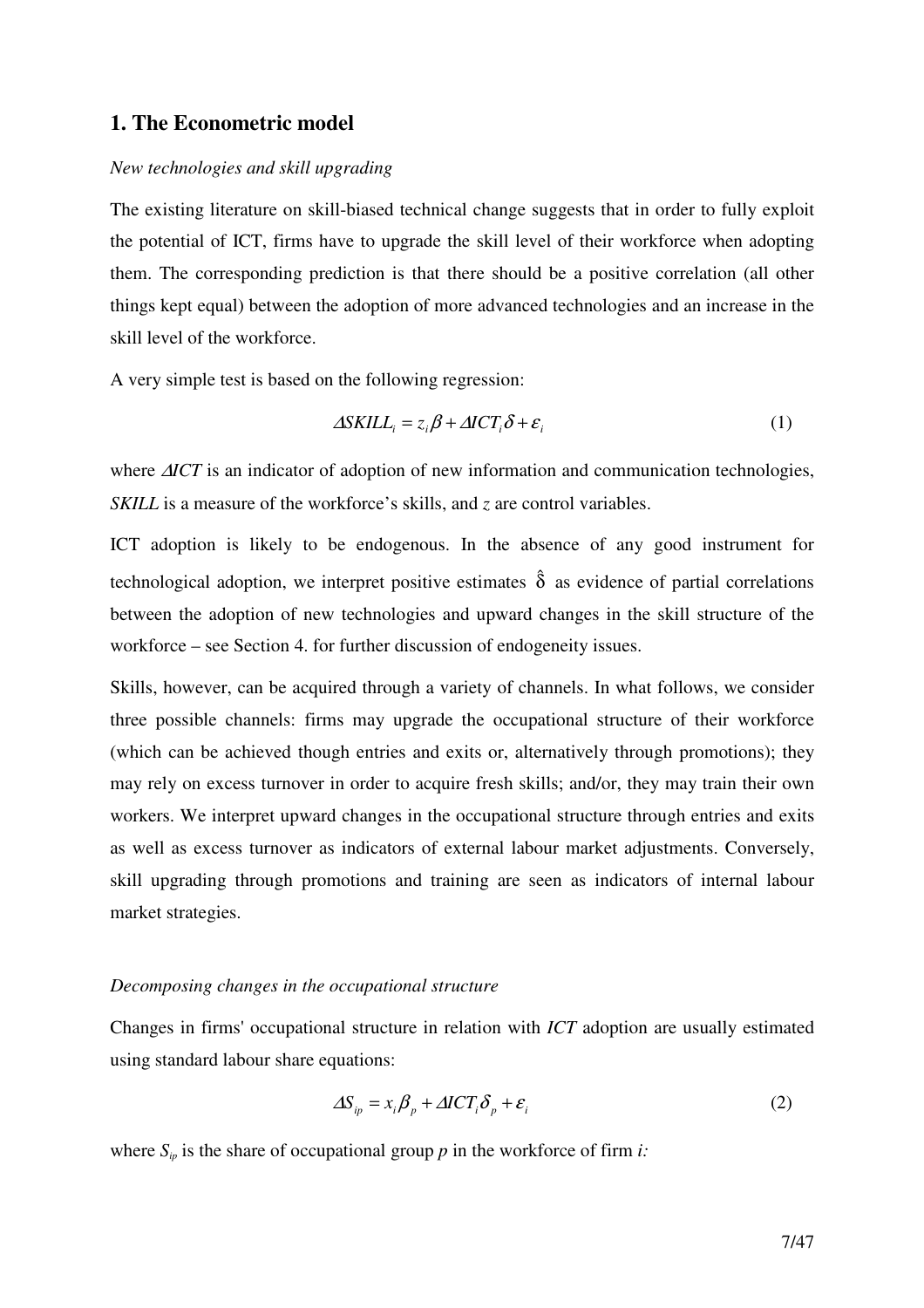## 1. The Econometric model

*New technologies and skill upgrading*

The existing literature on skill-biased technical change suggests that in order to fully exploit the potential of ICT, firms have to upgrade the skill level of their workforce when adopting them. The corresponding prediction is that there should be a positive correlation (all other things kept equal) between the adoption of more advanced technologies and an increase in the skill level of the workforce.

A very simple test is based on the following regression:

$$\Delta SKILL_i = z_i \beta + \Delta ICT_i \delta + \varepsilon_i \tag{1}$$

where $\Delta ICT$ is an indicator of adoption of new information and communication technologies, *SKILL* is a measure of the workforce's skills, and $z$ are control variables.

ICT adoption is likely to be endogenous. In the absence of any good instrument for technological adoption, we interpret positive estimates $\hat{\delta}$ as evidence of partial correlations between the adoption of new technologies and upward changes in the skill structure of the workforce – see Section 4. for further discussion of endogeneity issues.

Skills, however, can be acquired through a variety of channels. In what follows, we consider three possible channels: firms may upgrade the occupational structure of their workforce (which can be achieved though entries and exits or, alternatively through promotions); they may rely on excess turnover in order to acquire fresh skills; and/or, they may train their own workers. We interpret upward changes in the occupational structure through entries and exits as well as excess turnover as indicators of external labour market adjustments. Conversely, skill upgrading through promotions and training are seen as indicators of internal labour market strategies.

*Decomposing changes in the occupational structure*

Changes in firms' occupational structure in relation with *ICT* adoption are usually estimated using standard labour share equations:

$$\Delta S_{ip} = x_i \beta_p + \Delta ICT_i \delta_p + \varepsilon_i \tag{2}$$

where $S_{ip}$ is the share of occupational group $p$ in the workforce of firm $i$: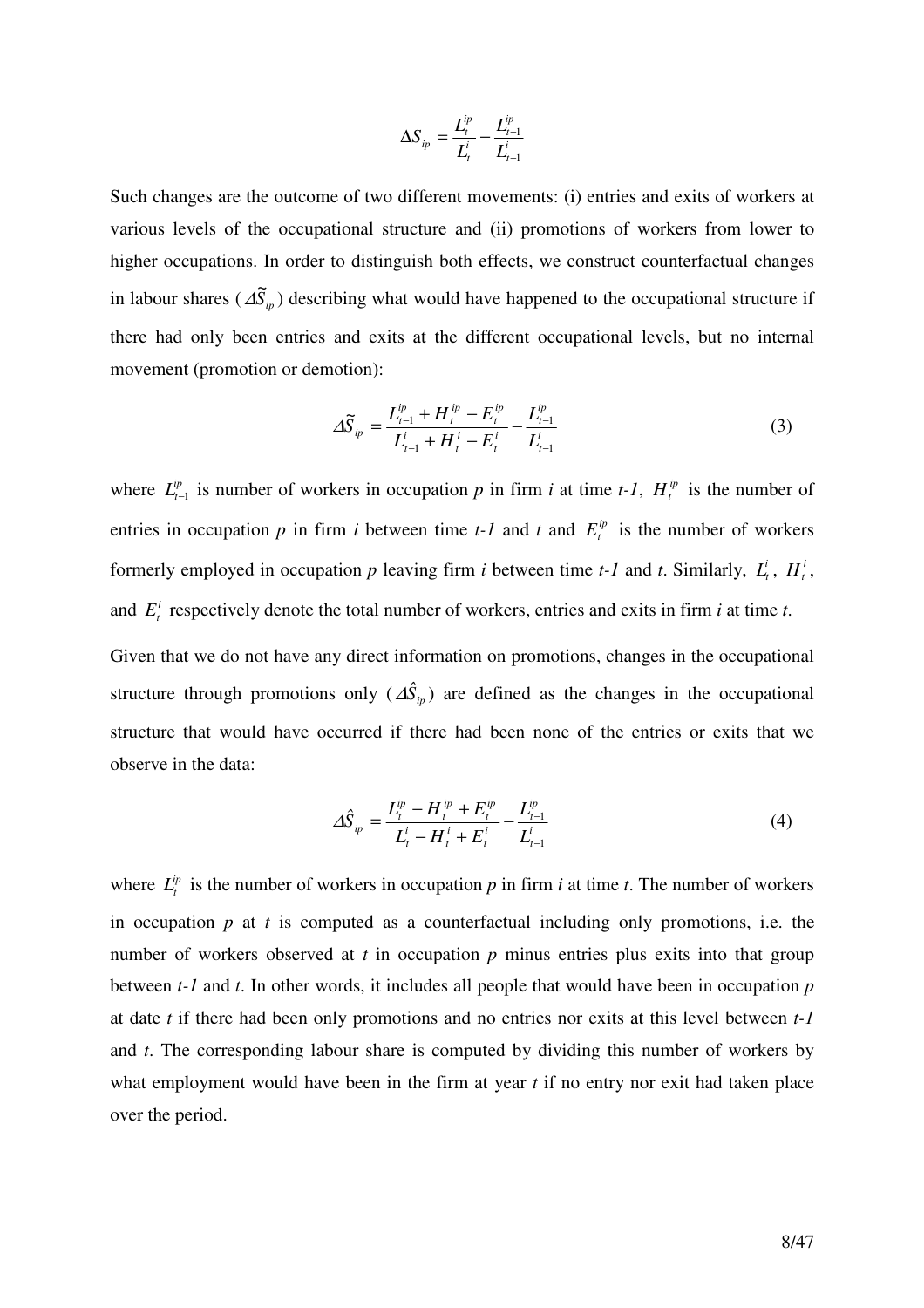$$\Delta S_{ip} = \frac{L_t^{ip}}{L_t^i} - \frac{L_{t-1}^{ip}}{L_{t-1}^i}$$

Such changes are the outcome of two different movements: (i) entries and exits of workers at various levels of the occupational structure and (ii) promotions of workers from lower to higher occupations. In order to distinguish both effects, we construct counterfactual changes in labour shares ($\Delta\widetilde{S}_{ip}$) describing what would have happened to the occupational structure if there had only been entries and exits at the different occupational levels, but no internal movement (promotion or demotion):

$$\Delta\widetilde{S}_{ip} = \frac{L_{t-1}^{ip} + H_t^{ip} - E_t^{ip}}{L_{t-1}^i + H_t^i - E_t^i} - \frac{L_{t-1}^{ip}}{L_{t-1}^i} \tag{3}$$

where $L_{t-1}^{ip}$ is number of workers in occupation *p* in firm *i* at time *t-1*, $H_t^{ip}$ is the number of entries in occupation *p* in firm *i* between time *t-1* and *t* and $E_t^{ip}$ is the number of workers formerly employed in occupation *p* leaving firm *i* between time *t-1* and *t*. Similarly, $L_t^i$, $H_t^i$, and $E_t^i$ respectively denote the total number of workers, entries and exits in firm *i* at time *t*.

Given that we do not have any direct information on promotions, changes in the occupational structure through promotions only ($\Delta\hat{S}_{ip}$) are defined as the changes in the occupational structure that would have occurred if there had been none of the entries or exits that we observe in the data:

$$\Delta\hat{S}_{ip} = \frac{L_t^{ip} - H_t^{ip} + E_t^{ip}}{L_t^i - H_t^i + E_t^i} - \frac{L_{t-1}^{ip}}{L_{t-1}^i} \tag{4}$$

where $L_t^{ip}$ is the number of workers in occupation *p* in firm *i* at time *t*. The number of workers in occupation *p* at *t* is computed as a counterfactual including only promotions, i.e. the number of workers observed at *t* in occupation *p* minus entries plus exits into that group between *t-1* and *t*. In other words, it includes all people that would have been in occupation *p* at date *t* if there had been only promotions and no entries nor exits at this level between *t-1* and *t*. The corresponding labour share is computed by dividing this number of workers by what employment would have been in the firm at year *t* if no entry nor exit had taken place over the period.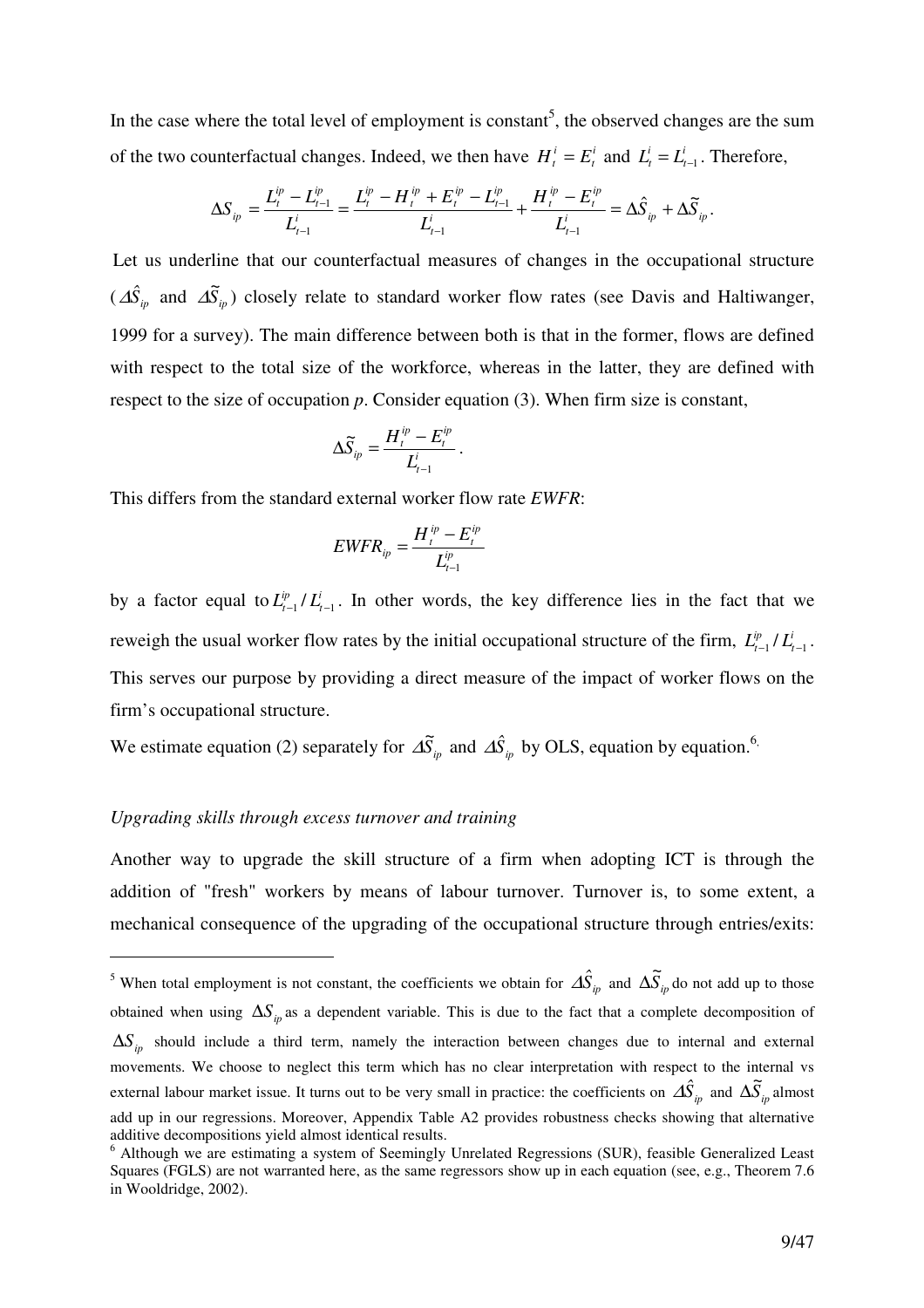In the case where the total level of employment is constant[5], the observed changes are the sum of the two counterfactual changes. Indeed, we then have $H_t^i = E_t^i$ and $L_t^i = L_{t-1}^i$. Therefore,

$$\Delta S_{ip} = \frac{L_t^{ip} - L_{t-1}^{ip}}{L_{t-1}^i} = \frac{L_t^{ip} - H_t^{ip} + E_t^{ip} - L_{t-1}^{ip}}{L_{t-1}^i} + \frac{H_t^{ip} - E_t^{ip}}{L_{t-1}^i} = \Delta\hat{S}_{ip} + \Delta\tilde{S}_{ip}.$$

Let us underline that our counterfactual measures of changes in the occupational structure ($\Delta\hat{S}_{ip}$ and $\Delta\tilde{S}_{ip}$) closely relate to standard worker flow rates (see Davis and Haltiwanger, 1999 for a survey). The main difference between both is that in the former, flows are defined with respect to the total size of the workforce, whereas in the latter, they are defined with respect to the size of occupation *p*. Consider equation (3). When firm size is constant,

$$\Delta\tilde{S}_{ip} = \frac{H_t^{ip} - E_t^{ip}}{L_{t-1}^i}.$$

This differs from the standard external worker flow rate *EWFR*:

$$EWFR_{ip} = \frac{H_t^{ip} - E_t^{ip}}{L_{t-1}^{ip}}$$

by a factor equal to $L_{t-1}^{ip} / L_{t-1}^i$. In other words, the key difference lies in the fact that we reweigh the usual worker flow rates by the initial occupational structure of the firm, $L_{t-1}^{ip} / L_{t-1}^i$. This serves our purpose by providing a direct measure of the impact of worker flows on the firm's occupational structure.

We estimate equation (2) separately for $\Delta\tilde{S}_{ip}$ and $\Delta\hat{S}_{ip}$ by OLS, equation by equation.[6]

*Upgrading skills through excess turnover and training*

Another way to upgrade the skill structure of a firm when adopting ICT is through the addition of "fresh" workers by means of labour turnover. Turnover is, to some extent, a mechanical consequence of the upgrading of the occupational structure through entries/exits:

---

[5] When total employment is not constant, the coefficients we obtain for $\Delta\hat{S}_{ip}$ and $\Delta\tilde{S}_{ip}$ do not add up to those obtained when using $\Delta S_{ip}$ as a dependent variable. This is due to the fact that a complete decomposition of $\Delta S_{ip}$ should include a third term, namely the interaction between changes due to internal and external movements. We choose to neglect this term which has no clear interpretation with respect to the internal vs external labour market issue. It turns out to be very small in practice: the coefficients on $\Delta\hat{S}_{ip}$ and $\Delta\tilde{S}_{ip}$ almost add up in our regressions. Moreover, Appendix Table A2 provides robustness checks showing that alternative additive decompositions yield almost identical results.

[6] Although we are estimating a system of Seemingly Unrelated Regressions (SUR), feasible Generalized Least Squares (FGLS) are not warranted here, as the same regressors show up in each equation (see, e.g., Theorem 7.6 in Wooldridge, 2002).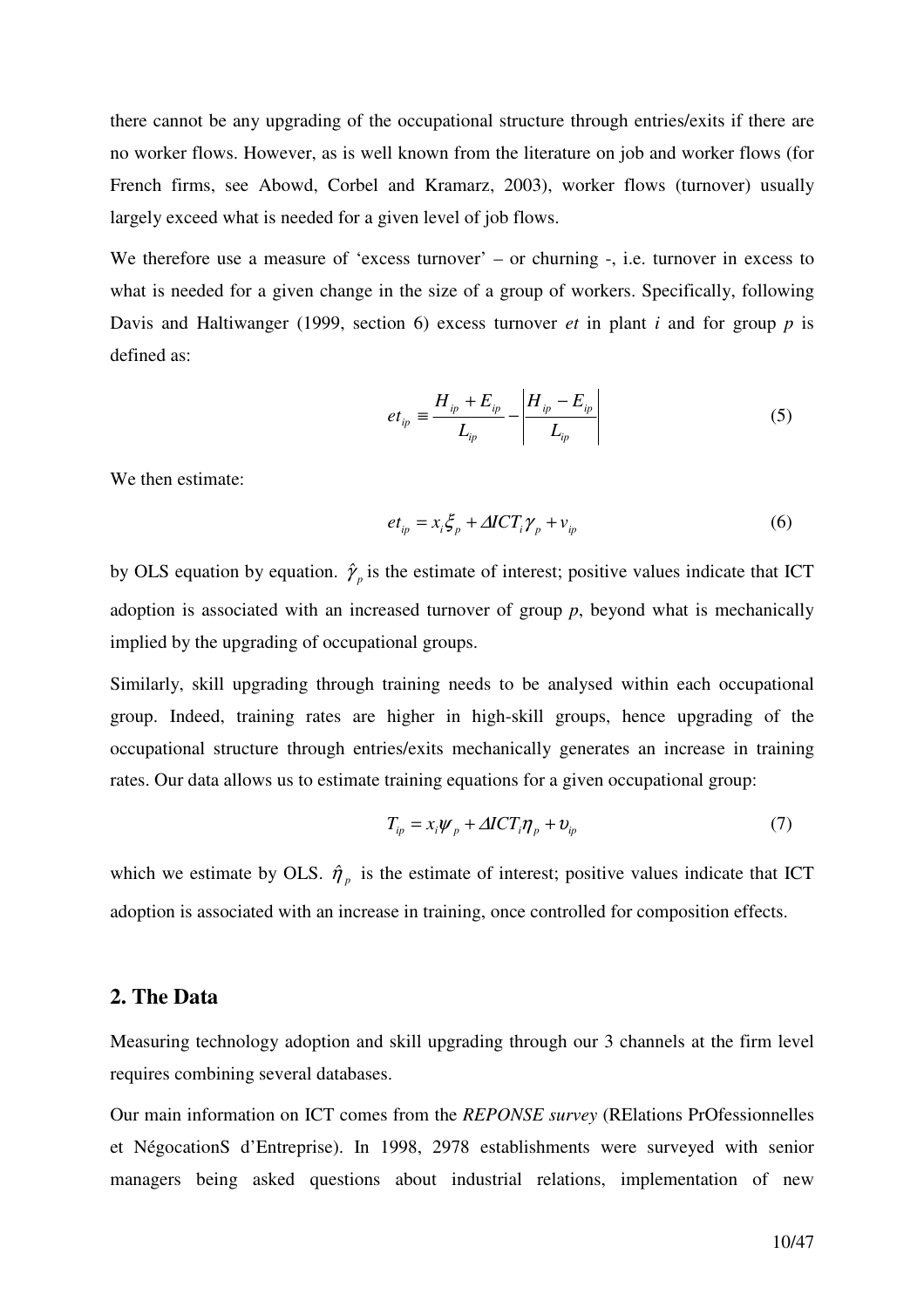there cannot be any upgrading of the occupational structure through entries/exits if there are no worker flows. However, as is well known from the literature on job and worker flows (for French firms, see Abowd, Corbel and Kramarz, 2003), worker flows (turnover) usually largely exceed what is needed for a given level of job flows.

We therefore use a measure of 'excess turnover' – or churning -, i.e. turnover in excess to what is needed for a given change in the size of a group of workers. Specifically, following Davis and Haltiwanger (1999, section 6) excess turnover *et* in plant *i* and for group *p* is defined as:

$$et_{ip} \equiv \frac{H_{ip} + E_{ip}}{L_{ip}} - \left| \frac{H_{ip} - E_{ip}}{L_{ip}} \right| \tag{5}$$

We then estimate:

$$et_{ip} = x_i \xi_p + \Delta ICT_i \gamma_p + v_{ip} \tag{6}$$

by OLS equation by equation. $\hat{\gamma}_p$ is the estimate of interest; positive values indicate that ICT adoption is associated with an increased turnover of group *p*, beyond what is mechanically implied by the upgrading of occupational groups.

Similarly, skill upgrading through training needs to be analysed within each occupational group. Indeed, training rates are higher in high-skill groups, hence upgrading of the occupational structure through entries/exits mechanically generates an increase in training rates. Our data allows us to estimate training equations for a given occupational group:

$$T_{ip} = x_i \psi_p + \Delta ICT_i \eta_p + \upsilon_{ip} \tag{7}$$

which we estimate by OLS. $\hat{\eta}_p$ is the estimate of interest; positive values indicate that ICT adoption is associated with an increase in training, once controlled for composition effects.

## 2. The Data

Measuring technology adoption and skill upgrading through our 3 channels at the firm level requires combining several databases.

Our main information on ICT comes from the *REPONSE survey* (RElations PrOfessionnelles et NégocationS d'Entreprise). In 1998, 2978 establishments were surveyed with senior managers being asked questions about industrial relations, implementation of new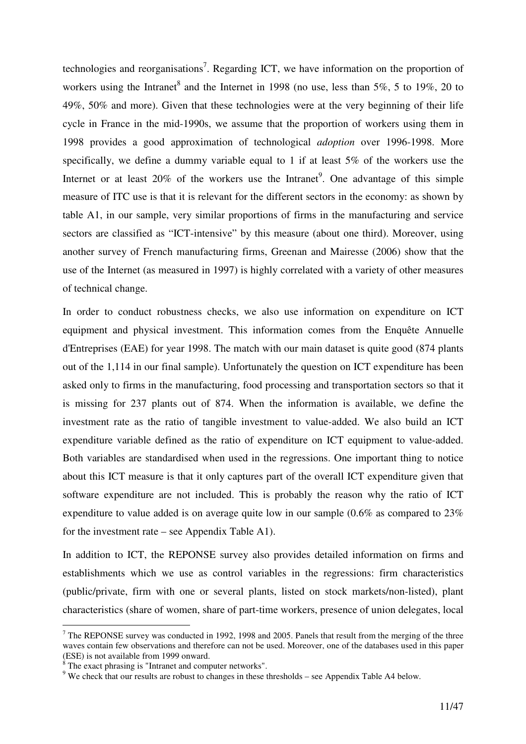technologies and reorganisations[7]. Regarding ICT, we have information on the proportion of workers using the Intranet[8] and the Internet in 1998 (no use, less than 5%, 5 to 19%, 20 to 49%, 50% and more). Given that these technologies were at the very beginning of their life cycle in France in the mid-1990s, we assume that the proportion of workers using them in 1998 provides a good approximation of technological *adoption* over 1996-1998. More specifically, we define a dummy variable equal to 1 if at least 5% of the workers use the Internet or at least 20% of the workers use the Intranet[9]. One advantage of this simple measure of ITC use is that it is relevant for the different sectors in the economy: as shown by table A1, in our sample, very similar proportions of firms in the manufacturing and service sectors are classified as "ICT-intensive" by this measure (about one third). Moreover, using another survey of French manufacturing firms, Greenan and Mairesse (2006) show that the use of the Internet (as measured in 1997) is highly correlated with a variety of other measures of technical change.

In order to conduct robustness checks, we also use information on expenditure on ICT equipment and physical investment. This information comes from the Enquête Annuelle d'Entreprises (EAE) for year 1998. The match with our main dataset is quite good (874 plants out of the 1,114 in our final sample). Unfortunately the question on ICT expenditure has been asked only to firms in the manufacturing, food processing and transportation sectors so that it is missing for 237 plants out of 874. When the information is available, we define the investment rate as the ratio of tangible investment to value-added. We also build an ICT expenditure variable defined as the ratio of expenditure on ICT equipment to value-added. Both variables are standardised when used in the regressions. One important thing to notice about this ICT measure is that it only captures part of the overall ICT expenditure given that software expenditure are not included. This is probably the reason why the ratio of ICT expenditure to value added is on average quite low in our sample (0.6% as compared to 23% for the investment rate – see Appendix Table A1).

In addition to ICT, the REPONSE survey also provides detailed information on firms and establishments which we use as control variables in the regressions: firm characteristics (public/private, firm with one or several plants, listed on stock markets/non-listed), plant characteristics (share of women, share of part-time workers, presence of union delegates, local

---

[7] The REPONSE survey was conducted in 1992, 1998 and 2005. Panels that result from the merging of the three waves contain few observations and therefore can not be used. Moreover, one of the databases used in this paper (ESE) is not available from 1999 onward.

[8] The exact phrasing is "Intranet and computer networks".

[9] We check that our results are robust to changes in these thresholds – see Appendix Table A4 below.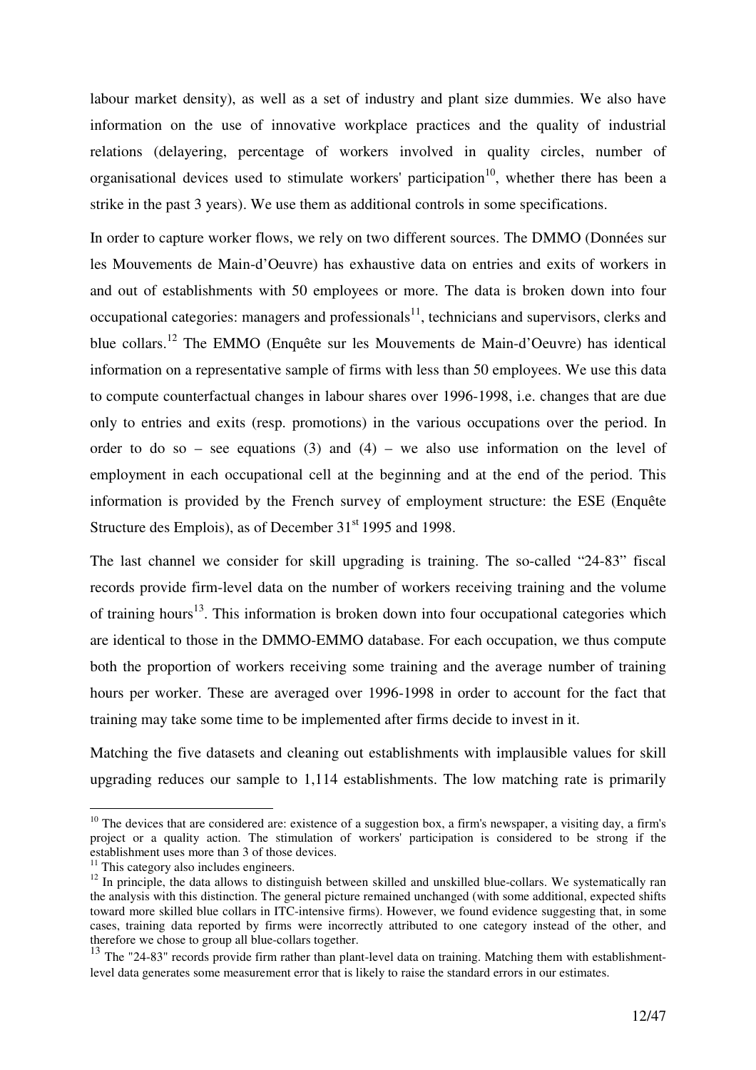labour market density), as well as a set of industry and plant size dummies. We also have information on the use of innovative workplace practices and the quality of industrial relations (delayering, percentage of workers involved in quality circles, number of organisational devices used to stimulate workers' participation[10], whether there has been a strike in the past 3 years). We use them as additional controls in some specifications.

In order to capture worker flows, we rely on two different sources. The DMMO (Données sur les Mouvements de Main-d'Oeuvre) has exhaustive data on entries and exits of workers in and out of establishments with 50 employees or more. The data is broken down into four occupational categories: managers and professionals[11], technicians and supervisors, clerks and blue collars.[12] The EMMO (Enquête sur les Mouvements de Main-d'Oeuvre) has identical information on a representative sample of firms with less than 50 employees. We use this data to compute counterfactual changes in labour shares over 1996-1998, i.e. changes that are due only to entries and exits (resp. promotions) in the various occupations over the period. In order to do so – see equations (3) and (4) – we also use information on the level of employment in each occupational cell at the beginning and at the end of the period. This information is provided by the French survey of employment structure: the ESE (Enquête Structure des Emplois), as of December 31st 1995 and 1998.

The last channel we consider for skill upgrading is training. The so-called "24-83" fiscal records provide firm-level data on the number of workers receiving training and the volume of training hours[13]. This information is broken down into four occupational categories which are identical to those in the DMMO-EMMO database. For each occupation, we thus compute both the proportion of workers receiving some training and the average number of training hours per worker. These are averaged over 1996-1998 in order to account for the fact that training may take some time to be implemented after firms decide to invest in it.

Matching the five datasets and cleaning out establishments with implausible values for skill upgrading reduces our sample to 1,114 establishments. The low matching rate is primarily

---

[10] The devices that are considered are: existence of a suggestion box, a firm's newspaper, a visiting day, a firm's project or a quality action. The stimulation of workers' participation is considered to be strong if the establishment uses more than 3 of those devices.

[11] This category also includes engineers.

[12] In principle, the data allows to distinguish between skilled and unskilled blue-collars. We systematically ran the analysis with this distinction. The general picture remained unchanged (with some additional, expected shifts toward more skilled blue collars in ITC-intensive firms). However, we found evidence suggesting that, in some cases, training data reported by firms were incorrectly attributed to one category instead of the other, and therefore we chose to group all blue-collars together.

[13] The "24-83" records provide firm rather than plant-level data on training. Matching them with establishment-level data generates some measurement error that is likely to raise the standard errors in our estimates.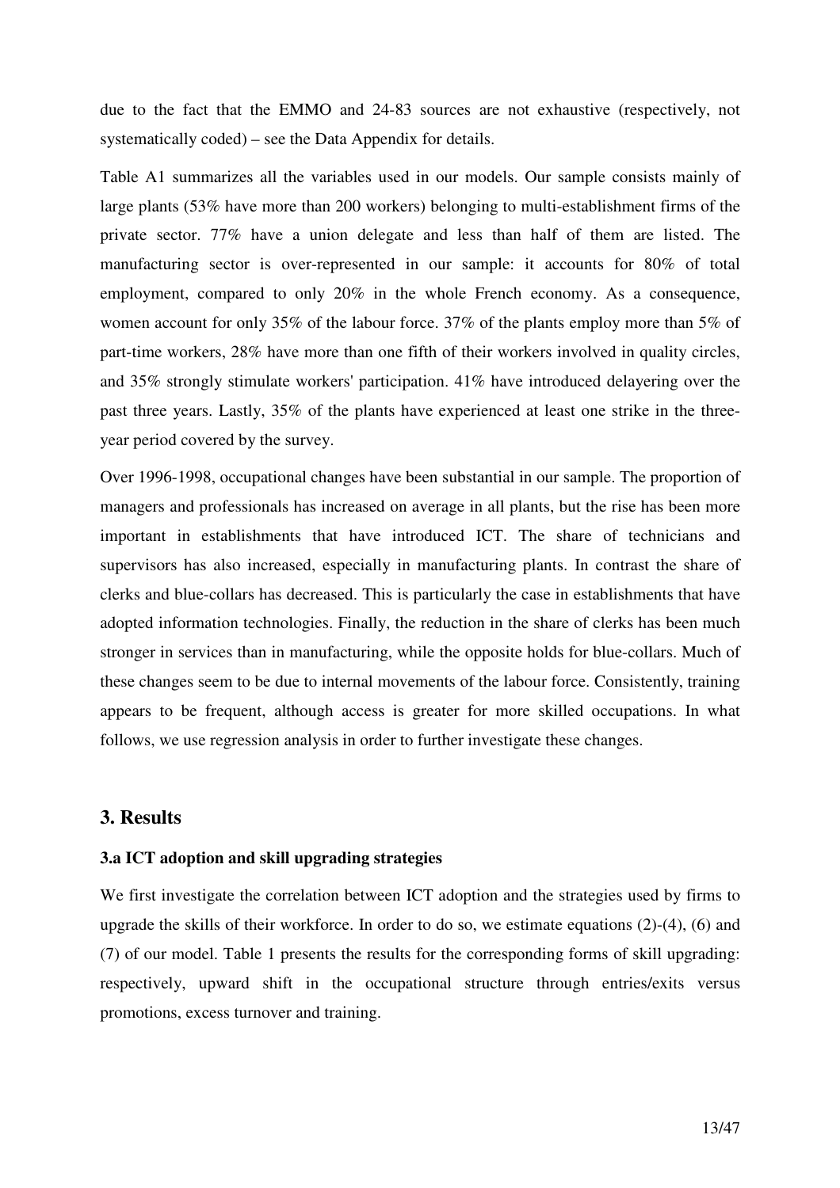due to the fact that the EMMO and 24-83 sources are not exhaustive (respectively, not systematically coded) – see the Data Appendix for details.

Table A1 summarizes all the variables used in our models. Our sample consists mainly of large plants (53% have more than 200 workers) belonging to multi-establishment firms of the private sector. 77% have a union delegate and less than half of them are listed. The manufacturing sector is over-represented in our sample: it accounts for 80% of total employment, compared to only 20% in the whole French economy. As a consequence, women account for only 35% of the labour force. 37% of the plants employ more than 5% of part-time workers, 28% have more than one fifth of their workers involved in quality circles, and 35% strongly stimulate workers' participation. 41% have introduced delayering over the past three years. Lastly, 35% of the plants have experienced at least one strike in the three-year period covered by the survey.

Over 1996-1998, occupational changes have been substantial in our sample. The proportion of managers and professionals has increased on average in all plants, but the rise has been more important in establishments that have introduced ICT. The share of technicians and supervisors has also increased, especially in manufacturing plants. In contrast the share of clerks and blue-collars has decreased. This is particularly the case in establishments that have adopted information technologies. Finally, the reduction in the share of clerks has been much stronger in services than in manufacturing, while the opposite holds for blue-collars. Much of these changes seem to be due to internal movements of the labour force. Consistently, training appears to be frequent, although access is greater for more skilled occupations. In what follows, we use regression analysis in order to further investigate these changes.

## 3. Results

### 3.a ICT adoption and skill upgrading strategies

We first investigate the correlation between ICT adoption and the strategies used by firms to upgrade the skills of their workforce. In order to do so, we estimate equations (2)-(4), (6) and (7) of our model. Table 1 presents the results for the corresponding forms of skill upgrading: respectively, upward shift in the occupational structure through entries/exits versus promotions, excess turnover and training.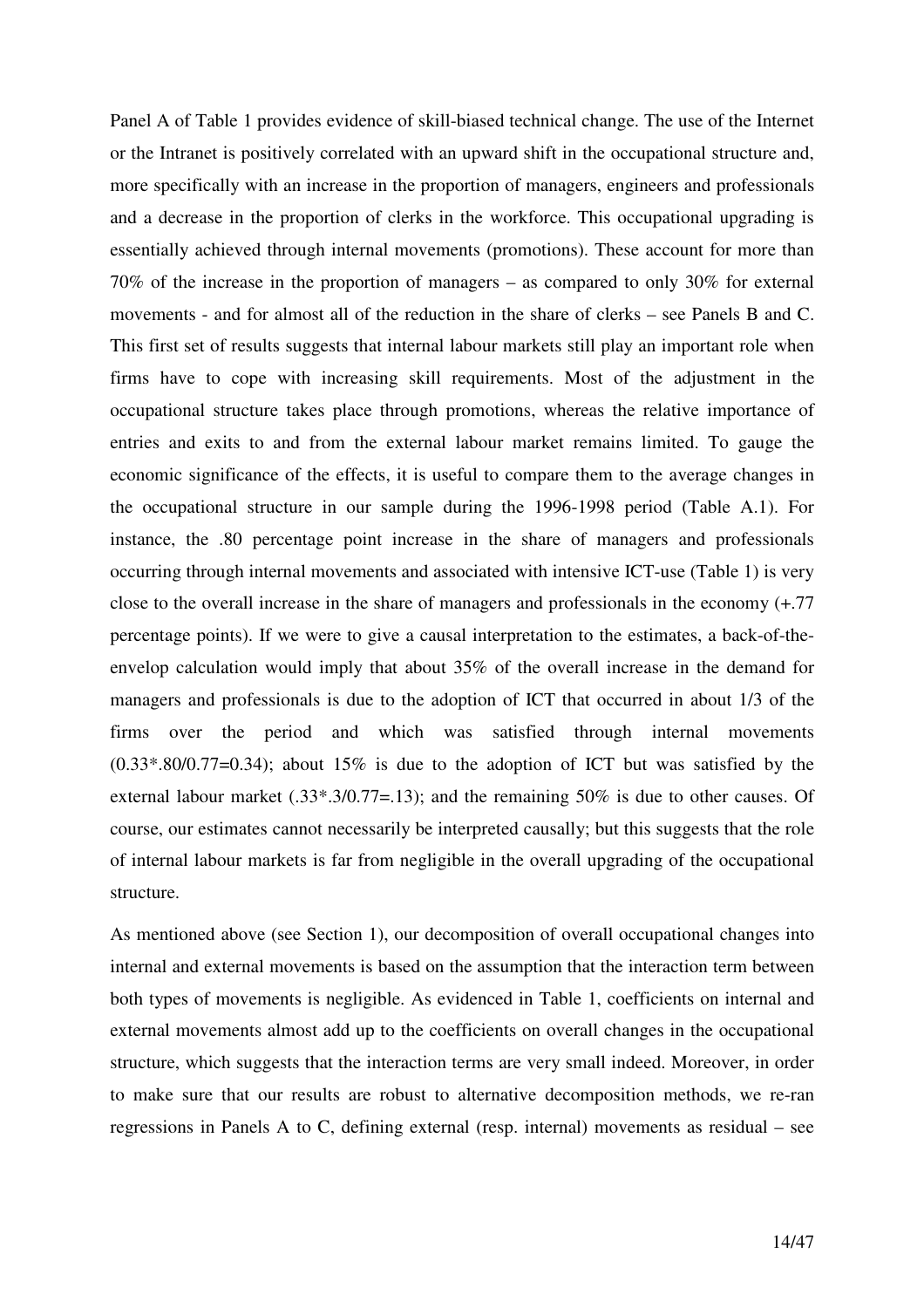Panel A of Table 1 provides evidence of skill-biased technical change. The use of the Internet or the Intranet is positively correlated with an upward shift in the occupational structure and, more specifically with an increase in the proportion of managers, engineers and professionals and a decrease in the proportion of clerks in the workforce. This occupational upgrading is essentially achieved through internal movements (promotions). These account for more than 70% of the increase in the proportion of managers – as compared to only 30% for external movements - and for almost all of the reduction in the share of clerks – see Panels B and C. This first set of results suggests that internal labour markets still play an important role when firms have to cope with increasing skill requirements. Most of the adjustment in the occupational structure takes place through promotions, whereas the relative importance of entries and exits to and from the external labour market remains limited. To gauge the economic significance of the effects, it is useful to compare them to the average changes in the occupational structure in our sample during the 1996-1998 period (Table A.1). For instance, the .80 percentage point increase in the share of managers and professionals occurring through internal movements and associated with intensive ICT-use (Table 1) is very close to the overall increase in the share of managers and professionals in the economy (+.77 percentage points). If we were to give a causal interpretation to the estimates, a back-of-the-envelop calculation would imply that about 35% of the overall increase in the demand for managers and professionals is due to the adoption of ICT that occurred in about 1/3 of the firms over the period and which was satisfied through internal movements (0.33*.80/0.77=0.34); about 15% is due to the adoption of ICT but was satisfied by the external labour market (.33*.3/0.77=.13); and the remaining 50% is due to other causes. Of course, our estimates cannot necessarily be interpreted causally; but this suggests that the role of internal labour markets is far from negligible in the overall upgrading of the occupational structure.

As mentioned above (see Section 1), our decomposition of overall occupational changes into internal and external movements is based on the assumption that the interaction term between both types of movements is negligible. As evidenced in Table 1, coefficients on internal and external movements almost add up to the coefficients on overall changes in the occupational structure, which suggests that the interaction terms are very small indeed. Moreover, in order to make sure that our results are robust to alternative decomposition methods, we re-ran regressions in Panels A to C, defining external (resp. internal) movements as residual – see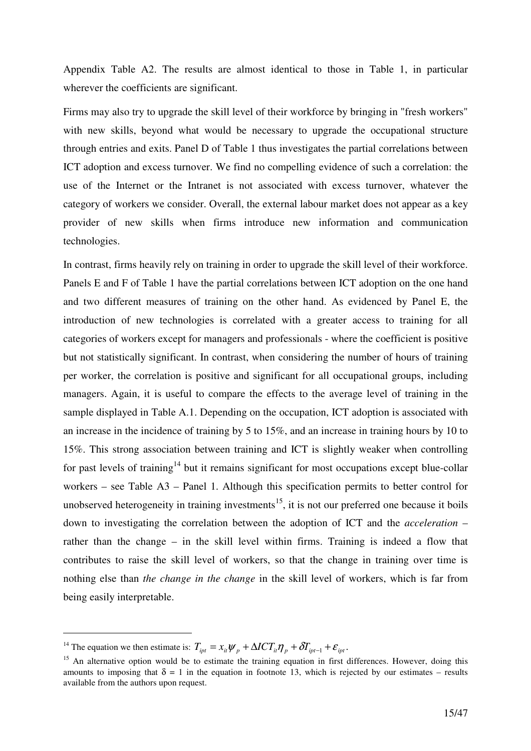Appendix Table A2. The results are almost identical to those in Table 1, in particular wherever the coefficients are significant.

Firms may also try to upgrade the skill level of their workforce by bringing in "fresh workers" with new skills, beyond what would be necessary to upgrade the occupational structure through entries and exits. Panel D of Table 1 thus investigates the partial correlations between ICT adoption and excess turnover. We find no compelling evidence of such a correlation: the use of the Internet or the Intranet is not associated with excess turnover, whatever the category of workers we consider. Overall, the external labour market does not appear as a key provider of new skills when firms introduce new information and communication technologies.

In contrast, firms heavily rely on training in order to upgrade the skill level of their workforce. Panels E and F of Table 1 have the partial correlations between ICT adoption on the one hand and two different measures of training on the other hand. As evidenced by Panel E, the introduction of new technologies is correlated with a greater access to training for all categories of workers except for managers and professionals - where the coefficient is positive but not statistically significant. In contrast, when considering the number of hours of training per worker, the correlation is positive and significant for all occupational groups, including managers. Again, it is useful to compare the effects to the average level of training in the sample displayed in Table A.1. Depending on the occupation, ICT adoption is associated with an increase in the incidence of training by 5 to 15%, and an increase in training hours by 10 to 15%. This strong association between training and ICT is slightly weaker when controlling for past levels of training[14] but it remains significant for most occupations except blue-collar workers – see Table A3 – Panel 1. Although this specification permits to better control for unobserved heterogeneity in training investments[15], it is not our preferred one because it boils down to investigating the correlation between the adoption of ICT and the *acceleration* – rather than the change – in the skill level within firms. Training is indeed a flow that contributes to raise the skill level of workers, so that the change in training over time is nothing else than *the change in the change* in the skill level of workers, which is far from being easily interpretable.

---

[14] The equation we then estimate is: $T_{ipt} = x_{it}\psi_p + \Delta ICT_{it}\eta_p + \delta T_{ipt-1} + \varepsilon_{ipt}$.

[15] An alternative option would be to estimate the training equation in first differences. However, doing this amounts to imposing that $\delta = 1$ in the equation in footnote 13, which is rejected by our estimates – results available from the authors upon request.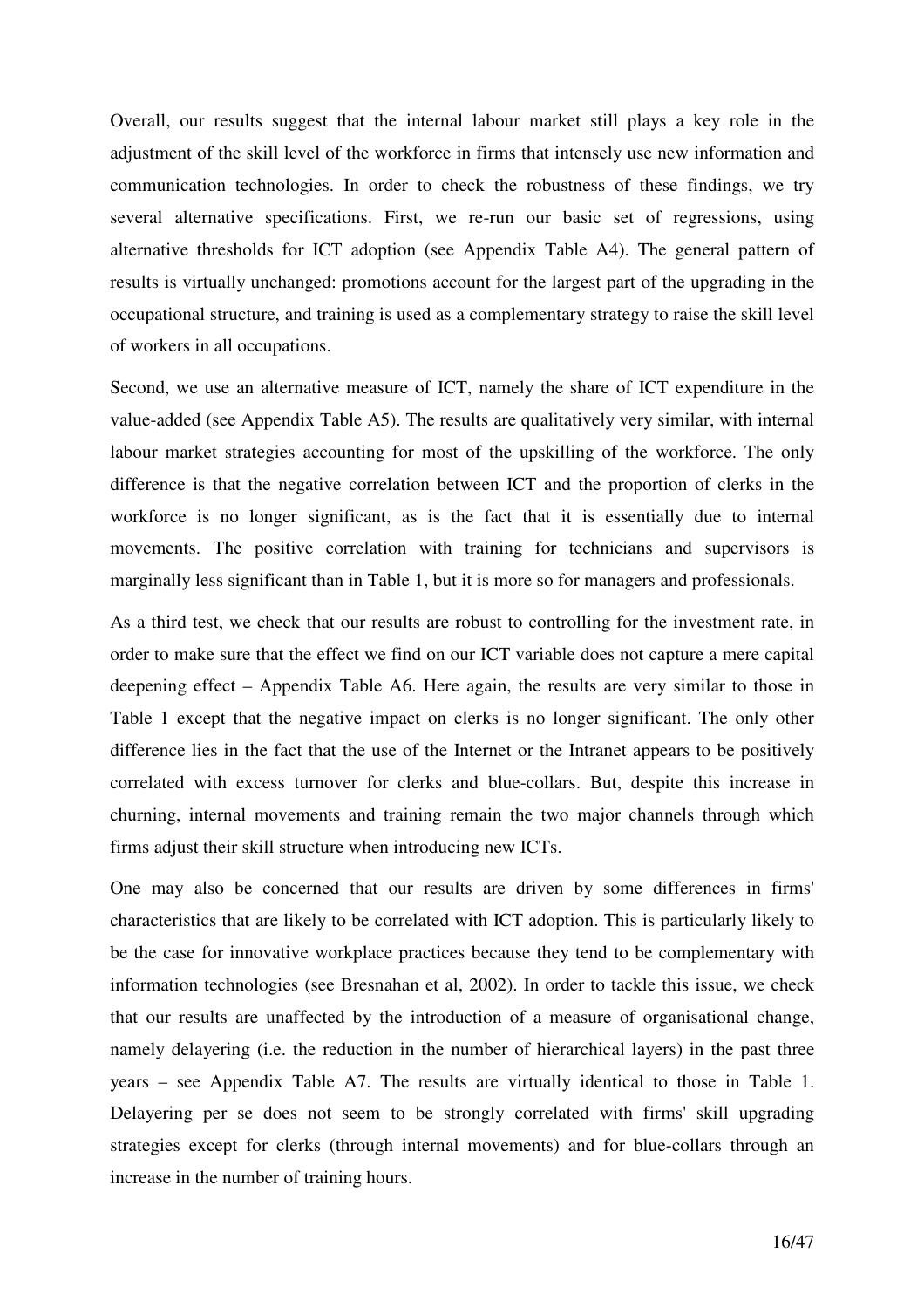Overall, our results suggest that the internal labour market still plays a key role in the adjustment of the skill level of the workforce in firms that intensely use new information and communication technologies. In order to check the robustness of these findings, we try several alternative specifications. First, we re-run our basic set of regressions, using alternative thresholds for ICT adoption (see Appendix Table A4). The general pattern of results is virtually unchanged: promotions account for the largest part of the upgrading in the occupational structure, and training is used as a complementary strategy to raise the skill level of workers in all occupations.

Second, we use an alternative measure of ICT, namely the share of ICT expenditure in the value-added (see Appendix Table A5). The results are qualitatively very similar, with internal labour market strategies accounting for most of the upskilling of the workforce. The only difference is that the negative correlation between ICT and the proportion of clerks in the workforce is no longer significant, as is the fact that it is essentially due to internal movements. The positive correlation with training for technicians and supervisors is marginally less significant than in Table 1, but it is more so for managers and professionals.

As a third test, we check that our results are robust to controlling for the investment rate, in order to make sure that the effect we find on our ICT variable does not capture a mere capital deepening effect – Appendix Table A6. Here again, the results are very similar to those in Table 1 except that the negative impact on clerks is no longer significant. The only other difference lies in the fact that the use of the Internet or the Intranet appears to be positively correlated with excess turnover for clerks and blue-collars. But, despite this increase in churning, internal movements and training remain the two major channels through which firms adjust their skill structure when introducing new ICTs.

One may also be concerned that our results are driven by some differences in firms' characteristics that are likely to be correlated with ICT adoption. This is particularly likely to be the case for innovative workplace practices because they tend to be complementary with information technologies (see Bresnahan et al, 2002). In order to tackle this issue, we check that our results are unaffected by the introduction of a measure of organisational change, namely delayering (i.e. the reduction in the number of hierarchical layers) in the past three years – see Appendix Table A7. The results are virtually identical to those in Table 1. Delayering per se does not seem to be strongly correlated with firms' skill upgrading strategies except for clerks (through internal movements) and for blue-collars through an increase in the number of training hours.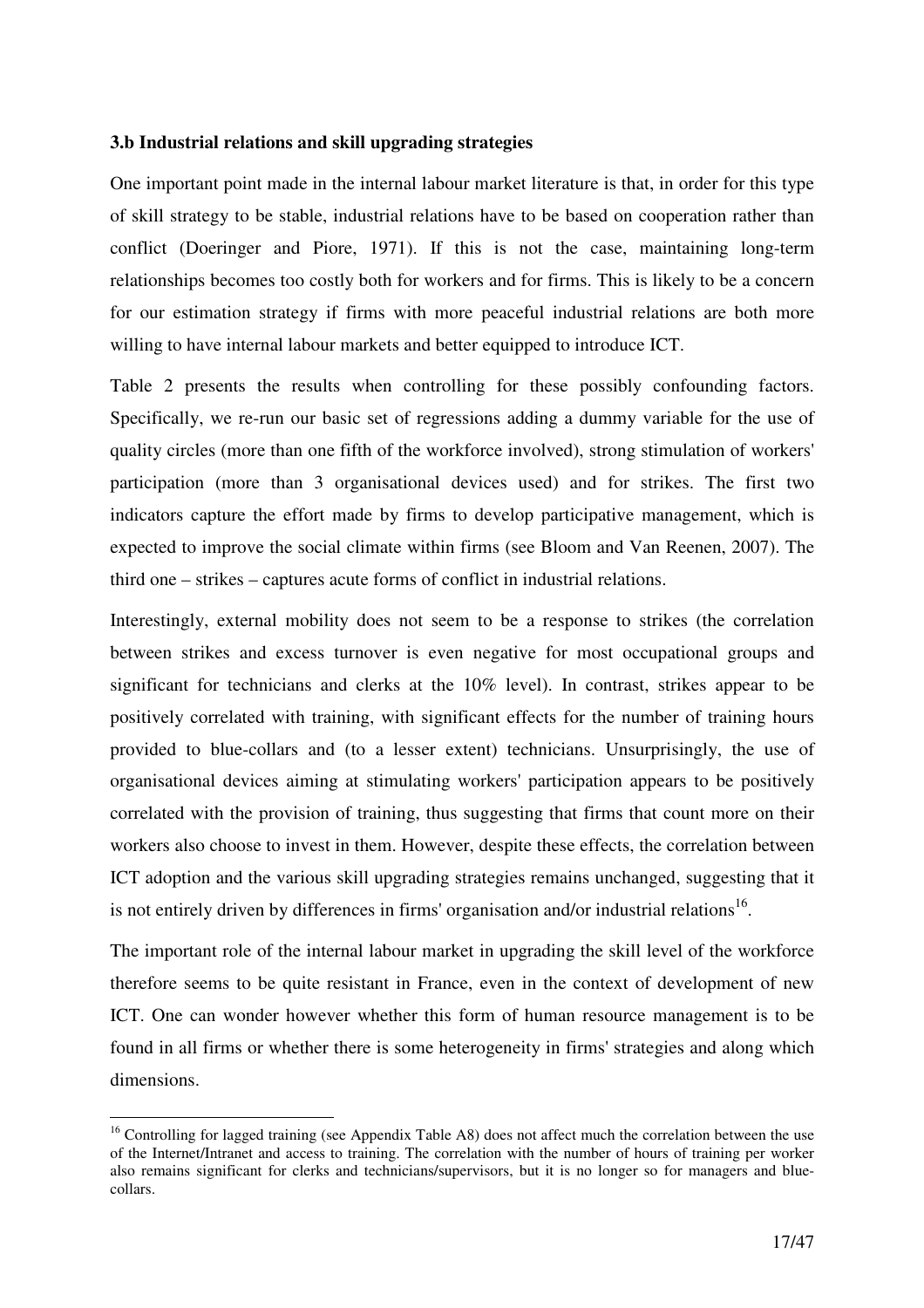**3.b Industrial relations and skill upgrading strategies**

One important point made in the internal labour market literature is that, in order for this type of skill strategy to be stable, industrial relations have to be based on cooperation rather than conflict (Doeringer and Piore, 1971). If this is not the case, maintaining long-term relationships becomes too costly both for workers and for firms. This is likely to be a concern for our estimation strategy if firms with more peaceful industrial relations are both more willing to have internal labour markets and better equipped to introduce ICT.

Table 2 presents the results when controlling for these possibly confounding factors. Specifically, we re-run our basic set of regressions adding a dummy variable for the use of quality circles (more than one fifth of the workforce involved), strong stimulation of workers' participation (more than 3 organisational devices used) and for strikes. The first two indicators capture the effort made by firms to develop participative management, which is expected to improve the social climate within firms (see Bloom and Van Reenen, 2007). The third one – strikes – captures acute forms of conflict in industrial relations.

Interestingly, external mobility does not seem to be a response to strikes (the correlation between strikes and excess turnover is even negative for most occupational groups and significant for technicians and clerks at the 10% level). In contrast, strikes appear to be positively correlated with training, with significant effects for the number of training hours provided to blue-collars and (to a lesser extent) technicians. Unsurprisingly, the use of organisational devices aiming at stimulating workers' participation appears to be positively correlated with the provision of training, thus suggesting that firms that count more on their workers also choose to invest in them. However, despite these effects, the correlation between ICT adoption and the various skill upgrading strategies remains unchanged, suggesting that it is not entirely driven by differences in firms' organisation and/or industrial relations[16].

The important role of the internal labour market in upgrading the skill level of the workforce therefore seems to be quite resistant in France, even in the context of development of new ICT. One can wonder however whether this form of human resource management is to be found in all firms or whether there is some heterogeneity in firms' strategies and along which dimensions.

[16] Controlling for lagged training (see Appendix Table A8) does not affect much the correlation between the use of the Internet/Intranet and access to training. The correlation with the number of hours of training per worker also remains significant for clerks and technicians/supervisors, but it is no longer so for managers and blue-collars.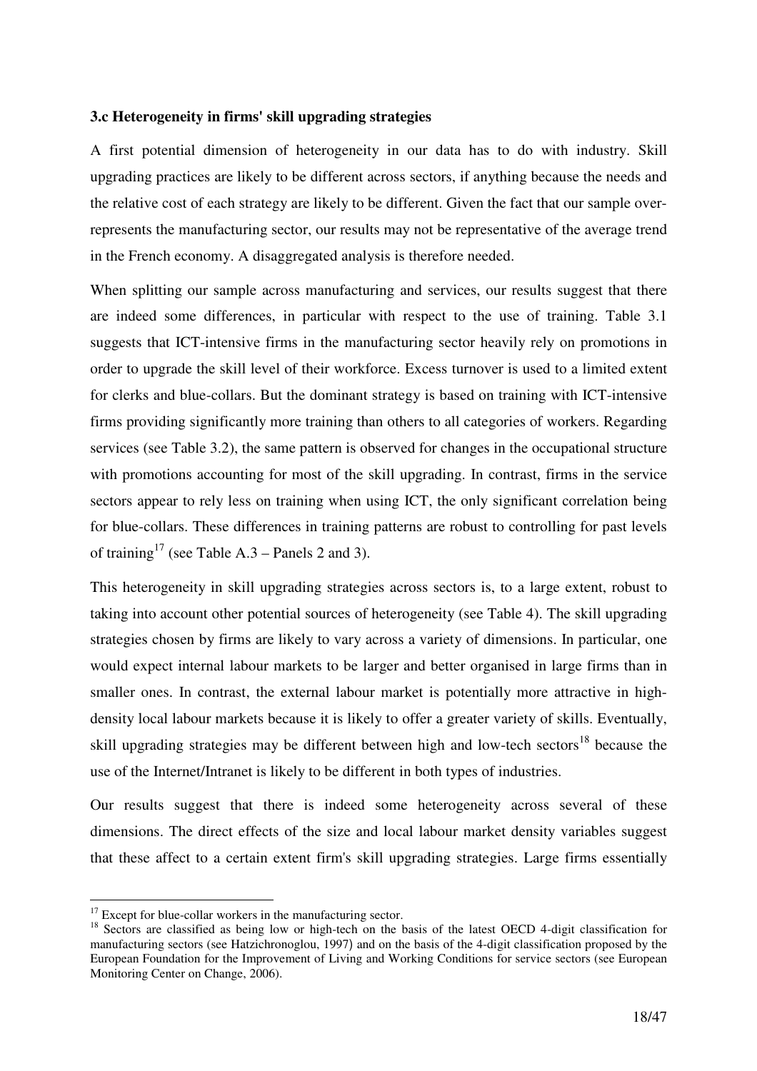### 3.c Heterogeneity in firms' skill upgrading strategies

A first potential dimension of heterogeneity in our data has to do with industry. Skill upgrading practices are likely to be different across sectors, if anything because the needs and the relative cost of each strategy are likely to be different. Given the fact that our sample over-represents the manufacturing sector, our results may not be representative of the average trend in the French economy. A disaggregated analysis is therefore needed.

When splitting our sample across manufacturing and services, our results suggest that there are indeed some differences, in particular with respect to the use of training. Table 3.1 suggests that ICT-intensive firms in the manufacturing sector heavily rely on promotions in order to upgrade the skill level of their workforce. Excess turnover is used to a limited extent for clerks and blue-collars. But the dominant strategy is based on training with ICT-intensive firms providing significantly more training than others to all categories of workers. Regarding services (see Table 3.2), the same pattern is observed for changes in the occupational structure with promotions accounting for most of the skill upgrading. In contrast, firms in the service sectors appear to rely less on training when using ICT, the only significant correlation being for blue-collars. These differences in training patterns are robust to controlling for past levels of training[17] (see Table A.3 – Panels 2 and 3).

This heterogeneity in skill upgrading strategies across sectors is, to a large extent, robust to taking into account other potential sources of heterogeneity (see Table 4). The skill upgrading strategies chosen by firms are likely to vary across a variety of dimensions. In particular, one would expect internal labour markets to be larger and better organised in large firms than in smaller ones. In contrast, the external labour market is potentially more attractive in high-density local labour markets because it is likely to offer a greater variety of skills. Eventually, skill upgrading strategies may be different between high and low-tech sectors[18] because the use of the Internet/Intranet is likely to be different in both types of industries.

Our results suggest that there is indeed some heterogeneity across several of these dimensions. The direct effects of the size and local labour market density variables suggest that these affect to a certain extent firm's skill upgrading strategies. Large firms essentially

[17] Except for blue-collar workers in the manufacturing sector.

[18] Sectors are classified as being low or high-tech on the basis of the latest OECD 4-digit classification for manufacturing sectors (see Hatzichronoglou, 1997) and on the basis of the 4-digit classification proposed by the European Foundation for the Improvement of Living and Working Conditions for service sectors (see European Monitoring Center on Change, 2006).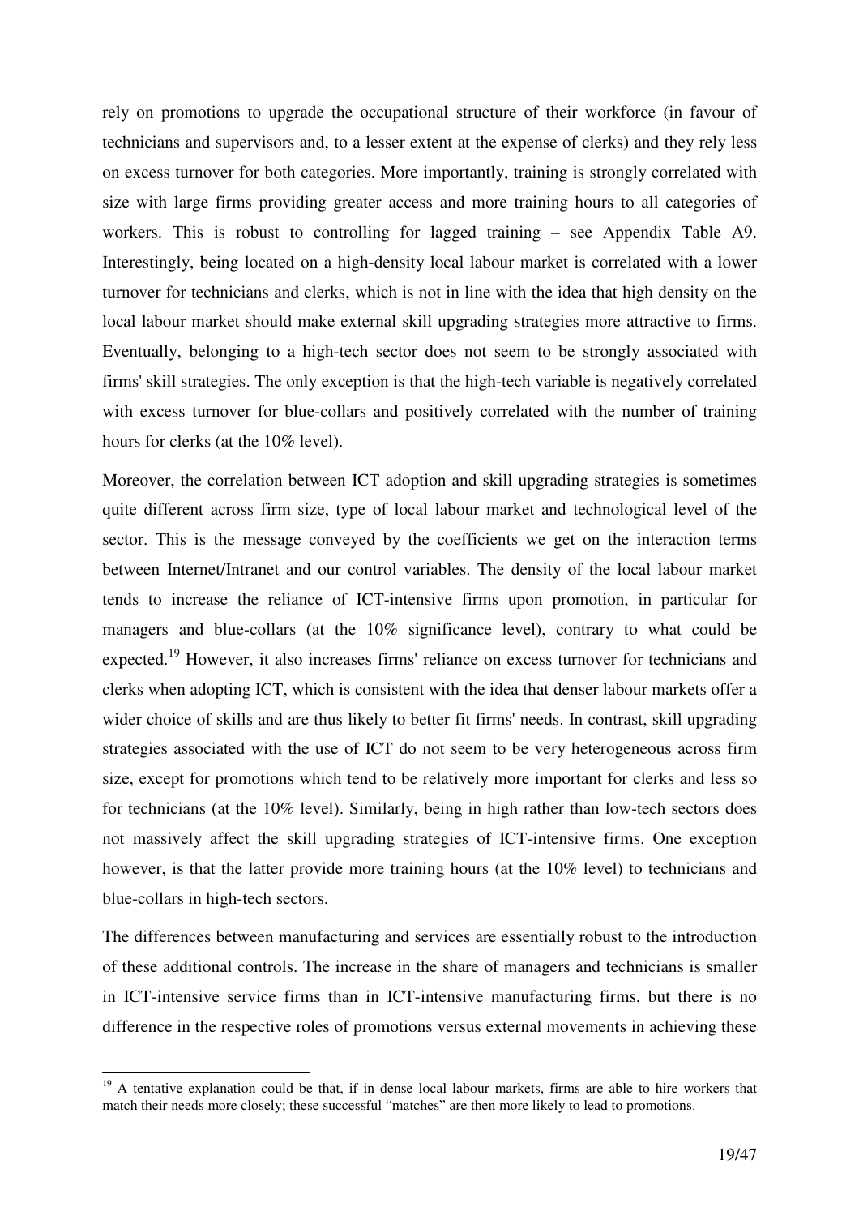rely on promotions to upgrade the occupational structure of their workforce (in favour of technicians and supervisors and, to a lesser extent at the expense of clerks) and they rely less on excess turnover for both categories. More importantly, training is strongly correlated with size with large firms providing greater access and more training hours to all categories of workers. This is robust to controlling for lagged training – see Appendix Table A9. Interestingly, being located on a high-density local labour market is correlated with a lower turnover for technicians and clerks, which is not in line with the idea that high density on the local labour market should make external skill upgrading strategies more attractive to firms. Eventually, belonging to a high-tech sector does not seem to be strongly associated with firms' skill strategies. The only exception is that the high-tech variable is negatively correlated with excess turnover for blue-collars and positively correlated with the number of training hours for clerks (at the 10% level).

Moreover, the correlation between ICT adoption and skill upgrading strategies is sometimes quite different across firm size, type of local labour market and technological level of the sector. This is the message conveyed by the coefficients we get on the interaction terms between Internet/Intranet and our control variables. The density of the local labour market tends to increase the reliance of ICT-intensive firms upon promotion, in particular for managers and blue-collars (at the 10% significance level), contrary to what could be expected.[19] However, it also increases firms' reliance on excess turnover for technicians and clerks when adopting ICT, which is consistent with the idea that denser labour markets offer a wider choice of skills and are thus likely to better fit firms' needs. In contrast, skill upgrading strategies associated with the use of ICT do not seem to be very heterogeneous across firm size, except for promotions which tend to be relatively more important for clerks and less so for technicians (at the 10% level). Similarly, being in high rather than low-tech sectors does not massively affect the skill upgrading strategies of ICT-intensive firms. One exception however, is that the latter provide more training hours (at the 10% level) to technicians and blue-collars in high-tech sectors.

The differences between manufacturing and services are essentially robust to the introduction of these additional controls. The increase in the share of managers and technicians is smaller in ICT-intensive service firms than in ICT-intensive manufacturing firms, but there is no difference in the respective roles of promotions versus external movements in achieving these

[19] A tentative explanation could be that, if in dense local labour markets, firms are able to hire workers that match their needs more closely; these successful "matches" are then more likely to lead to promotions.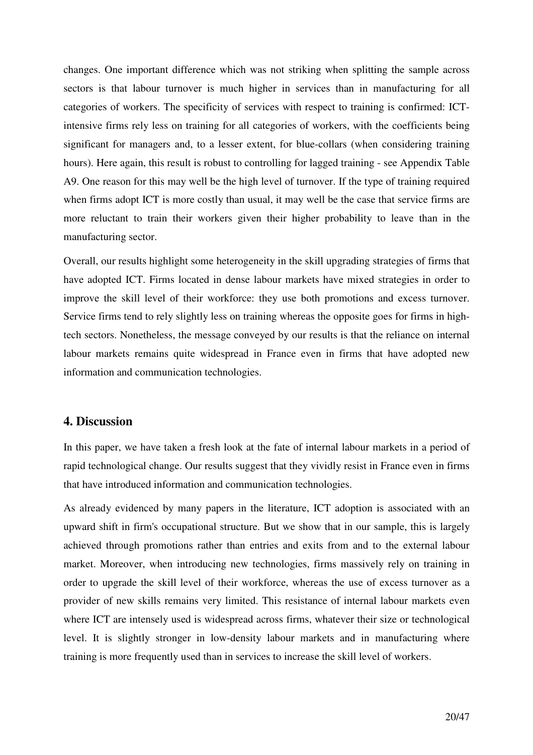changes. One important difference which was not striking when splitting the sample across sectors is that labour turnover is much higher in services than in manufacturing for all categories of workers. The specificity of services with respect to training is confirmed: ICT-intensive firms rely less on training for all categories of workers, with the coefficients being significant for managers and, to a lesser extent, for blue-collars (when considering training hours). Here again, this result is robust to controlling for lagged training - see Appendix Table A9. One reason for this may well be the high level of turnover. If the type of training required when firms adopt ICT is more costly than usual, it may well be the case that service firms are more reluctant to train their workers given their higher probability to leave than in the manufacturing sector.

Overall, our results highlight some heterogeneity in the skill upgrading strategies of firms that have adopted ICT. Firms located in dense labour markets have mixed strategies in order to improve the skill level of their workforce: they use both promotions and excess turnover. Service firms tend to rely slightly less on training whereas the opposite goes for firms in high-tech sectors. Nonetheless, the message conveyed by our results is that the reliance on internal labour markets remains quite widespread in France even in firms that have adopted new information and communication technologies.

## 4. Discussion

In this paper, we have taken a fresh look at the fate of internal labour markets in a period of rapid technological change. Our results suggest that they vividly resist in France even in firms that have introduced information and communication technologies.

As already evidenced by many papers in the literature, ICT adoption is associated with an upward shift in firm's occupational structure. But we show that in our sample, this is largely achieved through promotions rather than entries and exits from and to the external labour market. Moreover, when introducing new technologies, firms massively rely on training in order to upgrade the skill level of their workforce, whereas the use of excess turnover as a provider of new skills remains very limited. This resistance of internal labour markets even where ICT are intensely used is widespread across firms, whatever their size or technological level. It is slightly stronger in low-density labour markets and in manufacturing where training is more frequently used than in services to increase the skill level of workers.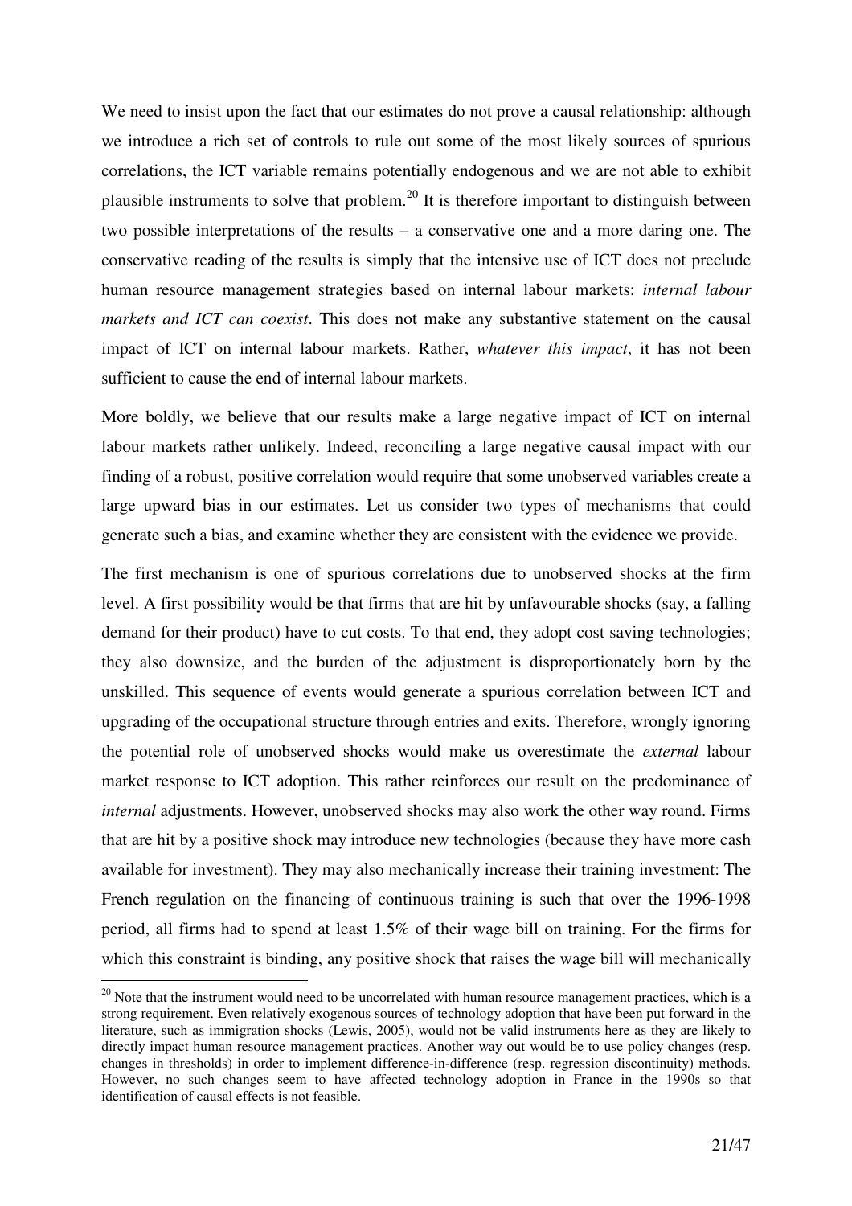We need to insist upon the fact that our estimates do not prove a causal relationship: although we introduce a rich set of controls to rule out some of the most likely sources of spurious correlations, the ICT variable remains potentially endogenous and we are not able to exhibit plausible instruments to solve that problem.[20] It is therefore important to distinguish between two possible interpretations of the results – a conservative one and a more daring one. The conservative reading of the results is simply that the intensive use of ICT does not preclude human resource management strategies based on internal labour markets: *internal labour markets and ICT can coexist*. This does not make any substantive statement on the causal impact of ICT on internal labour markets. Rather, *whatever this impact*, it has not been sufficient to cause the end of internal labour markets.

More boldly, we believe that our results make a large negative impact of ICT on internal labour markets rather unlikely. Indeed, reconciling a large negative causal impact with our finding of a robust, positive correlation would require that some unobserved variables create a large upward bias in our estimates. Let us consider two types of mechanisms that could generate such a bias, and examine whether they are consistent with the evidence we provide.

The first mechanism is one of spurious correlations due to unobserved shocks at the firm level. A first possibility would be that firms that are hit by unfavourable shocks (say, a falling demand for their product) have to cut costs. To that end, they adopt cost saving technologies; they also downsize, and the burden of the adjustment is disproportionately born by the unskilled. This sequence of events would generate a spurious correlation between ICT and upgrading of the occupational structure through entries and exits. Therefore, wrongly ignoring the potential role of unobserved shocks would make us overestimate the *external* labour market response to ICT adoption. This rather reinforces our result on the predominance of *internal* adjustments. However, unobserved shocks may also work the other way round. Firms that are hit by a positive shock may introduce new technologies (because they have more cash available for investment). They may also mechanically increase their training investment: The French regulation on the financing of continuous training is such that over the 1996-1998 period, all firms had to spend at least 1.5% of their wage bill on training. For the firms for which this constraint is binding, any positive shock that raises the wage bill will mechanically

[20] Note that the instrument would need to be uncorrelated with human resource management practices, which is a strong requirement. Even relatively exogenous sources of technology adoption that have been put forward in the literature, such as immigration shocks (Lewis, 2005), would not be valid instruments here as they are likely to directly impact human resource management practices. Another way out would be to use policy changes (resp. changes in thresholds) in order to implement difference-in-difference (resp. regression discontinuity) methods. However, no such changes seem to have affected technology adoption in France in the 1990s so that identification of causal effects is not feasible.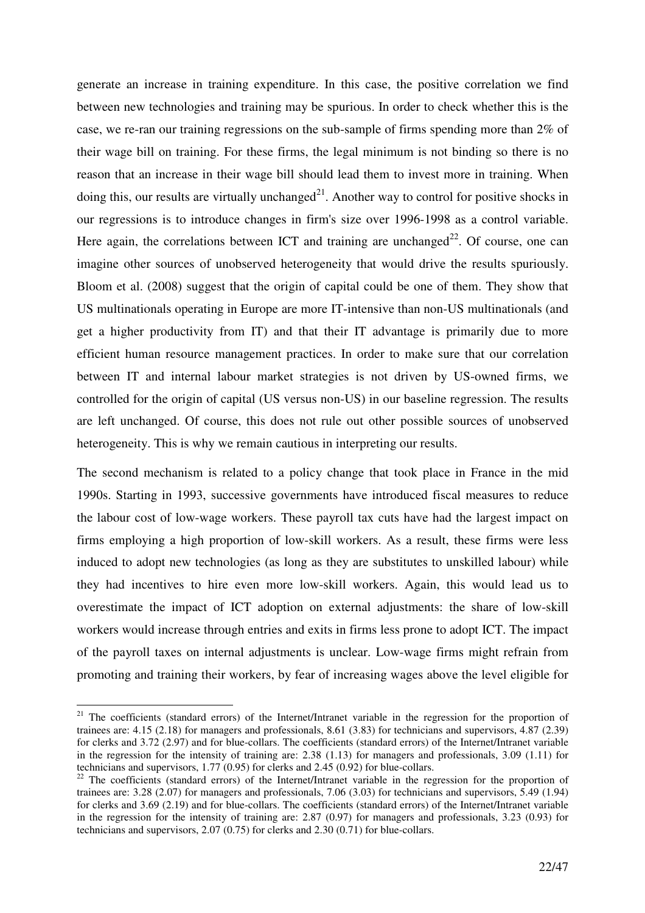generate an increase in training expenditure. In this case, the positive correlation we find between new technologies and training may be spurious. In order to check whether this is the case, we re-ran our training regressions on the sub-sample of firms spending more than 2% of their wage bill on training. For these firms, the legal minimum is not binding so there is no reason that an increase in their wage bill should lead them to invest more in training. When doing this, our results are virtually unchanged[21]. Another way to control for positive shocks in our regressions is to introduce changes in firm's size over 1996-1998 as a control variable. Here again, the correlations between ICT and training are unchanged[22]. Of course, one can imagine other sources of unobserved heterogeneity that would drive the results spuriously. Bloom et al. (2008) suggest that the origin of capital could be one of them. They show that US multinationals operating in Europe are more IT-intensive than non-US multinationals (and get a higher productivity from IT) and that their IT advantage is primarily due to more efficient human resource management practices. In order to make sure that our correlation between IT and internal labour market strategies is not driven by US-owned firms, we controlled for the origin of capital (US versus non-US) in our baseline regression. The results are left unchanged. Of course, this does not rule out other possible sources of unobserved heterogeneity. This is why we remain cautious in interpreting our results.

The second mechanism is related to a policy change that took place in France in the mid 1990s. Starting in 1993, successive governments have introduced fiscal measures to reduce the labour cost of low-wage workers. These payroll tax cuts have had the largest impact on firms employing a high proportion of low-skill workers. As a result, these firms were less induced to adopt new technologies (as long as they are substitutes to unskilled labour) while they had incentives to hire even more low-skill workers. Again, this would lead us to overestimate the impact of ICT adoption on external adjustments: the share of low-skill workers would increase through entries and exits in firms less prone to adopt ICT. The impact of the payroll taxes on internal adjustments is unclear. Low-wage firms might refrain from promoting and training their workers, by fear of increasing wages above the level eligible for

---

[21] The coefficients (standard errors) of the Internet/Intranet variable in the regression for the proportion of trainees are: 4.15 (2.18) for managers and professionals, 8.61 (3.83) for technicians and supervisors, 4.87 (2.39) for clerks and 3.72 (2.97) and for blue-collars. The coefficients (standard errors) of the Internet/Intranet variable in the regression for the intensity of training are: 2.38 (1.13) for managers and professionals, 3.09 (1.11) for technicians and supervisors, 1.77 (0.95) for clerks and 2.45 (0.92) for blue-collars.

[22] The coefficients (standard errors) of the Internet/Intranet variable in the regression for the proportion of trainees are: 3.28 (2.07) for managers and professionals, 7.06 (3.03) for technicians and supervisors, 5.49 (1.94) for clerks and 3.69 (2.19) and for blue-collars. The coefficients (standard errors) of the Internet/Intranet variable in the regression for the intensity of training are: 2.87 (0.97) for managers and professionals, 3.23 (0.93) for technicians and supervisors, 2.07 (0.75) for clerks and 2.30 (0.71) for blue-collars.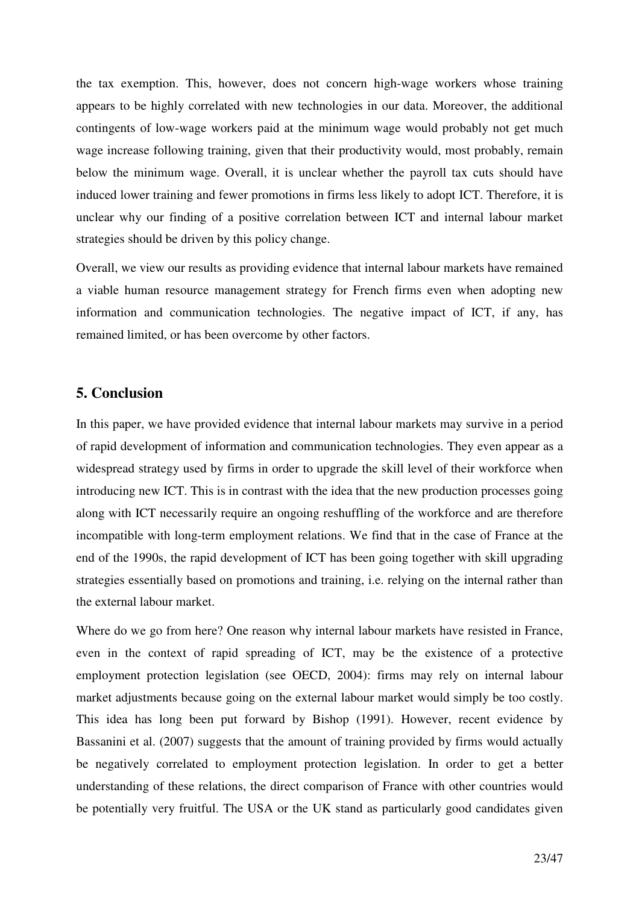the tax exemption. This, however, does not concern high-wage workers whose training appears to be highly correlated with new technologies in our data. Moreover, the additional contingents of low-wage workers paid at the minimum wage would probably not get much wage increase following training, given that their productivity would, most probably, remain below the minimum wage. Overall, it is unclear whether the payroll tax cuts should have induced lower training and fewer promotions in firms less likely to adopt ICT. Therefore, it is unclear why our finding of a positive correlation between ICT and internal labour market strategies should be driven by this policy change.

Overall, we view our results as providing evidence that internal labour markets have remained a viable human resource management strategy for French firms even when adopting new information and communication technologies. The negative impact of ICT, if any, has remained limited, or has been overcome by other factors.

## 5. Conclusion

In this paper, we have provided evidence that internal labour markets may survive in a period of rapid development of information and communication technologies. They even appear as a widespread strategy used by firms in order to upgrade the skill level of their workforce when introducing new ICT. This is in contrast with the idea that the new production processes going along with ICT necessarily require an ongoing reshuffling of the workforce and are therefore incompatible with long-term employment relations. We find that in the case of France at the end of the 1990s, the rapid development of ICT has been going together with skill upgrading strategies essentially based on promotions and training, i.e. relying on the internal rather than the external labour market.

Where do we go from here? One reason why internal labour markets have resisted in France, even in the context of rapid spreading of ICT, may be the existence of a protective employment protection legislation (see OECD, 2004): firms may rely on internal labour market adjustments because going on the external labour market would simply be too costly. This idea has long been put forward by Bishop (1991). However, recent evidence by Bassanini et al. (2007) suggests that the amount of training provided by firms would actually be negatively correlated to employment protection legislation. In order to get a better understanding of these relations, the direct comparison of France with other countries would be potentially very fruitful. The USA or the UK stand as particularly good candidates given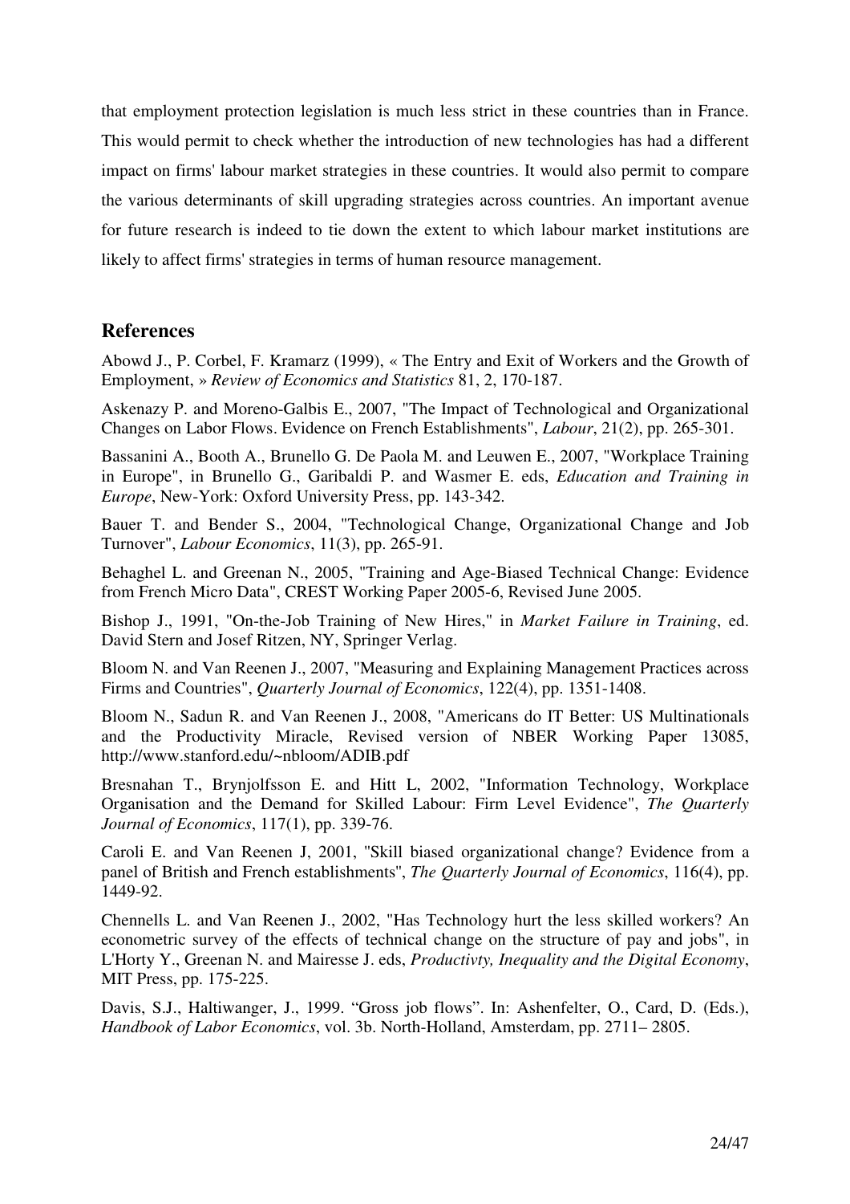that employment protection legislation is much less strict in these countries than in France. This would permit to check whether the introduction of new technologies has had a different impact on firms' labour market strategies in these countries. It would also permit to compare the various determinants of skill upgrading strategies across countries. An important avenue for future research is indeed to tie down the extent to which labour market institutions are likely to affect firms' strategies in terms of human resource management.

## References

Abowd J., P. Corbel, F. Kramarz (1999), « The Entry and Exit of Workers and the Growth of Employment, » *Review of Economics and Statistics* 81, 2, 170-187.

Askenazy P. and Moreno-Galbis E., 2007, "The Impact of Technological and Organizational Changes on Labor Flows. Evidence on French Establishments", *Labour*, 21(2), pp. 265-301.

Bassanini A., Booth A., Brunello G. De Paola M. and Leuwen E., 2007, "Workplace Training in Europe", in Brunello G., Garibaldi P. and Wasmer E. eds, *Education and Training in Europe*, New-York: Oxford University Press, pp. 143-342.

Bauer T. and Bender S., 2004, "Technological Change, Organizational Change and Job Turnover", *Labour Economics*, 11(3), pp. 265-91.

Behaghel L. and Greenan N., 2005, "Training and Age-Biased Technical Change: Evidence from French Micro Data", CREST Working Paper 2005-6, Revised June 2005.

Bishop J., 1991, "On-the-Job Training of New Hires," in *Market Failure in Training*, ed. David Stern and Josef Ritzen, NY, Springer Verlag.

Bloom N. and Van Reenen J., 2007, "Measuring and Explaining Management Practices across Firms and Countries", *Quarterly Journal of Economics*, 122(4), pp. 1351-1408.

Bloom N., Sadun R. and Van Reenen J., 2008, "Americans do IT Better: US Multinationals and the Productivity Miracle, Revised version of NBER Working Paper 13085, http://www.stanford.edu/~nbloom/ADIB.pdf

Bresnahan T., Brynjolfsson E. and Hitt L, 2002, "Information Technology, Workplace Organisation and the Demand for Skilled Labour: Firm Level Evidence", *The Quarterly Journal of Economics*, 117(1), pp. 339-76.

Caroli E. and Van Reenen J, 2001, "Skill biased organizational change? Evidence from a panel of British and French establishments", *The Quarterly Journal of Economics*, 116(4), pp. 1449-92.

Chennells L. and Van Reenen J., 2002, "Has Technology hurt the less skilled workers? An econometric survey of the effects of technical change on the structure of pay and jobs", in L'Horty Y., Greenan N. and Mairesse J. eds, *Productivty, Inequality and the Digital Economy*, MIT Press, pp. 175-225.

Davis, S.J., Haltiwanger, J., 1999. "Gross job flows". In: Ashenfelter, O., Card, D. (Eds.), *Handbook of Labor Economics*, vol. 3b. North-Holland, Amsterdam, pp. 2711– 2805.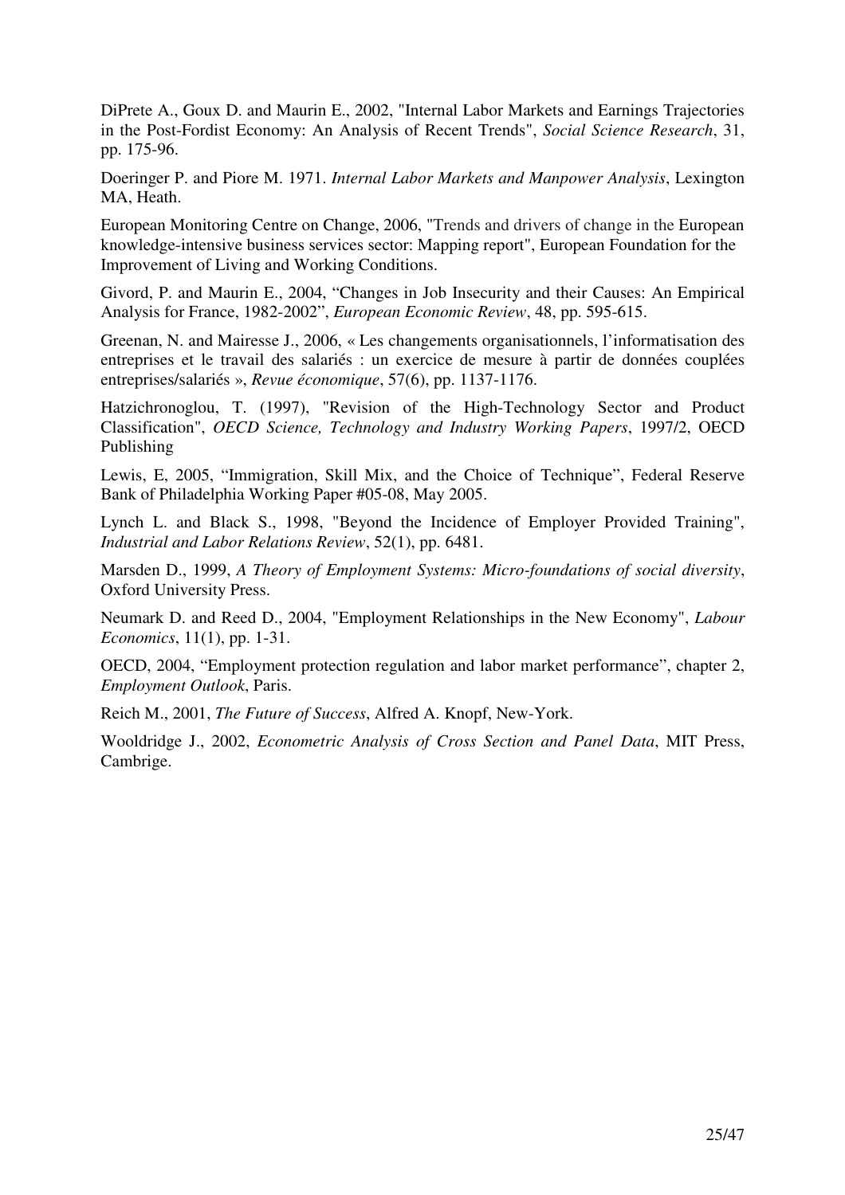DiPrete A., Goux D. and Maurin E., 2002, "Internal Labor Markets and Earnings Trajectories in the Post-Fordist Economy: An Analysis of Recent Trends", *Social Science Research*, 31, pp. 175-96.

Doeringer P. and Piore M. 1971. *Internal Labor Markets and Manpower Analysis*, Lexington MA, Heath.

European Monitoring Centre on Change, 2006, "Trends and drivers of change in the European knowledge-intensive business services sector: Mapping report", European Foundation for the Improvement of Living and Working Conditions.

Givord, P. and Maurin E., 2004, "Changes in Job Insecurity and their Causes: An Empirical Analysis for France, 1982-2002", *European Economic Review*, 48, pp. 595-615.

Greenan, N. and Mairesse J., 2006, « Les changements organisationnels, l'informatisation des entreprises et le travail des salariés : un exercice de mesure à partir de données couplées entreprises/salariés », *Revue économique*, 57(6), pp. 1137-1176.

Hatzichronoglou, T. (1997), "Revision of the High-Technology Sector and Product Classification", *OECD Science, Technology and Industry Working Papers*, 1997/2, OECD Publishing

Lewis, E, 2005, "Immigration, Skill Mix, and the Choice of Technique", Federal Reserve Bank of Philadelphia Working Paper #05-08, May 2005.

Lynch L. and Black S., 1998, "Beyond the Incidence of Employer Provided Training", *Industrial and Labor Relations Review*, 52(1), pp. 6481.

Marsden D., 1999, *A Theory of Employment Systems: Micro-foundations of social diversity*, Oxford University Press.

Neumark D. and Reed D., 2004, "Employment Relationships in the New Economy", *Labour Economics*, 11(1), pp. 1-31.

OECD, 2004, "Employment protection regulation and labor market performance", chapter 2, *Employment Outlook*, Paris.

Reich M., 2001, *The Future of Success*, Alfred A. Knopf, New-York.

Wooldridge J., 2002, *Econometric Analysis of Cross Section and Panel Data*, MIT Press, Cambrige.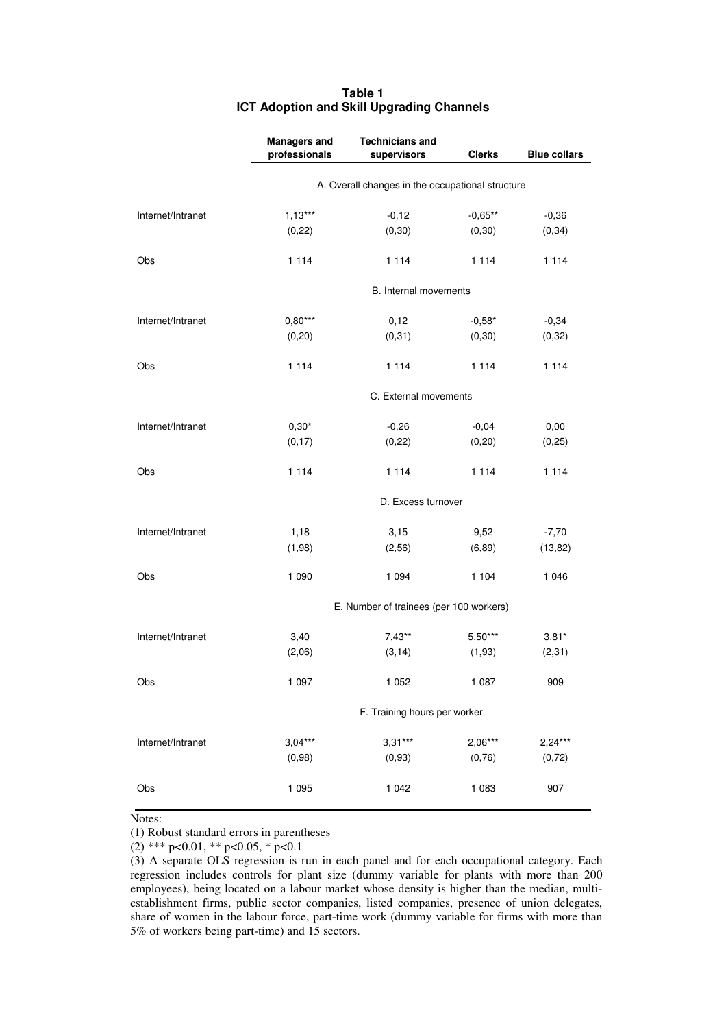**Table 1**
**ICT Adoption and Skill Upgrading Channels**

| | Managers and professionals | Technicians and supervisors | Clerks | Blue collars |
|---|---|---|---|---|
| | A. Overall changes in the occupational structure | | | |
| Internet/Intranet | 1,13*** | -0,12 | -0,65** | -0,36 |
| | (0,22) | (0,30) | (0,30) | (0,34) |
| Obs | 1 114 | 1 114 | 1 114 | 1 114 |
| | B. Internal movements | | | |
| Internet/Intranet | 0,80*** | 0,12 | -0,58* | -0,34 |
| | (0,20) | (0,31) | (0,30) | (0,32) |
| Obs | 1 114 | 1 114 | 1 114 | 1 114 |
| | C. External movements | | | |
| Internet/Intranet | 0,30* | -0,26 | -0,04 | 0,00 |
| | (0,17) | (0,22) | (0,20) | (0,25) |
| Obs | 1 114 | 1 114 | 1 114 | 1 114 |
| | D. Excess turnover | | | |
| Internet/Intranet | 1,18 | 3,15 | 9,52 | -7,70 |
| | (1,98) | (2,56) | (6,89) | (13,82) |
| Obs | 1 090 | 1 094 | 1 104 | 1 046 |
| | E. Number of trainees (per 100 workers) | | | |
| Internet/Intranet | 3,40 | 7,43** | 5,50*** | 3,81* |
| | (2,06) | (3,14) | (1,93) | (2,31) |
| Obs | 1 097 | 1 052 | 1 087 | 909 |
| | F. Training hours per worker | | | |
| Internet/Intranet | 3,04*** | 3,31*** | 2,06*** | 2,24*** |
| | (0,98) | (0,93) | (0,76) | (0,72) |
| Obs | 1 095 | 1 042 | 1 083 | 907 |

Notes:

(1) Robust standard errors in parentheses

(2) *** $p<0.01$, ** $p<0.05$, * $p<0.1$

(3) A separate OLS regression is run in each panel and for each occupational category. Each regression includes controls for plant size (dummy variable for plants with more than 200 employees), being located on a labour market whose density is higher than the median, multi-establishment firms, public sector companies, listed companies, presence of union delegates, share of women in the labour force, part-time work (dummy variable for firms with more than 5% of workers being part-time) and 15 sectors.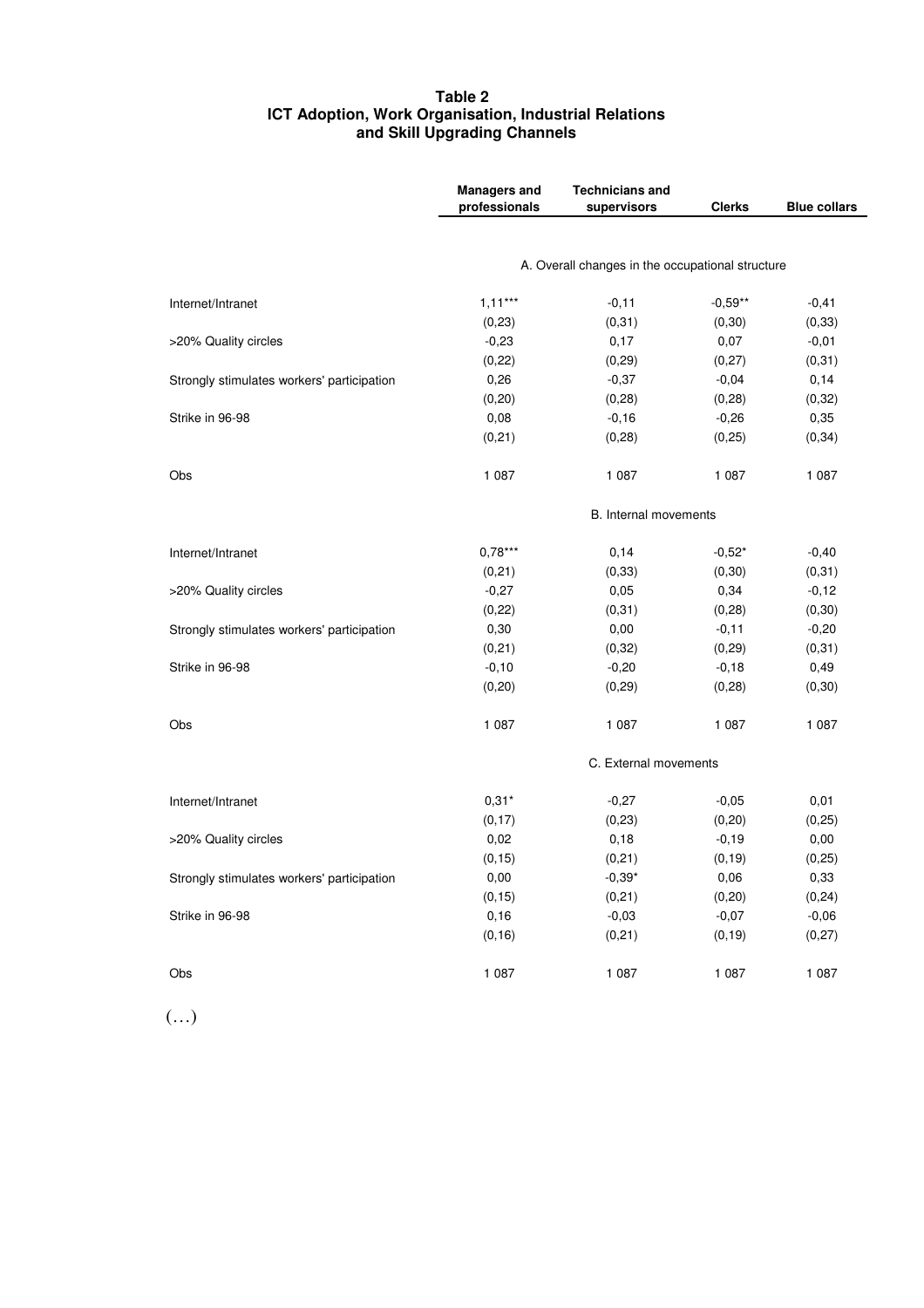**Table 2**
**ICT Adoption, Work Organisation, Industrial Relations and Skill Upgrading Channels**

| | Managers and professionals | Technicians and supervisors | Clerks | Blue collars |
|---|---|---|---|---|
| | A. Overall changes in the occupational structure | | | |
| Internet/Intranet | 1,11*** | -0,11 | -0,59** | -0,41 |
| | (0,23) | (0,31) | (0,30) | (0,33) |
| >20% Quality circles | -0,23 | 0,17 | 0,07 | -0,01 |
| | (0,22) | (0,29) | (0,27) | (0,31) |
| Strongly stimulates workers' participation | 0,26 | -0,37 | -0,04 | 0,14 |
| | (0,20) | (0,28) | (0,28) | (0,32) |
| Strike in 96-98 | 0,08 | -0,16 | -0,26 | 0,35 |
| | (0,21) | (0,28) | (0,25) | (0,34) |
| Obs | 1 087 | 1 087 | 1 087 | 1 087 |
| | B. Internal movements | | | |
| Internet/Intranet | 0,78*** | 0,14 | -0,52* | -0,40 |
| | (0,21) | (0,33) | (0,30) | (0,31) |
| >20% Quality circles | -0,27 | 0,05 | 0,34 | -0,12 |
| | (0,22) | (0,31) | (0,28) | (0,30) |
| Strongly stimulates workers' participation | 0,30 | 0,00 | -0,11 | -0,20 |
| | (0,21) | (0,32) | (0,29) | (0,31) |
| Strike in 96-98 | -0,10 | -0,20 | -0,18 | 0,49 |
| | (0,20) | (0,29) | (0,28) | (0,30) |
| Obs | 1 087 | 1 087 | 1 087 | 1 087 |
| | C. External movements | | | |
| Internet/Intranet | 0,31* | -0,27 | -0,05 | 0,01 |
| | (0,17) | (0,23) | (0,20) | (0,25) |
| >20% Quality circles | 0,02 | 0,18 | -0,19 | 0,00 |
| | (0,15) | (0,21) | (0,19) | (0,25) |
| Strongly stimulates workers' participation | 0,00 | -0,39* | 0,06 | 0,33 |
| | (0,15) | (0,21) | (0,20) | (0,24) |
| Strike in 96-98 | 0,16 | -0,03 | -0,07 | -0,06 |
| | (0,16) | (0,21) | (0,19) | (0,27) |
| Obs | 1 087 | 1 087 | 1 087 | 1 087 |

(…)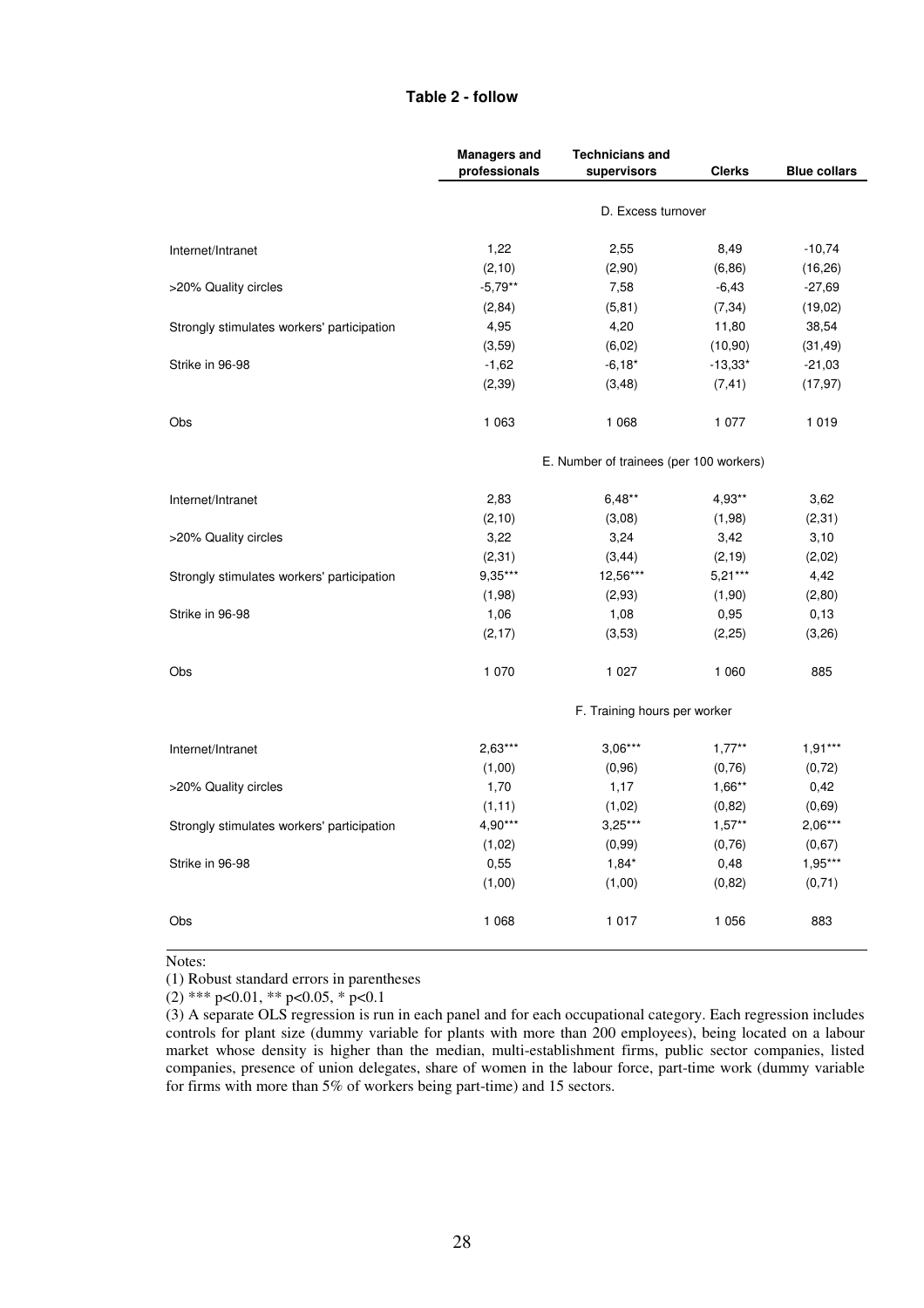**Table 2 - follow**

| | Managers and professionals | Technicians and supervisors | Clerks | Blue collars |
|---|---|---|---|---|
| | D. Excess turnover | | | |
| Internet/Intranet | 1,22 | 2,55 | 8,49 | -10,74 |
| | (2,10) | (2,90) | (6,86) | (16,26) |
| >20% Quality circles | -5,79** | 7,58 | -6,43 | -27,69 |
| | (2,84) | (5,81) | (7,34) | (19,02) |
| Strongly stimulates workers' participation | 4,95 | 4,20 | 11,80 | 38,54 |
| | (3,59) | (6,02) | (10,90) | (31,49) |
| Strike in 96-98 | -1,62 | -6,18* | -13,33* | -21,03 |
| | (2,39) | (3,48) | (7,41) | (17,97) |
| Obs | 1 063 | 1 068 | 1 077 | 1 019 |
| | E. Number of trainees (per 100 workers) | | | |
| Internet/Intranet | 2,83 | 6,48** | 4,93** | 3,62 |
| | (2,10) | (3,08) | (1,98) | (2,31) |
| >20% Quality circles | 3,22 | 3,24 | 3,42 | 3,10 |
| | (2,31) | (3,44) | (2,19) | (2,02) |
| Strongly stimulates workers' participation | 9,35*** | 12,56*** | 5,21*** | 4,42 |
| | (1,98) | (2,93) | (1,90) | (2,80) |
| Strike in 96-98 | 1,06 | 1,08 | 0,95 | 0,13 |
| | (2,17) | (3,53) | (2,25) | (3,26) |
| Obs | 1 070 | 1 027 | 1 060 | 885 |
| | F. Training hours per worker | | | |
| Internet/Intranet | 2,63*** | 3,06*** | 1,77** | 1,91*** |
| | (1,00) | (0,96) | (0,76) | (0,72) |
| >20% Quality circles | 1,70 | 1,17 | 1,66** | 0,42 |
| | (1,11) | (1,02) | (0,82) | (0,69) |
| Strongly stimulates workers' participation | 4,90*** | 3,25*** | 1,57** | 2,06*** |
| | (1,02) | (0,99) | (0,76) | (0,67) |
| Strike in 96-98 | 0,55 | 1,84* | 0,48 | 1,95*** |
| | (1,00) | (1,00) | (0,82) | (0,71) |
| Obs | 1 068 | 1 017 | 1 056 | 883 |

Notes:

(1) Robust standard errors in parentheses

(2) *** p<0.01, ** p<0.05, * p<0.1

(3) A separate OLS regression is run in each panel and for each occupational category. Each regression includes controls for plant size (dummy variable for plants with more than 200 employees), being located on a labour market whose density is higher than the median, multi-establishment firms, public sector companies, listed companies, presence of union delegates, share of women in the labour force, part-time work (dummy variable for firms with more than 5% of workers being part-time) and 15 sectors.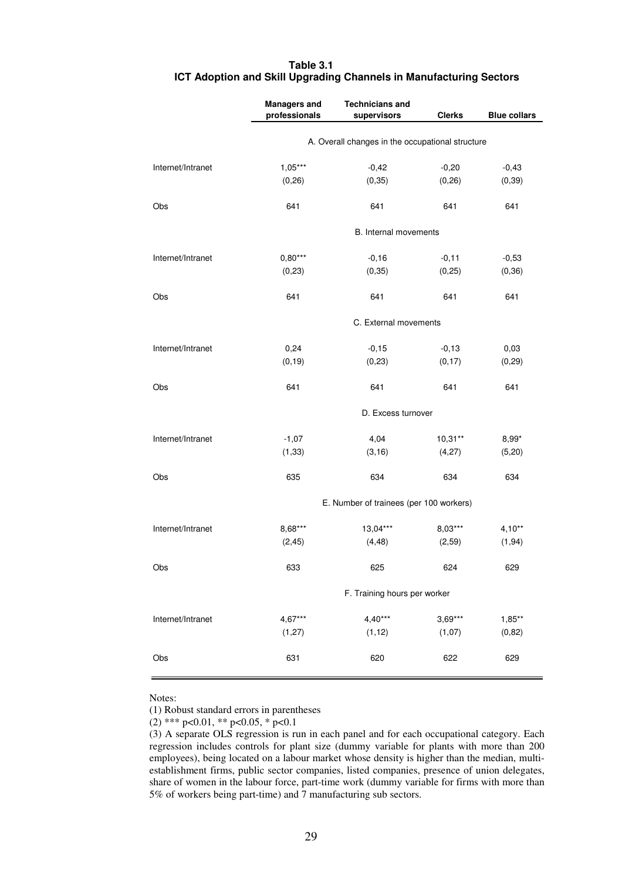**Table 3.1**
**ICT Adoption and Skill Upgrading Channels in Manufacturing Sectors**

| | Managers and professionals | Technicians and supervisors | Clerks | Blue collars |
|---|---|---|---|---|
| | A. Overall changes in the occupational structure | | | |
| Internet/Intranet | 1,05*** | -0,42 | -0,20 | -0,43 |
| | (0,26) | (0,35) | (0,26) | (0,39) |
| Obs | 641 | 641 | 641 | 641 |
| | B. Internal movements | | | |
| Internet/Intranet | 0,80*** | -0,16 | -0,11 | -0,53 |
| | (0,23) | (0,35) | (0,25) | (0,36) |
| Obs | 641 | 641 | 641 | 641 |
| | C. External movements | | | |
| Internet/Intranet | 0,24 | -0,15 | -0,13 | 0,03 |
| | (0,19) | (0,23) | (0,17) | (0,29) |
| Obs | 641 | 641 | 641 | 641 |
| | D. Excess turnover | | | |
| Internet/Intranet | -1,07 | 4,04 | 10,31** | 8,99* |
| | (1,33) | (3,16) | (4,27) | (5,20) |
| Obs | 635 | 634 | 634 | 634 |
| | E. Number of trainees (per 100 workers) | | | |
| Internet/Intranet | 8,68*** | 13,04*** | 8,03*** | 4,10** |
| | (2,45) | (4,48) | (2,59) | (1,94) |
| Obs | 633 | 625 | 624 | 629 |
| | F. Training hours per worker | | | |
| Internet/Intranet | 4,67*** | 4,40*** | 3,69*** | 1,85** |
| | (1,27) | (1,12) | (1,07) | (0,82) |
| Obs | 631 | 620 | 622 | 629 |

Notes:

(1) Robust standard errors in parentheses

(2) *** $p<0.01$, ** $p<0.05$, * $p<0.1$

(3) A separate OLS regression is run in each panel and for each occupational category. Each regression includes controls for plant size (dummy variable for plants with more than 200 employees), being located on a labour market whose density is higher than the median, multi-establishment firms, public sector companies, listed companies, presence of union delegates, share of women in the labour force, part-time work (dummy variable for firms with more than 5% of workers being part-time) and 7 manufacturing sub sectors.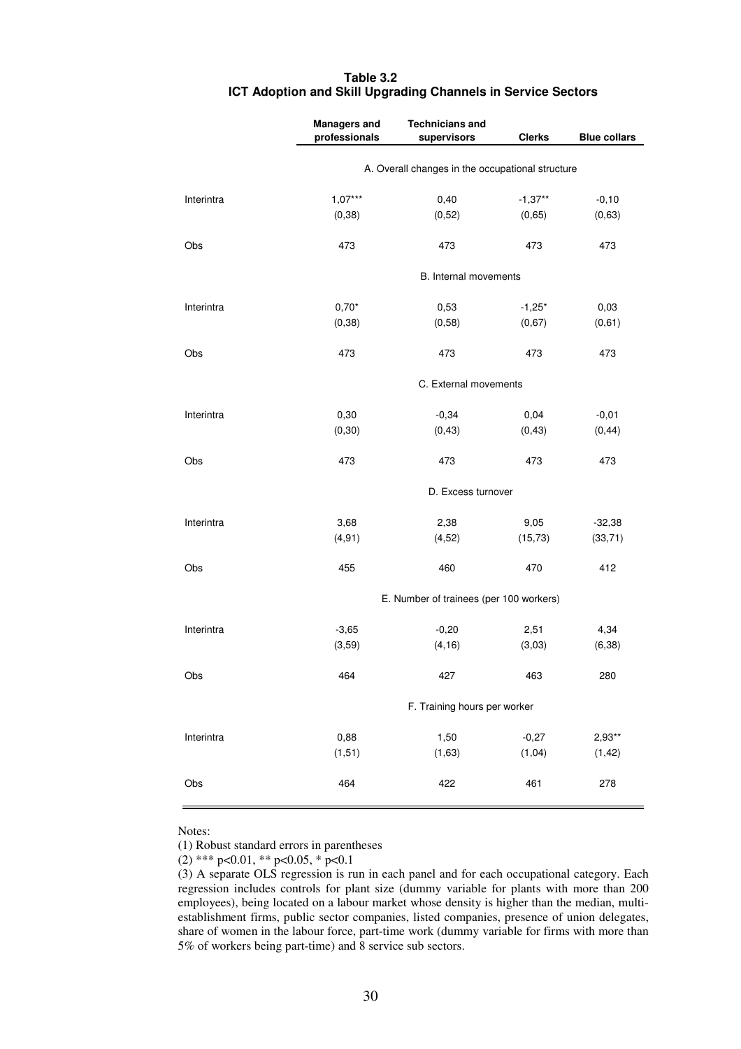**Table 3.2**
**ICT Adoption and Skill Upgrading Channels in Service Sectors**

| | Managers and professionals | Technicians and supervisors | Clerks | Blue collars |
|---|---|---|---|---|
| | A. Overall changes in the occupational structure | | | |
| Interintra | 1,07*** | 0,40 | -1,37** | -0,10 |
| | (0,38) | (0,52) | (0,65) | (0,63) |
| Obs | 473 | 473 | 473 | 473 |
| | B. Internal movements | | | |
| Interintra | 0,70* | 0,53 | -1,25* | 0,03 |
| | (0,38) | (0,58) | (0,67) | (0,61) |
| Obs | 473 | 473 | 473 | 473 |
| | C. External movements | | | |
| Interintra | 0,30 | -0,34 | 0,04 | -0,01 |
| | (0,30) | (0,43) | (0,43) | (0,44) |
| Obs | 473 | 473 | 473 | 473 |
| | D. Excess turnover | | | |
| Interintra | 3,68 | 2,38 | 9,05 | -32,38 |
| | (4,91) | (4,52) | (15,73) | (33,71) |
| Obs | 455 | 460 | 470 | 412 |
| | E. Number of trainees (per 100 workers) | | | |
| Interintra | -3,65 | -0,20 | 2,51 | 4,34 |
| | (3,59) | (4,16) | (3,03) | (6,38) |
| Obs | 464 | 427 | 463 | 280 |
| | F. Training hours per worker | | | |
| Interintra | 0,88 | 1,50 | -0,27 | 2,93** |
| | (1,51) | (1,63) | (1,04) | (1,42) |
| Obs | 464 | 422 | 461 | 278 |

Notes:
(1) Robust standard errors in parentheses
(2) *** p<0.01, ** p<0.05, * p<0.1
(3) A separate OLS regression is run in each panel and for each occupational category. Each regression includes controls for plant size (dummy variable for plants with more than 200 employees), being located on a labour market whose density is higher than the median, multi-establishment firms, public sector companies, listed companies, presence of union delegates, share of women in the labour force, part-time work (dummy variable for firms with more than 5% of workers being part-time) and 8 service sub sectors.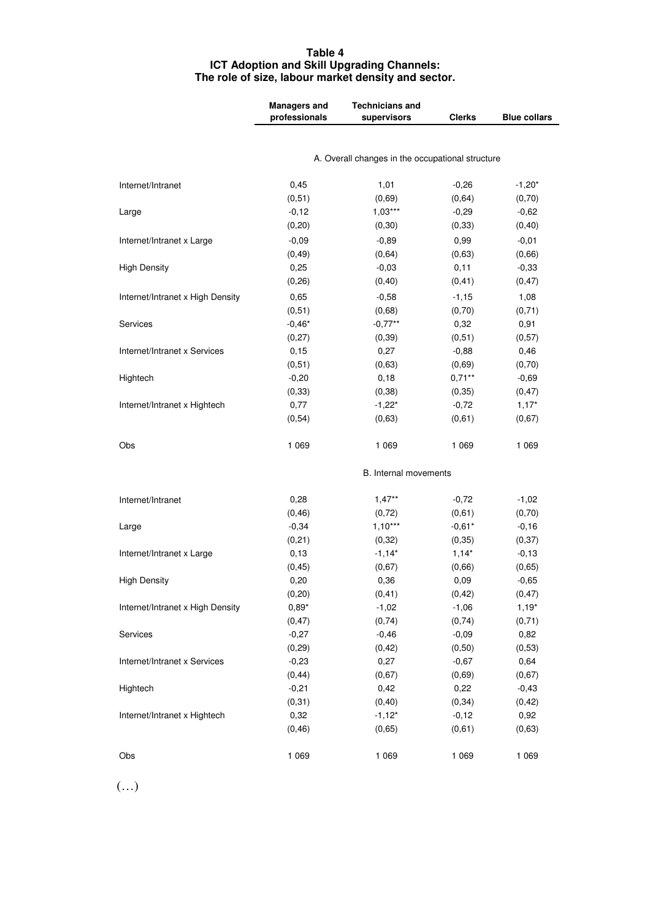**Table 4**
**ICT Adoption and Skill Upgrading Channels:**
**The role of size, labour market density and sector.**

| | Managers and professionals | Technicians and supervisors | Clerks | Blue collars |
|---|---|---|---|---|
| | A. Overall changes in the occupational structure | | | |
| Internet/Intranet | 0,45 | 1,01 | -0,26 | -1,20* |
| | (0,51) | (0,69) | (0,64) | (0,70) |
| Large | -0,12 | 1,03*** | -0,29 | -0,62 |
| | (0,20) | (0,30) | (0,33) | (0,40) |
| Internet/Intranet x Large | -0,09 | -0,89 | 0,99 | -0,01 |
| | (0,49) | (0,64) | (0,63) | (0,66) |
| High Density | 0,25 | -0,03 | 0,11 | -0,33 |
| | (0,26) | (0,40) | (0,41) | (0,47) |
| Internet/Intranet x High Density | 0,65 | -0,58 | -1,15 | 1,08 |
| | (0,51) | (0,68) | (0,70) | (0,71) |
| Services | -0,46* | -0,77** | 0,32 | 0,91 |
| | (0,27) | (0,39) | (0,51) | (0,57) |
| Internet/Intranet x Services | 0,15 | 0,27 | -0,88 | 0,46 |
| | (0,51) | (0,63) | (0,69) | (0,70) |
| Hightech | -0,20 | 0,18 | 0,71** | -0,69 |
| | (0,33) | (0,38) | (0,35) | (0,47) |
| Internet/Intranet x Hightech | 0,77 | -1,22* | -0,72 | 1,17* |
| | (0,54) | (0,63) | (0,61) | (0,67) |
| Obs | 1 069 | 1 069 | 1 069 | 1 069 |
| | B. Internal movements | | | |
| Internet/Intranet | 0,28 | 1,47** | -0,72 | -1,02 |
| | (0,46) | (0,72) | (0,61) | (0,70) |
| Large | -0,34 | 1,10*** | -0,61* | -0,16 |
| | (0,21) | (0,32) | (0,35) | (0,37) |
| Internet/Intranet x Large | 0,13 | -1,14* | 1,14* | -0,13 |
| | (0,45) | (0,67) | (0,66) | (0,65) |
| High Density | 0,20 | 0,36 | 0,09 | -0,65 |
| | (0,20) | (0,41) | (0,42) | (0,47) |
| Internet/Intranet x High Density | 0,89* | -1,02 | -1,06 | 1,19* |
| | (0,47) | (0,74) | (0,74) | (0,71) |
| Services | -0,27 | -0,46 | -0,09 | 0,82 |
| | (0,29) | (0,42) | (0,50) | (0,53) |
| Internet/Intranet x Services | -0,23 | 0,27 | -0,67 | 0,64 |
| | (0,44) | (0,67) | (0,69) | (0,67) |
| Hightech | -0,21 | 0,42 | 0,22 | -0,43 |
| | (0,31) | (0,40) | (0,34) | (0,42) |
| Internet/Intranet x Hightech | 0,32 | -1,12* | -0,12 | 0,92 |
| | (0,46) | (0,65) | (0,61) | (0,63) |
| Obs | 1 069 | 1 069 | 1 069 | 1 069 |

(…)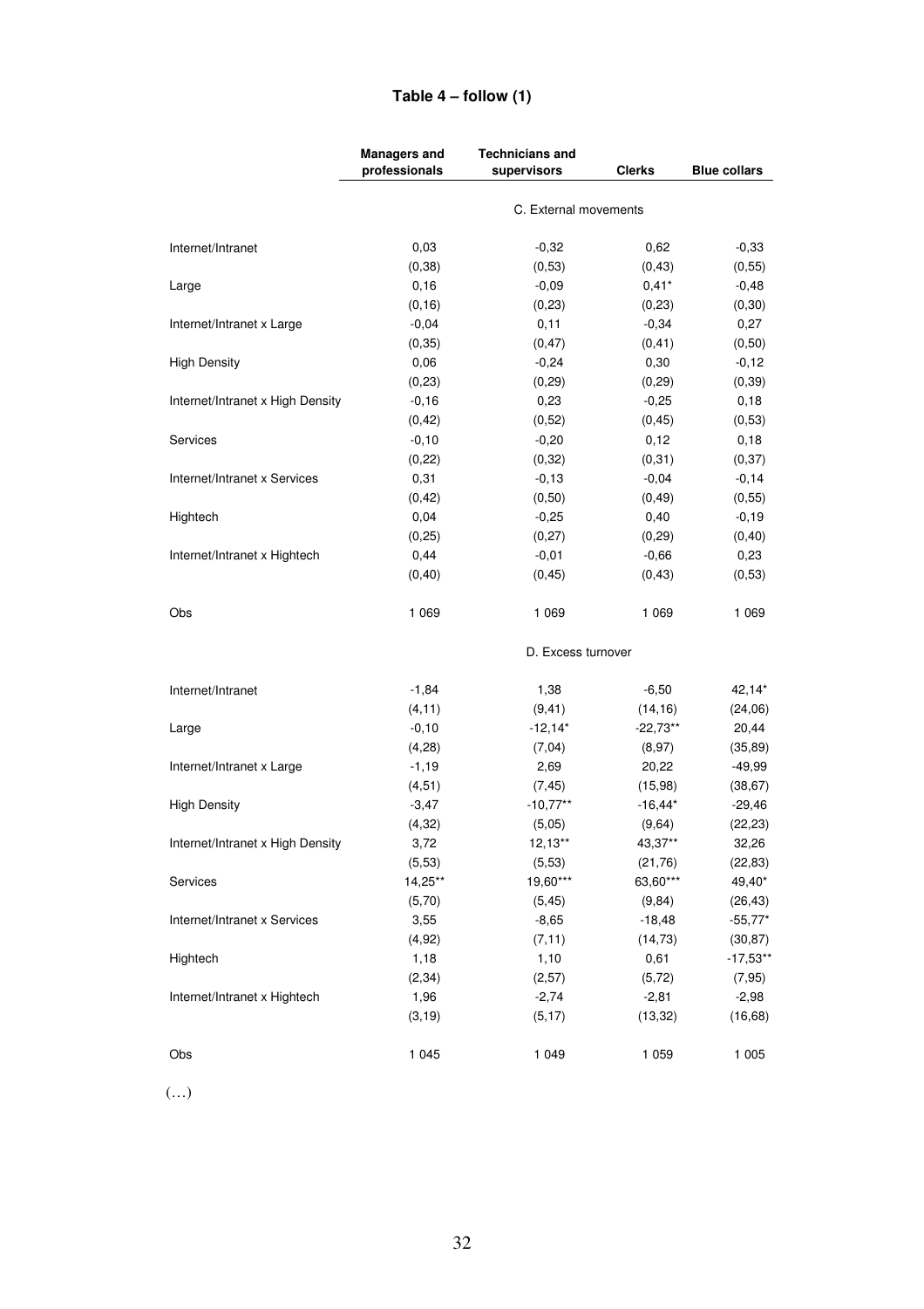**Table 4 – follow (1)**

| | Managers and professionals | Technicians and supervisors | Clerks | Blue collars |
|---|---|---|---|---|
| | C. External movements | | | |
| Internet/Intranet | 0,03 | -0,32 | 0,62 | -0,33 |
| | (0,38) | (0,53) | (0,43) | (0,55) |
| Large | 0,16 | -0,09 | 0,41* | -0,48 |
| | (0,16) | (0,23) | (0,23) | (0,30) |
| Internet/Intranet x Large | -0,04 | 0,11 | -0,34 | 0,27 |
| | (0,35) | (0,47) | (0,41) | (0,50) |
| High Density | 0,06 | -0,24 | 0,30 | -0,12 |
| | (0,23) | (0,29) | (0,29) | (0,39) |
| Internet/Intranet x High Density | -0,16 | 0,23 | -0,25 | 0,18 |
| | (0,42) | (0,52) | (0,45) | (0,53) |
| Services | -0,10 | -0,20 | 0,12 | 0,18 |
| | (0,22) | (0,32) | (0,31) | (0,37) |
| Internet/Intranet x Services | 0,31 | -0,13 | -0,04 | -0,14 |
| | (0,42) | (0,50) | (0,49) | (0,55) |
| Hightech | 0,04 | -0,25 | 0,40 | -0,19 |
| | (0,25) | (0,27) | (0,29) | (0,40) |
| Internet/Intranet x Hightech | 0,44 | -0,01 | -0,66 | 0,23 |
| | (0,40) | (0,45) | (0,43) | (0,53) |
| Obs | 1 069 | 1 069 | 1 069 | 1 069 |
| | D. Excess turnover | | | |
| Internet/Intranet | -1,84 | 1,38 | -6,50 | 42,14* |
| | (4,11) | (9,41) | (14,16) | (24,06) |
| Large | -0,10 | -12,14* | -22,73** | 20,44 |
| | (4,28) | (7,04) | (8,97) | (35,89) |
| Internet/Intranet x Large | -1,19 | 2,69 | 20,22 | -49,99 |
| | (4,51) | (7,45) | (15,98) | (38,67) |
| High Density | -3,47 | -10,77** | -16,44* | -29,46 |
| | (4,32) | (5,05) | (9,64) | (22,23) |
| Internet/Intranet x High Density | 3,72 | 12,13** | 43,37** | 32,26 |
| | (5,53) | (5,53) | (21,76) | (22,83) |
| Services | 14,25** | 19,60*** | 63,60*** | 49,40* |
| | (5,70) | (5,45) | (9,84) | (26,43) |
| Internet/Intranet x Services | 3,55 | -8,65 | -18,48 | -55,77* |
| | (4,92) | (7,11) | (14,73) | (30,87) |
| Hightech | 1,18 | 1,10 | 0,61 | -17,53** |
| | (2,34) | (2,57) | (5,72) | (7,95) |
| Internet/Intranet x Hightech | 1,96 | -2,74 | -2,81 | -2,98 |
| | (3,19) | (5,17) | (13,32) | (16,68) |
| Obs | 1 045 | 1 049 | 1 059 | 1 005 |

(…)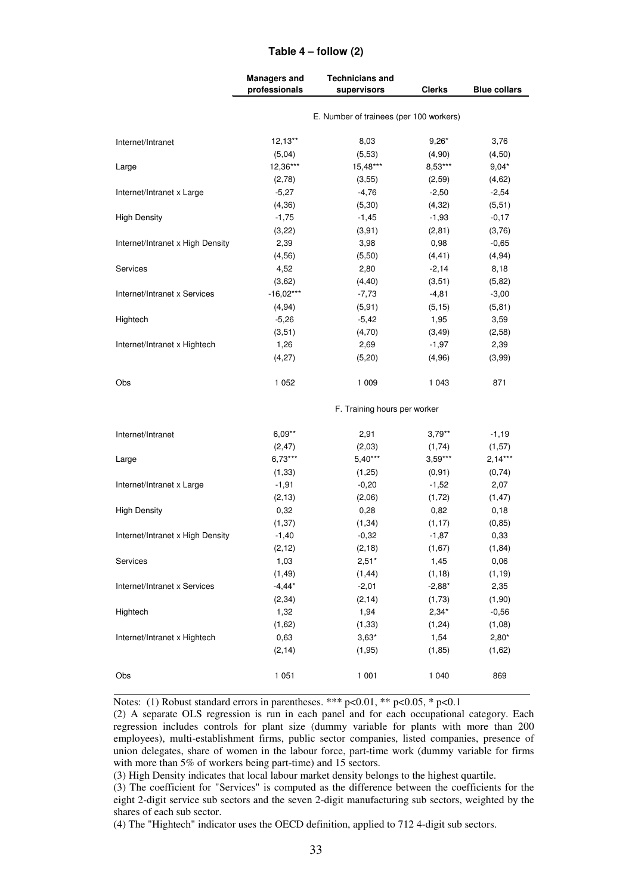### Table 4 – follow (2)

| | Managers and professionals | Technicians and supervisors | Clerks | Blue collars |
|---|---|---|---|---|
| | E. Number of trainees (per 100 workers) | | | |
| Internet/Intranet | 12,13** | 8,03 | 9,26* | 3,76 |
| | (5,04) | (5,53) | (4,90) | (4,50) |
| Large | 12,36*** | 15,48*** | 8,53*** | 9,04* |
| | (2,78) | (3,55) | (2,59) | (4,62) |
| Internet/Intranet x Large | -5,27 | -4,76 | -2,50 | -2,54 |
| | (4,36) | (5,30) | (4,32) | (5,51) |
| High Density | -1,75 | -1,45 | -1,93 | -0,17 |
| | (3,22) | (3,91) | (2,81) | (3,76) |
| Internet/Intranet x High Density | 2,39 | 3,98 | 0,98 | -0,65 |
| | (4,56) | (5,50) | (4,41) | (4,94) |
| Services | 4,52 | 2,80 | -2,14 | 8,18 |
| | (3,62) | (4,40) | (3,51) | (5,82) |
| Internet/Intranet x Services | -16,02*** | -7,73 | -4,81 | -3,00 |
| | (4,94) | (5,91) | (5,15) | (5,81) |
| Hightech | -5,26 | -5,42 | 1,95 | 3,59 |
| | (3,51) | (4,70) | (3,49) | (2,58) |
| Internet/Intranet x Hightech | 1,26 | 2,69 | -1,97 | 2,39 |
| | (4,27) | (5,20) | (4,96) | (3,99) |
| Obs | 1 052 | 1 009 | 1 043 | 871 |
| | F. Training hours per worker | | | |
| Internet/Intranet | 6,09** | 2,91 | 3,79** | -1,19 |
| | (2,47) | (2,03) | (1,74) | (1,57) |
| Large | 6,73*** | 5,40*** | 3,59*** | 2,14*** |
| | (1,33) | (1,25) | (0,91) | (0,74) |
| Internet/Intranet x Large | -1,91 | -0,20 | -1,52 | 2,07 |
| | (2,13) | (2,06) | (1,72) | (1,47) |
| High Density | 0,32 | 0,28 | 0,82 | 0,18 |
| | (1,37) | (1,34) | (1,17) | (0,85) |
| Internet/Intranet x High Density | -1,40 | -0,32 | -1,87 | 0,33 |
| | (2,12) | (2,18) | (1,67) | (1,84) |
| Services | 1,03 | 2,51* | 1,45 | 0,06 |
| | (1,49) | (1,44) | (1,18) | (1,19) |
| Internet/Intranet x Services | -4,44* | -2,01 | -2,88* | 2,35 |
| | (2,34) | (2,14) | (1,73) | (1,90) |
| Hightech | 1,32 | 1,94 | 2,34* | -0,56 |
| | (1,62) | (1,33) | (1,24) | (1,08) |
| Internet/Intranet x Hightech | 0,63 | 3,63* | 1,54 | 2,80* |
| | (2,14) | (1,95) | (1,85) | (1,62) |
| Obs | 1 051 | 1 001 | 1 040 | 869 |

Notes: (1) Robust standard errors in parentheses. *** p<0.01, ** p<0.05, * p<0.1

(2) A separate OLS regression is run in each panel and for each occupational category. Each regression includes controls for plant size (dummy variable for plants with more than 200 employees), multi-establishment firms, public sector companies, listed companies, presence of union delegates, share of women in the labour force, part-time work (dummy variable for firms with more than 5% of workers being part-time) and 15 sectors.

(3) High Density indicates that local labour market density belongs to the highest quartile.

(3) The coefficient for "Services" is computed as the difference between the coefficients for the eight 2-digit service sub sectors and the seven 2-digit manufacturing sub sectors, weighted by the shares of each sub sector.

(4) The "Hightech" indicator uses the OECD definition, applied to 712 4-digit sub sectors.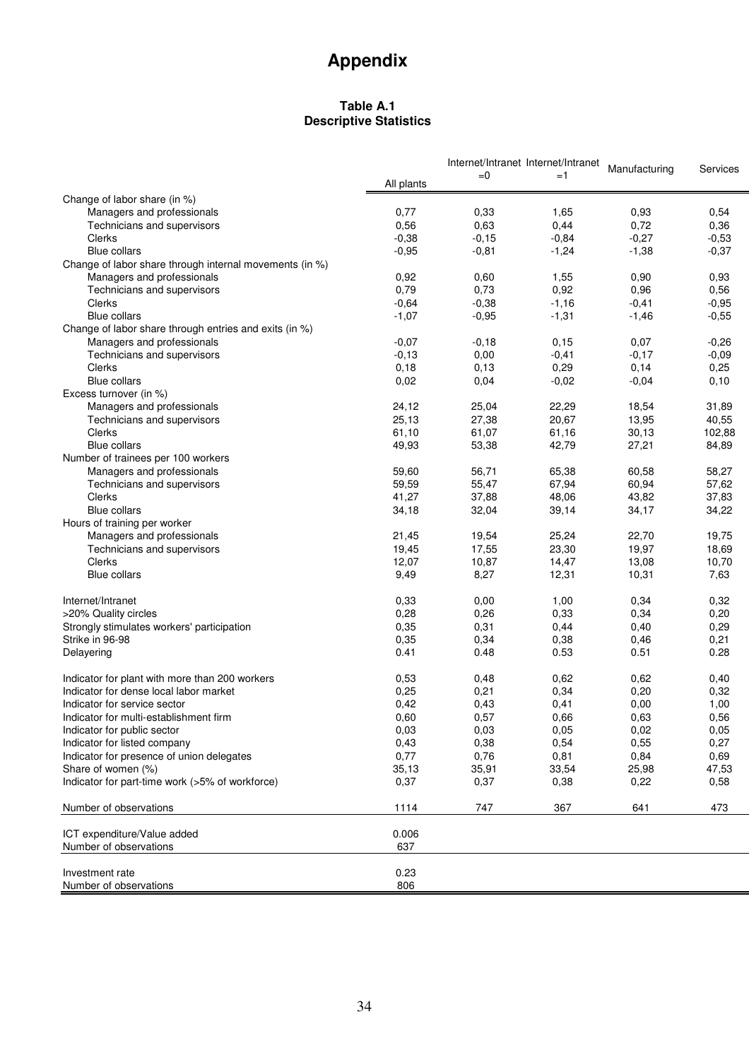# Appendix

**Table A.1**
**Descriptive Statistics**

| | All plants | Internet/Intranet =0 | Internet/Intranet =1 | Manufacturing | Services |
|---|---|---|---|---|---|
| Change of labor share (in %) | | | | | |
| Managers and professionals | 0,77 | 0,33 | 1,65 | 0,93 | 0,54 |
| Technicians and supervisors | 0,56 | 0,63 | 0,44 | 0,72 | 0,36 |
| Clerks | -0,38 | -0,15 | -0,84 | -0,27 | -0,53 |
| Blue collars | -0,95 | -0,81 | -1,24 | -1,38 | -0,37 |
| Change of labor share through internal movements (in %) | | | | | |
| Managers and professionals | 0,92 | 0,60 | 1,55 | 0,90 | 0,93 |
| Technicians and supervisors | 0,79 | 0,73 | 0,92 | 0,96 | 0,56 |
| Clerks | -0,64 | -0,38 | -1,16 | -0,41 | -0,95 |
| Blue collars | -1,07 | -0,95 | -1,31 | -1,46 | -0,55 |
| Change of labor share through entries and exits (in %) | | | | | |
| Managers and professionals | -0,07 | -0,18 | 0,15 | 0,07 | -0,26 |
| Technicians and supervisors | -0,13 | 0,00 | -0,41 | -0,17 | -0,09 |
| Clerks | 0,18 | 0,13 | 0,29 | 0,14 | 0,25 |
| Blue collars | 0,02 | 0,04 | -0,02 | -0,04 | 0,10 |
| Excess turnover (in %) | | | | | |
| Managers and professionals | 24,12 | 25,04 | 22,29 | 18,54 | 31,89 |
| Technicians and supervisors | 25,13 | 27,38 | 20,67 | 13,95 | 40,55 |
| Clerks | 61,10 | 61,07 | 61,16 | 30,13 | 102,88 |
| Blue collars | 49,93 | 53,38 | 42,79 | 27,21 | 84,89 |
| Number of trainees per 100 workers | | | | | |
| Managers and professionals | 59,60 | 56,71 | 65,38 | 60,58 | 58,27 |
| Technicians and supervisors | 59,59 | 55,47 | 67,94 | 60,94 | 57,62 |
| Clerks | 41,27 | 37,88 | 48,06 | 43,82 | 37,83 |
| Blue collars | 34,18 | 32,04 | 39,14 | 34,17 | 34,22 |
| Hours of training per worker | | | | | |
| Managers and professionals | 21,45 | 19,54 | 25,24 | 22,70 | 19,75 |
| Technicians and supervisors | 19,45 | 17,55 | 23,30 | 19,97 | 18,69 |
| Clerks | 12,07 | 10,87 | 14,47 | 13,08 | 10,70 |
| Blue collars | 9,49 | 8,27 | 12,31 | 10,31 | 7,63 |
| Internet/Intranet | 0,33 | 0,00 | 1,00 | 0,34 | 0,32 |
| >20% Quality circles | 0,28 | 0,26 | 0,33 | 0,34 | 0,20 |
| Strongly stimulates workers' participation | 0,35 | 0,31 | 0,44 | 0,40 | 0,29 |
| Strike in 96-98 | 0,35 | 0,34 | 0,38 | 0,46 | 0,21 |
| Delayering | 0.41 | 0.48 | 0.53 | 0.51 | 0.28 |
| Indicator for plant with more than 200 workers | 0,53 | 0,48 | 0,62 | 0,62 | 0,40 |
| Indicator for dense local labor market | 0,25 | 0,21 | 0,34 | 0,20 | 0,32 |
| Indicator for service sector | 0,42 | 0,43 | 0,41 | 0,00 | 1,00 |
| Indicator for multi-establishment firm | 0,60 | 0,57 | 0,66 | 0,63 | 0,56 |
| Indicator for public sector | 0,03 | 0,03 | 0,05 | 0,02 | 0,05 |
| Indicator for listed company | 0,43 | 0,38 | 0,54 | 0,55 | 0,27 |
| Indicator for presence of union delegates | 0,77 | 0,76 | 0,81 | 0,84 | 0,69 |
| Share of women (%) | 35,13 | 35,91 | 33,54 | 25,98 | 47,53 |
| Indicator for part-time work (>5% of workforce) | 0,37 | 0,37 | 0,38 | 0,22 | 0,58 |
| Number of observations | 1114 | 747 | 367 | 641 | 473 |
| ICT expenditure/Value added | 0.006 | | | | |
| Number of observations | 637 | | | | |
| Investment rate | 0.23 | | | | |
| Number of observations | 806 | | | | |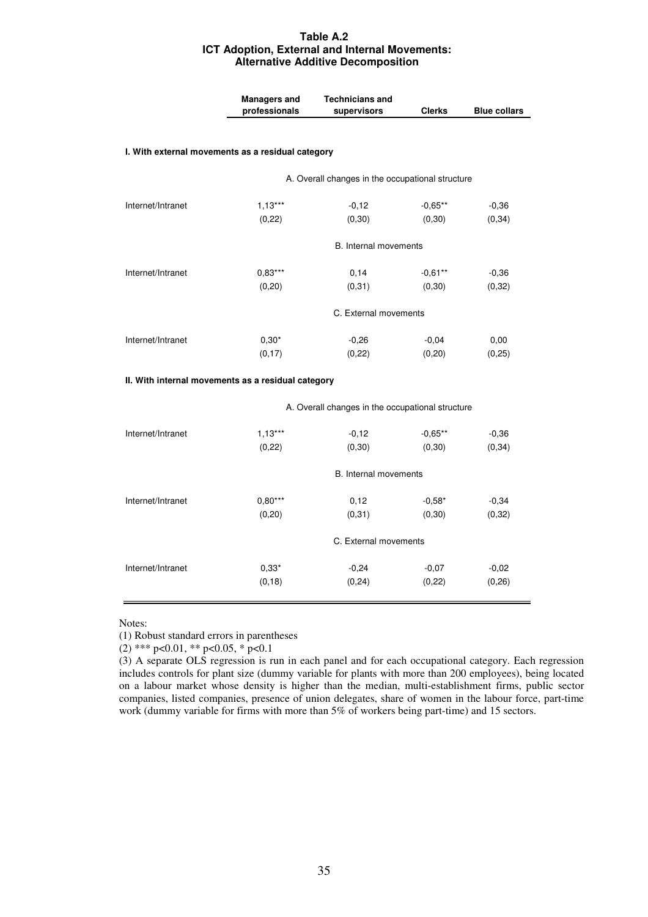**Table A.2**
**ICT Adoption, External and Internal Movements:**
**Alternative Additive Decomposition**

| | Managers and professionals | Technicians and supervisors | Clerks | Blue collars |
|---|---|---|---|---|
| **I. With external movements as a residual category** | | | | |
| | A. Overall changes in the occupational structure | | | |
| Internet/Intranet | 1,13*** | -0,12 | -0,65** | -0,36 |
| | (0,22) | (0,30) | (0,30) | (0,34) |
| | B. Internal movements | | | |
| Internet/Intranet | 0,83*** | 0,14 | -0,61** | -0,36 |
| | (0,20) | (0,31) | (0,30) | (0,32) |
| | C. External movements | | | |
| Internet/Intranet | 0,30* | -0,26 | -0,04 | 0,00 |
| | (0,17) | (0,22) | (0,20) | (0,25) |
| **II. With internal movements as a residual category** | | | | |
| | A. Overall changes in the occupational structure | | | |
| Internet/Intranet | 1,13*** | -0,12 | -0,65** | -0,36 |
| | (0,22) | (0,30) | (0,30) | (0,34) |
| | B. Internal movements | | | |
| Internet/Intranet | 0,80*** | 0,12 | -0,58* | -0,34 |
| | (0,20) | (0,31) | (0,30) | (0,32) |
| | C. External movements | | | |
| Internet/Intranet | 0,33* | -0,24 | -0,07 | -0,02 |
| | (0,18) | (0,24) | (0,22) | (0,26) |

Notes:

(1) Robust standard errors in parentheses

(2) *** p<0.01, ** p<0.05, * p<0.1

(3) A separate OLS regression is run in each panel and for each occupational category. Each regression includes controls for plant size (dummy variable for plants with more than 200 employees), being located on a labour market whose density is higher than the median, multi-establishment firms, public sector companies, listed companies, presence of union delegates, share of women in the labour force, part-time work (dummy variable for firms with more than 5% of workers being part-time) and 15 sectors.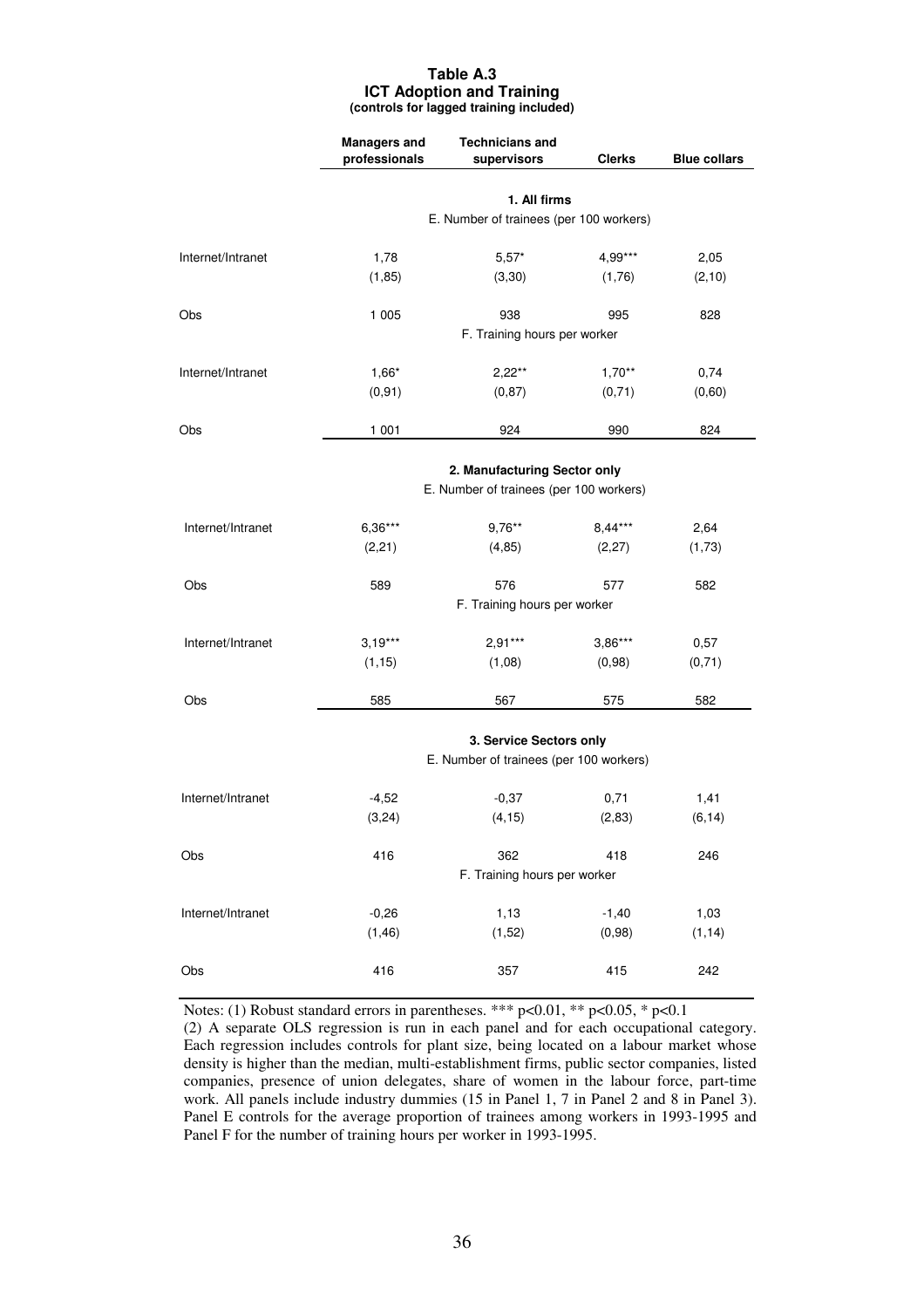**Table A.3**
**ICT Adoption and Training**
**(controls for lagged training included)**

| | Managers and professionals | Technicians and supervisors | Clerks | Blue collars |
|---|---|---|---|---|
| | | **1. All firms** | | |
| | | E. Number of trainees (per 100 workers) | | |
| Internet/Intranet | 1,78 | 5,57* | 4,99*** | 2,05 |
| | (1,85) | (3,30) | (1,76) | (2,10) |
| Obs | 1 005 | 938 | 995 | 828 |
| | | F. Training hours per worker | | |
| Internet/Intranet | 1,66* | 2,22** | 1,70** | 0,74 |
| | (0,91) | (0,87) | (0,71) | (0,60) |
| Obs | 1 001 | 924 | 990 | 824 |
| | | **2. Manufacturing Sector only** | | |
| | | E. Number of trainees (per 100 workers) | | |
| Internet/Intranet | 6,36*** | 9,76** | 8,44*** | 2,64 |
| | (2,21) | (4,85) | (2,27) | (1,73) |
| Obs | 589 | 576 | 577 | 582 |
| | | F. Training hours per worker | | |
| Internet/Intranet | 3,19*** | 2,91*** | 3,86*** | 0,57 |
| | (1,15) | (1,08) | (0,98) | (0,71) |
| Obs | 585 | 567 | 575 | 582 |
| | | **3. Service Sectors only** | | |
| | | E. Number of trainees (per 100 workers) | | |
| Internet/Intranet | -4,52 | -0,37 | 0,71 | 1,41 |
| | (3,24) | (4,15) | (2,83) | (6,14) |
| Obs | 416 | 362 | 418 | 246 |
| | | F. Training hours per worker | | |
| Internet/Intranet | -0,26 | 1,13 | -1,40 | 1,03 |
| | (1,46) | (1,52) | (0,98) | (1,14) |
| Obs | 416 | 357 | 415 | 242 |

Notes: (1) Robust standard errors in parentheses. *** p<0.01, ** p<0.05, * p<0.1
(2) A separate OLS regression is run in each panel and for each occupational category. Each regression includes controls for plant size, being located on a labour market whose density is higher than the median, multi-establishment firms, public sector companies, listed companies, presence of union delegates, share of women in the labour force, part-time work. All panels include industry dummies (15 in Panel 1, 7 in Panel 2 and 8 in Panel 3). Panel E controls for the average proportion of trainees among workers in 1993-1995 and Panel F for the number of training hours per worker in 1993-1995.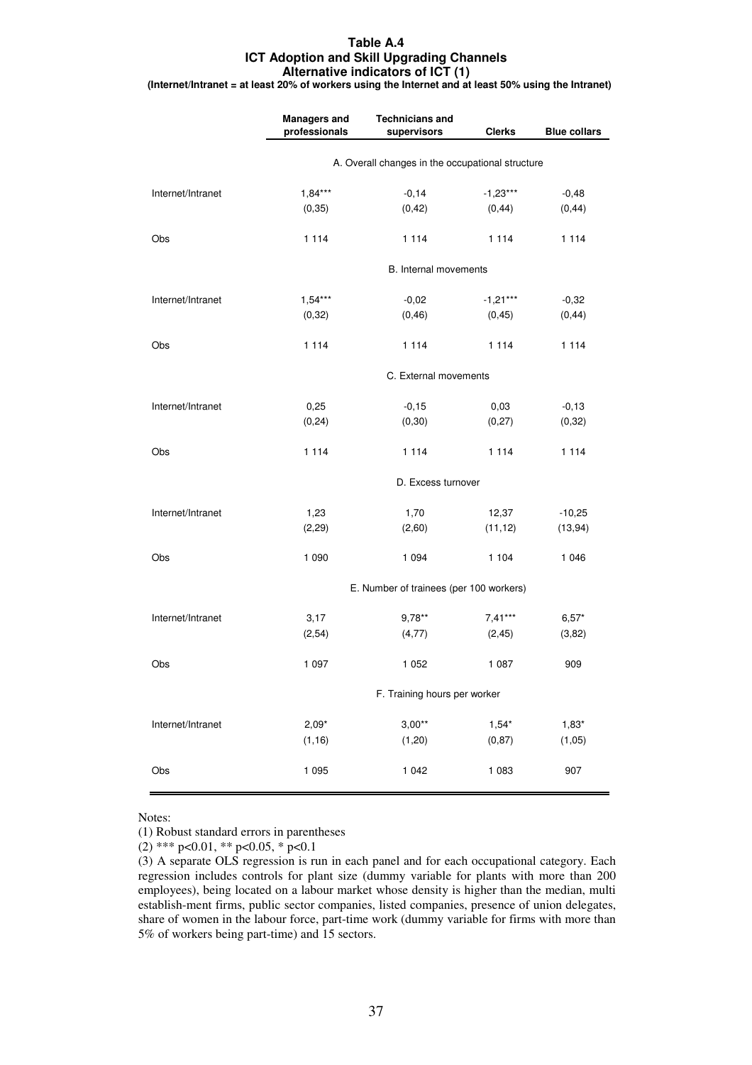**Table A.4**
**ICT Adoption and Skill Upgrading Channels**
**Alternative indicators of ICT (1)**
**(Internet/Intranet = at least 20% of workers using the Internet and at least 50% using the Intranet)**

| | Managers and professionals | Technicians and supervisors | Clerks | Blue collars |
|---|---|---|---|---|
| | A. Overall changes in the occupational structure | | | |
| Internet/Intranet | 1,84*** | -0,14 | -1,23*** | -0,48 |
| | (0,35) | (0,42) | (0,44) | (0,44) |
| Obs | 1 114 | 1 114 | 1 114 | 1 114 |
| | B. Internal movements | | | |
| Internet/Intranet | 1,54*** | -0,02 | -1,21*** | -0,32 |
| | (0,32) | (0,46) | (0,45) | (0,44) |
| Obs | 1 114 | 1 114 | 1 114 | 1 114 |
| | C. External movements | | | |
| Internet/Intranet | 0,25 | -0,15 | 0,03 | -0,13 |
| | (0,24) | (0,30) | (0,27) | (0,32) |
| Obs | 1 114 | 1 114 | 1 114 | 1 114 |
| | D. Excess turnover | | | |
| Internet/Intranet | 1,23 | 1,70 | 12,37 | -10,25 |
| | (2,29) | (2,60) | (11,12) | (13,94) |
| Obs | 1 090 | 1 094 | 1 104 | 1 046 |
| | E. Number of trainees (per 100 workers) | | | |
| Internet/Intranet | 3,17 | 9,78** | 7,41*** | 6,57* |
| | (2,54) | (4,77) | (2,45) | (3,82) |
| Obs | 1 097 | 1 052 | 1 087 | 909 |
| | F. Training hours per worker | | | |
| Internet/Intranet | 2,09* | 3,00** | 1,54* | 1,83* |
| | (1,16) | (1,20) | (0,87) | (1,05) |
| Obs | 1 095 | 1 042 | 1 083 | 907 |

Notes:

(1) Robust standard errors in parentheses

(2) *** p<0.01, ** p<0.05, * p<0.1

(3) A separate OLS regression is run in each panel and for each occupational category. Each regression includes controls for plant size (dummy variable for plants with more than 200 employees), being located on a labour market whose density is higher than the median, multi establish-ment firms, public sector companies, listed companies, presence of union delegates, share of women in the labour force, part-time work (dummy variable for firms with more than 5% of workers being part-time) and 15 sectors.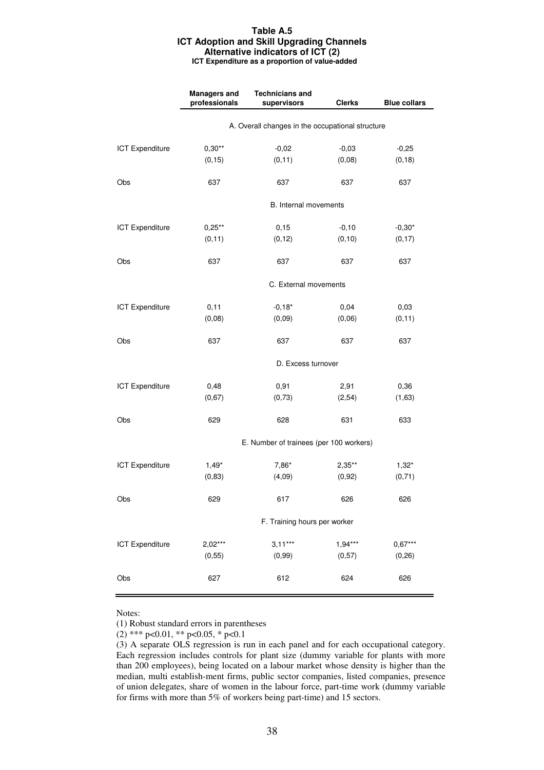**Table A.5**
**ICT Adoption and Skill Upgrading Channels**
**Alternative indicators of ICT (2)**
**ICT Expenditure as a proportion of value-added**

| | Managers and professionals | Technicians and supervisors | Clerks | Blue collars |
|---|---|---|---|---|
| | A. Overall changes in the occupational structure | | | |
| ICT Expenditure | 0,30** | -0,02 | -0,03 | -0,25 |
| | (0,15) | (0,11) | (0,08) | (0,18) |
| Obs | 637 | 637 | 637 | 637 |
| | B. Internal movements | | | |
| ICT Expenditure | 0,25** | 0,15 | -0,10 | -0,30* |
| | (0,11) | (0,12) | (0,10) | (0,17) |
| Obs | 637 | 637 | 637 | 637 |
| | C. External movements | | | |
| ICT Expenditure | 0,11 | -0,18* | 0,04 | 0,03 |
| | (0,08) | (0,09) | (0,06) | (0,11) |
| Obs | 637 | 637 | 637 | 637 |
| | D. Excess turnover | | | |
| ICT Expenditure | 0,48 | 0,91 | 2,91 | 0,36 |
| | (0,67) | (0,73) | (2,54) | (1,63) |
| Obs | 629 | 628 | 631 | 633 |
| | E. Number of trainees (per 100 workers) | | | |
| ICT Expenditure | 1,49* | 7,86* | 2,35** | 1,32* |
| | (0,83) | (4,09) | (0,92) | (0,71) |
| Obs | 629 | 617 | 626 | 626 |
| | F. Training hours per worker | | | |
| ICT Expenditure | 2,02*** | 3,11*** | 1,94*** | 0,67*** |
| | (0,55) | (0,99) | (0,57) | (0,26) |
| Obs | 627 | 612 | 624 | 626 |

Notes:

(1) Robust standard errors in parentheses

(2) *** p<0.01, ** p<0.05, * p<0.1

(3) A separate OLS regression is run in each panel and for each occupational category. Each regression includes controls for plant size (dummy variable for plants with more than 200 employees), being located on a labour market whose density is higher than the median, multi establish-ment firms, public sector companies, listed companies, presence of union delegates, share of women in the labour force, part-time work (dummy variable for firms with more than 5% of workers being part-time) and 15 sectors.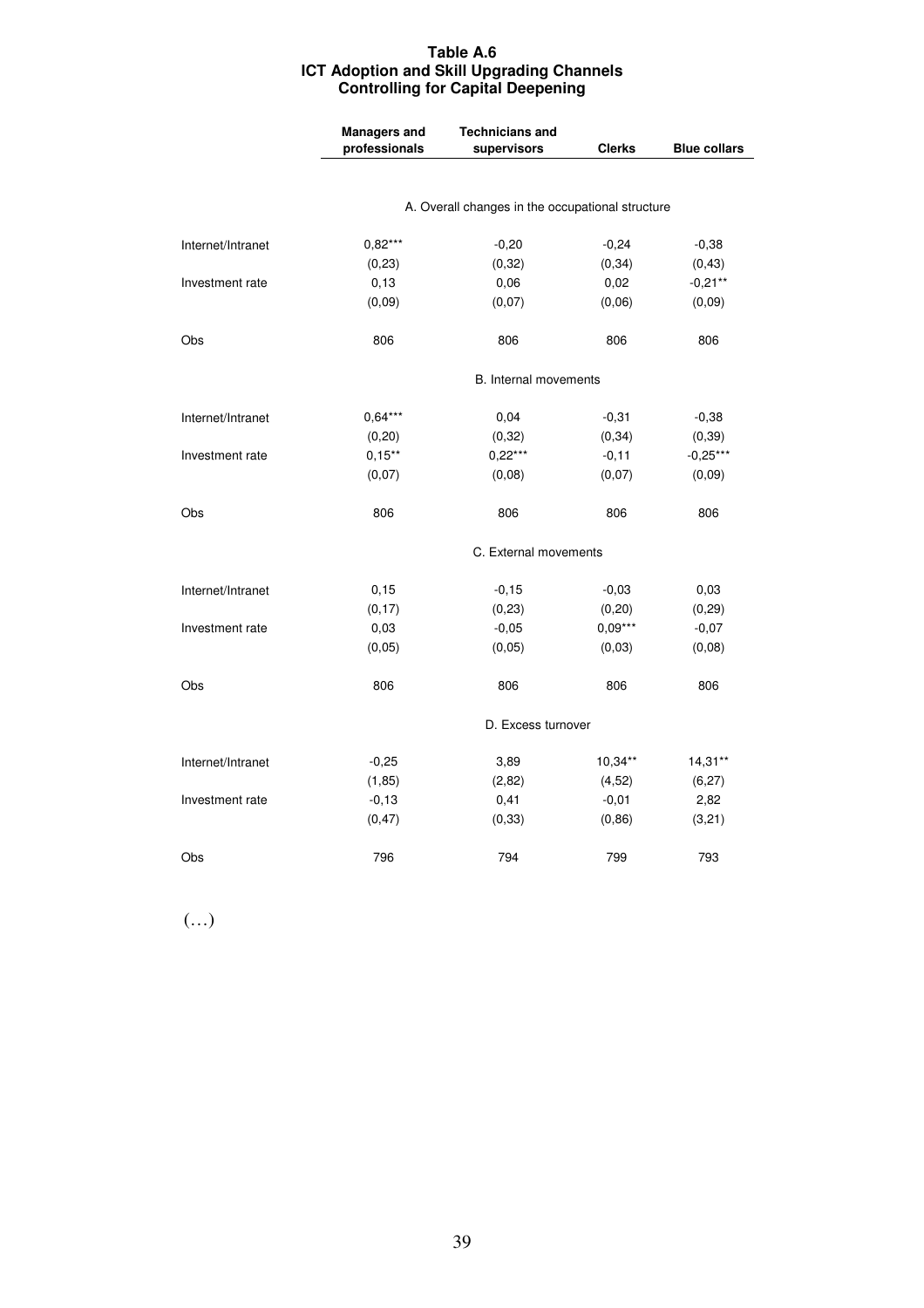**Table A.6**
**ICT Adoption and Skill Upgrading Channels**
**Controlling for Capital Deepening**

| | Managers and professionals | Technicians and supervisors | Clerks | Blue collars |
|---|---|---|---|---|
| | A. Overall changes in the occupational structure | | | |
| Internet/Intranet | 0,82*** | -0,20 | -0,24 | -0,38 |
| | (0,23) | (0,32) | (0,34) | (0,43) |
| Investment rate | 0,13 | 0,06 | 0,02 | -0,21** |
| | (0,09) | (0,07) | (0,06) | (0,09) |
| Obs | 806 | 806 | 806 | 806 |
| | B. Internal movements | | | |
| Internet/Intranet | 0,64*** | 0,04 | -0,31 | -0,38 |
| | (0,20) | (0,32) | (0,34) | (0,39) |
| Investment rate | 0,15** | 0,22*** | -0,11 | -0,25*** |
| | (0,07) | (0,08) | (0,07) | (0,09) |
| Obs | 806 | 806 | 806 | 806 |
| | C. External movements | | | |
| Internet/Intranet | 0,15 | -0,15 | -0,03 | 0,03 |
| | (0,17) | (0,23) | (0,20) | (0,29) |
| Investment rate | 0,03 | -0,05 | 0,09*** | -0,07 |
| | (0,05) | (0,05) | (0,03) | (0,08) |
| Obs | 806 | 806 | 806 | 806 |
| | D. Excess turnover | | | |
| Internet/Intranet | -0,25 | 3,89 | 10,34** | 14,31** |
| | (1,85) | (2,82) | (4,52) | (6,27) |
| Investment rate | -0,13 | 0,41 | -0,01 | 2,82 |
| | (0,47) | (0,33) | (0,86) | (3,21) |
| Obs | 796 | 794 | 799 | 793 |

(…)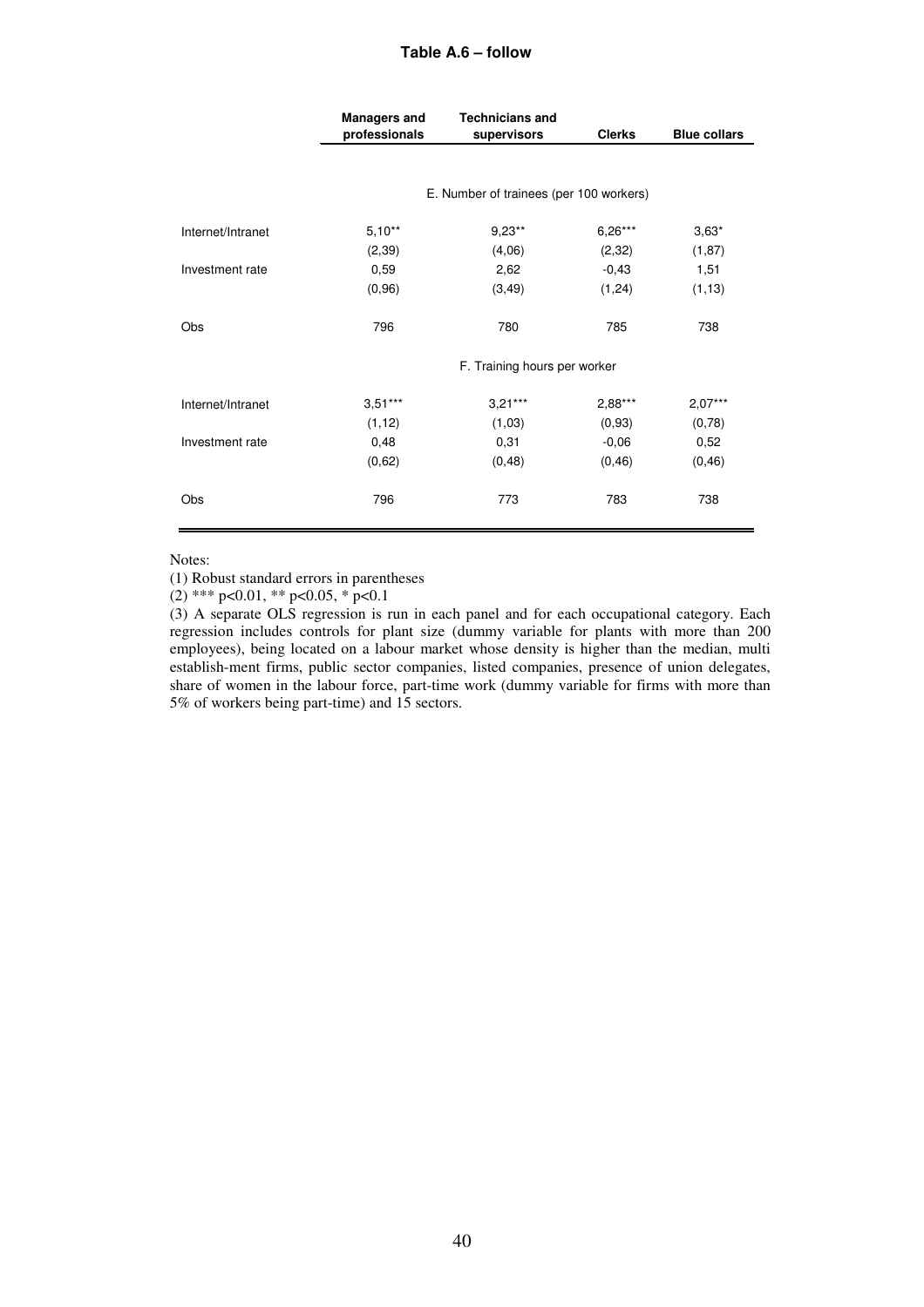**Table A.6 – follow**

| | Managers and professionals | Technicians and supervisors | Clerks | Blue collars |
|---|---|---|---|---|
| | E. Number of trainees (per 100 workers) | | | |
| Internet/Intranet | 5,10** | 9,23** | 6,26*** | 3,63* |
| | (2,39) | (4,06) | (2,32) | (1,87) |
| Investment rate | 0,59 | 2,62 | -0,43 | 1,51 |
| | (0,96) | (3,49) | (1,24) | (1,13) |
| Obs | 796 | 780 | 785 | 738 |
| | F. Training hours per worker | | | |
| Internet/Intranet | 3,51*** | 3,21*** | 2,88*** | 2,07*** |
| | (1,12) | (1,03) | (0,93) | (0,78) |
| Investment rate | 0,48 | 0,31 | -0,06 | 0,52 |
| | (0,62) | (0,48) | (0,46) | (0,46) |
| Obs | 796 | 773 | 783 | 738 |

Notes:

(1) Robust standard errors in parentheses

(2) *** $p<0.01$, ** $p<0.05$, * $p<0.1$

(3) A separate OLS regression is run in each panel and for each occupational category. Each regression includes controls for plant size (dummy variable for plants with more than 200 employees), being located on a labour market whose density is higher than the median, multi establish-ment firms, public sector companies, listed companies, presence of union delegates, share of women in the labour force, part-time work (dummy variable for firms with more than 5% of workers being part-time) and 15 sectors.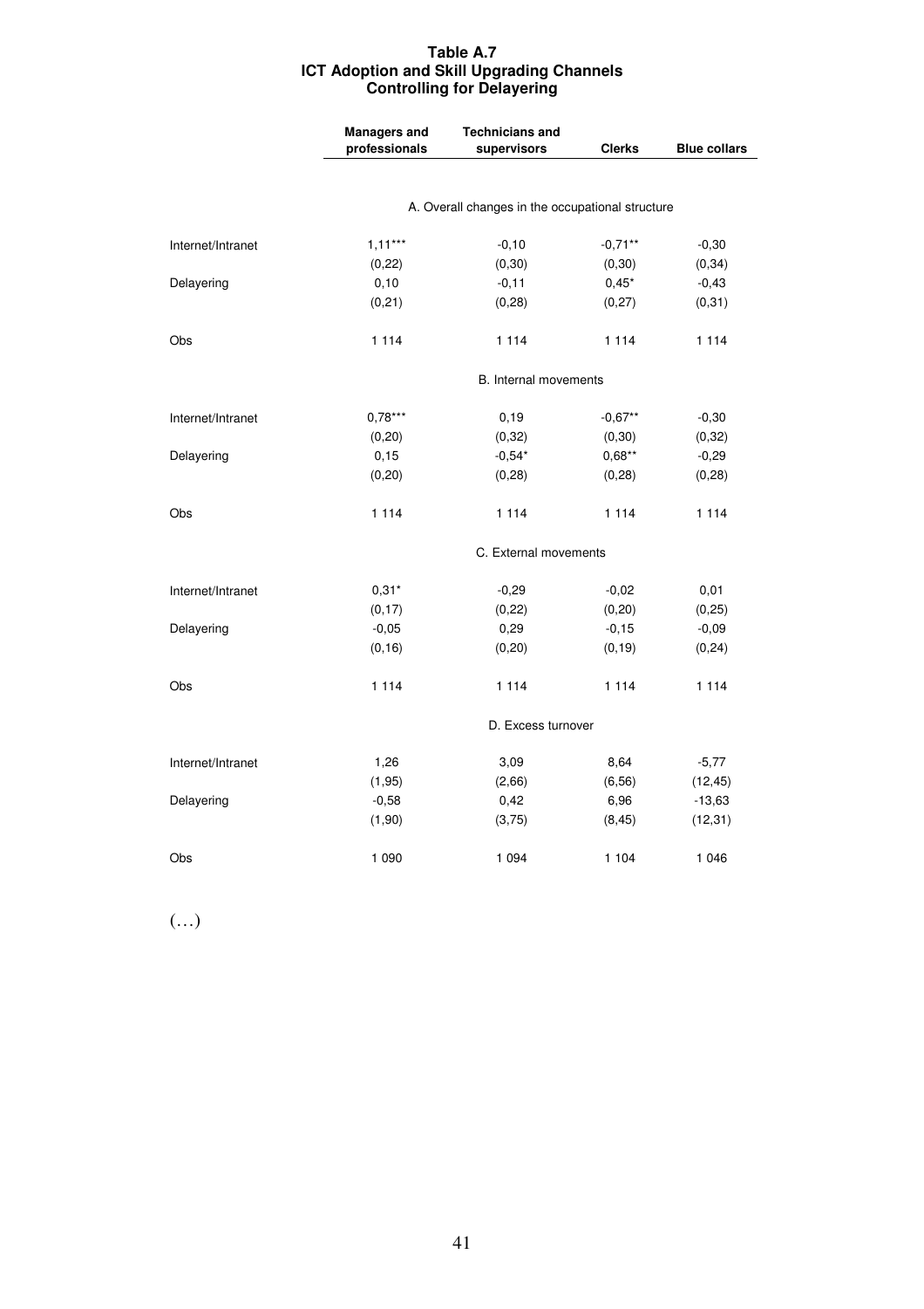**Table A.7**
**ICT Adoption and Skill Upgrading Channels**
**Controlling for Delayering**

| | **Managers and professionals** | **Technicians and supervisors** | **Clerks** | **Blue collars** |
|---|---|---|---|---|
| | A. Overall changes in the occupational structure | | | |
| Internet/Intranet | 1,11*** | -0,10 | -0,71** | -0,30 |
| | (0,22) | (0,30) | (0,30) | (0,34) |
| Delayering | 0,10 | -0,11 | 0,45* | -0,43 |
| | (0,21) | (0,28) | (0,27) | (0,31) |
| Obs | 1 114 | 1 114 | 1 114 | 1 114 |
| | B. Internal movements | | | |
| Internet/Intranet | 0,78*** | 0,19 | -0,67** | -0,30 |
| | (0,20) | (0,32) | (0,30) | (0,32) |
| Delayering | 0,15 | -0,54* | 0,68** | -0,29 |
| | (0,20) | (0,28) | (0,28) | (0,28) |
| Obs | 1 114 | 1 114 | 1 114 | 1 114 |
| | C. External movements | | | |
| Internet/Intranet | 0,31* | -0,29 | -0,02 | 0,01 |
| | (0,17) | (0,22) | (0,20) | (0,25) |
| Delayering | -0,05 | 0,29 | -0,15 | -0,09 |
| | (0,16) | (0,20) | (0,19) | (0,24) |
| Obs | 1 114 | 1 114 | 1 114 | 1 114 |
| | D. Excess turnover | | | |
| Internet/Intranet | 1,26 | 3,09 | 8,64 | -5,77 |
| | (1,95) | (2,66) | (6,56) | (12,45) |
| Delayering | -0,58 | 0,42 | 6,96 | -13,63 |
| | (1,90) | (3,75) | (8,45) | (12,31) |
| Obs | 1 090 | 1 094 | 1 104 | 1 046 |

(…)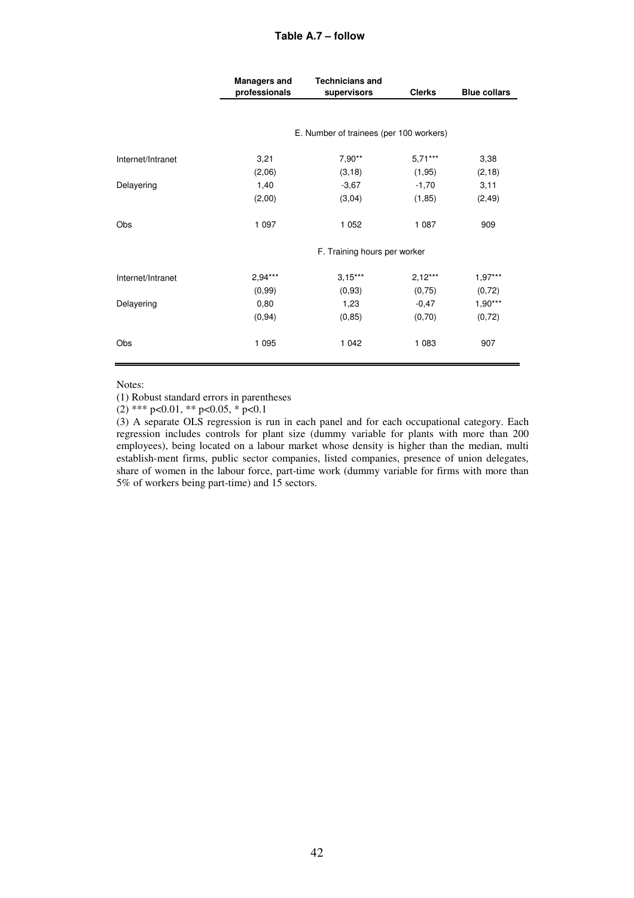**Table A.7 – follow**

| | Managers and professionals | Technicians and supervisors | Clerks | Blue collars |
|---|---|---|---|---|
| | E. Number of trainees (per 100 workers) | | | |
| Internet/Intranet | 3,21 | 7,90** | 5,71*** | 3,38 |
| | (2,06) | (3,18) | (1,95) | (2,18) |
| Delayering | 1,40 | -3,67 | -1,70 | 3,11 |
| | (2,00) | (3,04) | (1,85) | (2,49) |
| Obs | 1 097 | 1 052 | 1 087 | 909 |
| | F. Training hours per worker | | | |
| Internet/Intranet | 2,94*** | 3,15*** | 2,12*** | 1,97*** |
| | (0,99) | (0,93) | (0,75) | (0,72) |
| Delayering | 0,80 | 1,23 | -0,47 | 1,90*** |
| | (0,94) | (0,85) | (0,70) | (0,72) |
| Obs | 1 095 | 1 042 | 1 083 | 907 |

Notes:

(1) Robust standard errors in parentheses

(2) *** p<0.01, ** p<0.05, * p<0.1

(3) A separate OLS regression is run in each panel and for each occupational category. Each regression includes controls for plant size (dummy variable for plants with more than 200 employees), being located on a labour market whose density is higher than the median, multi establish-ment firms, public sector companies, listed companies, presence of union delegates, share of women in the labour force, part-time work (dummy variable for firms with more than 5% of workers being part-time) and 15 sectors.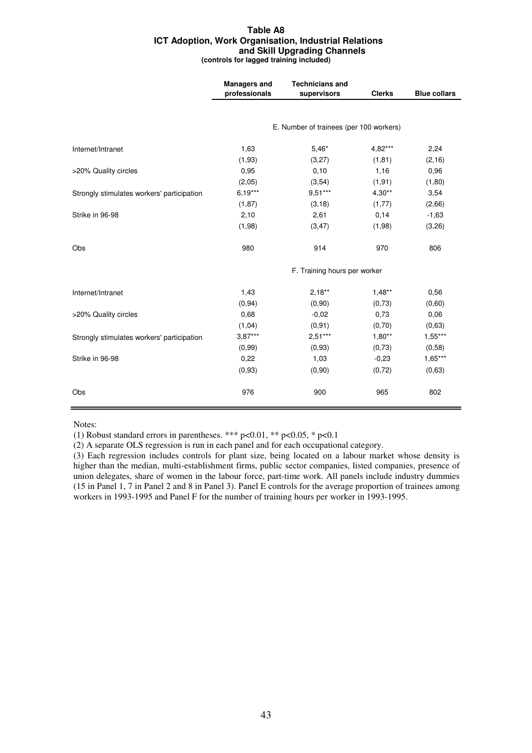**Table A8**
**ICT Adoption, Work Organisation, Industrial Relations and Skill Upgrading Channels**
**(controls for lagged training included)**

| | Managers and professionals | Technicians and supervisors | Clerks | Blue collars |
|---|---|---|---|---|
| | | E. Number of trainees (per 100 workers) | | |
| Internet/Intranet | 1,63 | 5,46* | 4,82*** | 2,24 |
| | (1,93) | (3,27) | (1,81) | (2,16) |
| >20% Quality circles | 0,95 | 0,10 | 1,16 | 0,96 |
| | (2,05) | (3,54) | (1,91) | (1,80) |
| Strongly stimulates workers' participation | 6,19*** | 9,51*** | 4,30** | 3,54 |
| | (1,87) | (3,18) | (1,77) | (2,66) |
| Strike in 96-98 | 2,10 | 2,61 | 0,14 | -1,63 |
| | (1,98) | (3,47) | (1,98) | (3,26) |
| Obs | 980 | 914 | 970 | 806 |
| | | F. Training hours per worker | | |
| Internet/Intranet | 1,43 | 2,18** | 1,48** | 0,56 |
| | (0,94) | (0,90) | (0,73) | (0,60) |
| >20% Quality circles | 0,68 | -0,02 | 0,73 | 0,06 |
| | (1,04) | (0,91) | (0,70) | (0,63) |
| Strongly stimulates workers' participation | 3,87*** | 2,51*** | 1,80** | 1,55*** |
| | (0,99) | (0,93) | (0,73) | (0,58) |
| Strike in 96-98 | 0,22 | 1,03 | -0,23 | 1,65*** |
| | (0,93) | (0,90) | (0,72) | (0,63) |
| Obs | 976 | 900 | 965 | 802 |

Notes:

(1) Robust standard errors in parentheses. *** $p<0.01$, ** $p<0.05$, * $p<0.1$

(2) A separate OLS regression is run in each panel and for each occupational category.

(3) Each regression includes controls for plant size, being located on a labour market whose density is higher than the median, multi-establishment firms, public sector companies, listed companies, presence of union delegates, share of women in the labour force, part-time work. All panels include industry dummies (15 in Panel 1, 7 in Panel 2 and 8 in Panel 3). Panel E controls for the average proportion of trainees among workers in 1993-1995 and Panel F for the number of training hours per worker in 1993-1995.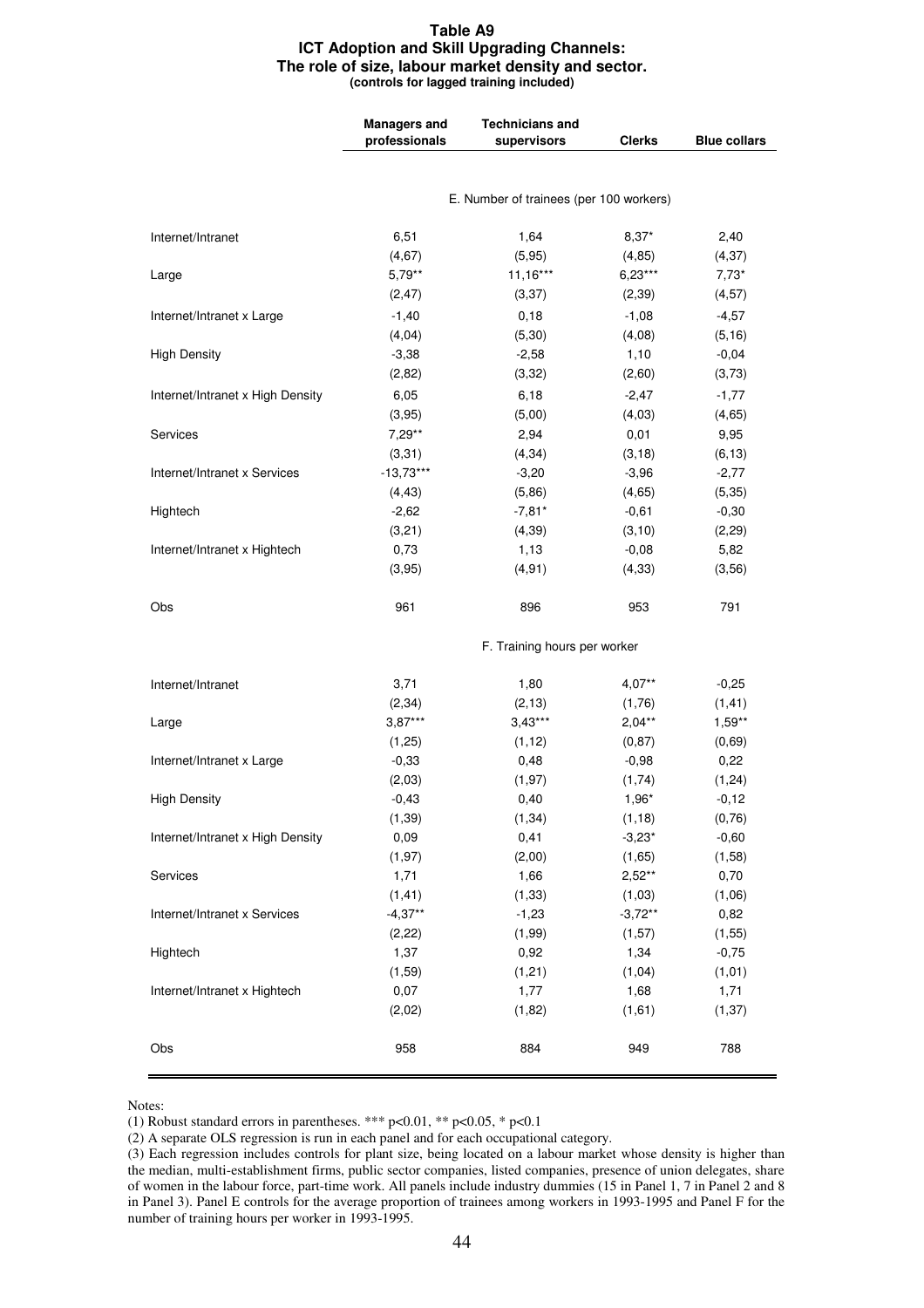**Table A9**
**ICT Adoption and Skill Upgrading Channels:**
**The role of size, labour market density and sector.**
**(controls for lagged training included)**

| | Managers and professionals | Technicians and supervisors | Clerks | Blue collars |
|---|---|---|---|---|
| | E. Number of trainees (per 100 workers) | | | |
| Internet/Intranet | 6,51 | 1,64 | 8,37* | 2,40 |
| | (4,67) | (5,95) | (4,85) | (4,37) |
| Large | 5,79** | 11,16*** | 6,23*** | 7,73* |
| | (2,47) | (3,37) | (2,39) | (4,57) |
| Internet/Intranet x Large | -1,40 | 0,18 | -1,08 | -4,57 |
| | (4,04) | (5,30) | (4,08) | (5,16) |
| High Density | -3,38 | -2,58 | 1,10 | -0,04 |
| | (2,82) | (3,32) | (2,60) | (3,73) |
| Internet/Intranet x High Density | 6,05 | 6,18 | -2,47 | -1,77 |
| | (3,95) | (5,00) | (4,03) | (4,65) |
| Services | 7,29** | 2,94 | 0,01 | 9,95 |
| | (3,31) | (4,34) | (3,18) | (6,13) |
| Internet/Intranet x Services | -13,73*** | -3,20 | -3,96 | -2,77 |
| | (4,43) | (5,86) | (4,65) | (5,35) |
| Hightech | -2,62 | -7,81* | -0,61 | -0,30 |
| | (3,21) | (4,39) | (3,10) | (2,29) |
| Internet/Intranet x Hightech | 0,73 | 1,13 | -0,08 | 5,82 |
| | (3,95) | (4,91) | (4,33) | (3,56) |
| Obs | 961 | 896 | 953 | 791 |
| | F. Training hours per worker | | | |
| Internet/Intranet | 3,71 | 1,80 | 4,07** | -0,25 |
| | (2,34) | (2,13) | (1,76) | (1,41) |
| Large | 3,87*** | 3,43*** | 2,04** | 1,59** |
| | (1,25) | (1,12) | (0,87) | (0,69) |
| Internet/Intranet x Large | -0,33 | 0,48 | -0,98 | 0,22 |
| | (2,03) | (1,97) | (1,74) | (1,24) |
| High Density | -0,43 | 0,40 | 1,96* | -0,12 |
| | (1,39) | (1,34) | (1,18) | (0,76) |
| Internet/Intranet x High Density | 0,09 | 0,41 | -3,23* | -0,60 |
| | (1,97) | (2,00) | (1,65) | (1,58) |
| Services | 1,71 | 1,66 | 2,52** | 0,70 |
| | (1,41) | (1,33) | (1,03) | (1,06) |
| Internet/Intranet x Services | -4,37** | -1,23 | -3,72** | 0,82 |
| | (2,22) | (1,99) | (1,57) | (1,55) |
| Hightech | 1,37 | 0,92 | 1,34 | -0,75 |
| | (1,59) | (1,21) | (1,04) | (1,01) |
| Internet/Intranet x Hightech | 0,07 | 1,77 | 1,68 | 1,71 |
| | (2,02) | (1,82) | (1,61) | (1,37) |
| Obs | 958 | 884 | 949 | 788 |

Notes:

(1) Robust standard errors in parentheses. *** p<0.01, ** p<0.05, * p<0.1

(2) A separate OLS regression is run in each panel and for each occupational category.

(3) Each regression includes controls for plant size, being located on a labour market whose density is higher than the median, multi-establishment firms, public sector companies, listed companies, presence of union delegates, share of women in the labour force, part-time work. All panels include industry dummies (15 in Panel 1, 7 in Panel 2 and 8 in Panel 3). Panel E controls for the average proportion of trainees among workers in 1993-1995 and Panel F for the number of training hours per worker in 1993-1995.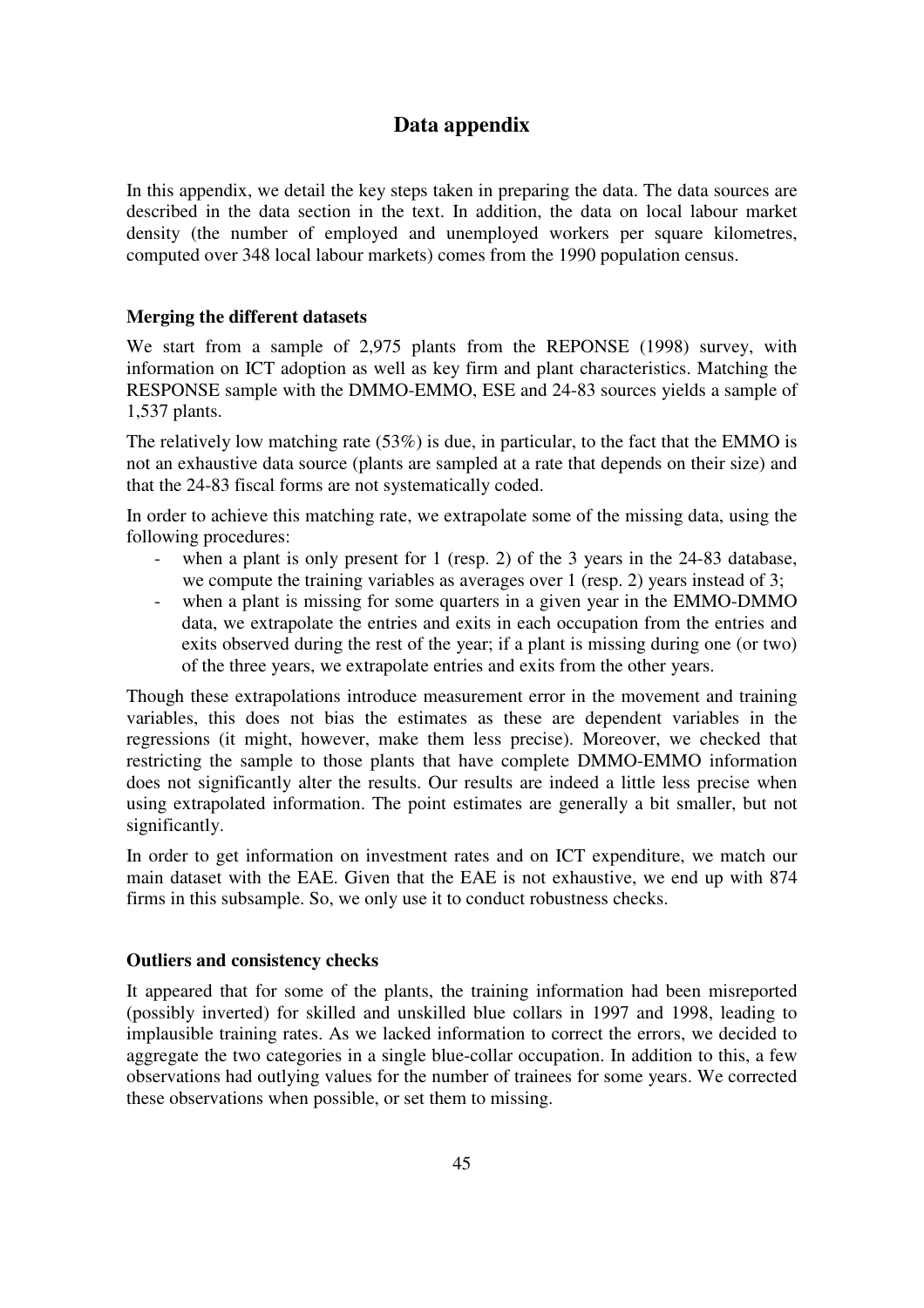# Data appendix

In this appendix, we detail the key steps taken in preparing the data. The data sources are described in the data section in the text. In addition, the data on local labour market density (the number of employed and unemployed workers per square kilometres, computed over 348 local labour markets) comes from the 1990 population census.

### Merging the different datasets

We start from a sample of 2,975 plants from the REPONSE (1998) survey, with information on ICT adoption as well as key firm and plant characteristics. Matching the RESPONSE sample with the DMMO-EMMO, ESE and 24-83 sources yields a sample of 1,537 plants.

The relatively low matching rate (53%) is due, in particular, to the fact that the EMMO is not an exhaustive data source (plants are sampled at a rate that depends on their size) and that the 24-83 fiscal forms are not systematically coded.

In order to achieve this matching rate, we extrapolate some of the missing data, using the following procedures:

- when a plant is only present for 1 (resp. 2) of the 3 years in the 24-83 database, we compute the training variables as averages over 1 (resp. 2) years instead of 3;
- when a plant is missing for some quarters in a given year in the EMMO-DMMO data, we extrapolate the entries and exits in each occupation from the entries and exits observed during the rest of the year; if a plant is missing during one (or two) of the three years, we extrapolate entries and exits from the other years.

Though these extrapolations introduce measurement error in the movement and training variables, this does not bias the estimates as these are dependent variables in the regressions (it might, however, make them less precise). Moreover, we checked that restricting the sample to those plants that have complete DMMO-EMMO information does not significantly alter the results. Our results are indeed a little less precise when using extrapolated information. The point estimates are generally a bit smaller, but not significantly.

In order to get information on investment rates and on ICT expenditure, we match our main dataset with the EAE. Given that the EAE is not exhaustive, we end up with 874 firms in this subsample. So, we only use it to conduct robustness checks.

### Outliers and consistency checks

It appeared that for some of the plants, the training information had been misreported (possibly inverted) for skilled and unskilled blue collars in 1997 and 1998, leading to implausible training rates. As we lacked information to correct the errors, we decided to aggregate the two categories in a single blue-collar occupation. In addition to this, a few observations had outlying values for the number of trainees for some years. We corrected these observations when possible, or set them to missing.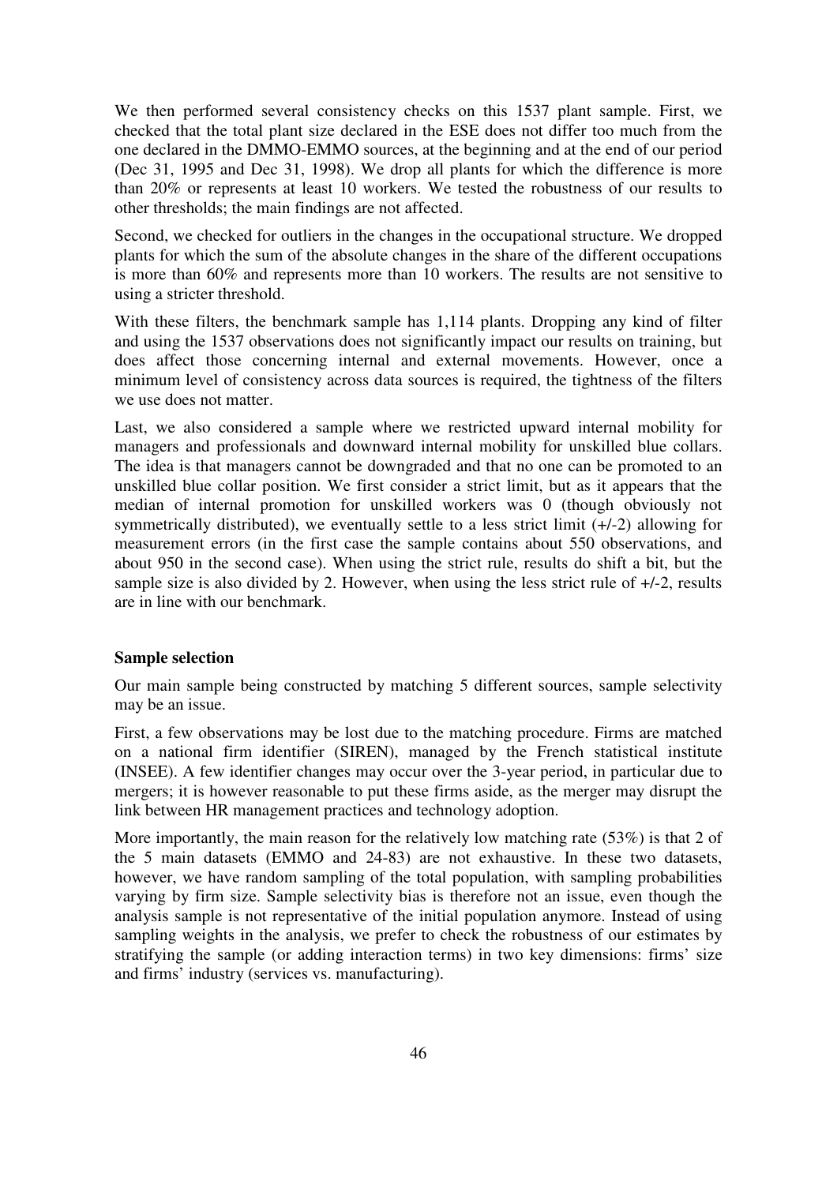We then performed several consistency checks on this 1537 plant sample. First, we checked that the total plant size declared in the ESE does not differ too much from the one declared in the DMMO-EMMO sources, at the beginning and at the end of our period (Dec 31, 1995 and Dec 31, 1998). We drop all plants for which the difference is more than 20% or represents at least 10 workers. We tested the robustness of our results to other thresholds; the main findings are not affected.

Second, we checked for outliers in the changes in the occupational structure. We dropped plants for which the sum of the absolute changes in the share of the different occupations is more than 60% and represents more than 10 workers. The results are not sensitive to using a stricter threshold.

With these filters, the benchmark sample has 1,114 plants. Dropping any kind of filter and using the 1537 observations does not significantly impact our results on training, but does affect those concerning internal and external movements. However, once a minimum level of consistency across data sources is required, the tightness of the filters we use does not matter.

Last, we also considered a sample where we restricted upward internal mobility for managers and professionals and downward internal mobility for unskilled blue collars. The idea is that managers cannot be downgraded and that no one can be promoted to an unskilled blue collar position. We first consider a strict limit, but as it appears that the median of internal promotion for unskilled workers was 0 (though obviously not symmetrically distributed), we eventually settle to a less strict limit (+/-2) allowing for measurement errors (in the first case the sample contains about 550 observations, and about 950 in the second case). When using the strict rule, results do shift a bit, but the sample size is also divided by 2. However, when using the less strict rule of +/-2, results are in line with our benchmark.

**Sample selection**

Our main sample being constructed by matching 5 different sources, sample selectivity may be an issue.

First, a few observations may be lost due to the matching procedure. Firms are matched on a national firm identifier (SIREN), managed by the French statistical institute (INSEE). A few identifier changes may occur over the 3-year period, in particular due to mergers; it is however reasonable to put these firms aside, as the merger may disrupt the link between HR management practices and technology adoption.

More importantly, the main reason for the relatively low matching rate (53%) is that 2 of the 5 main datasets (EMMO and 24-83) are not exhaustive. In these two datasets, however, we have random sampling of the total population, with sampling probabilities varying by firm size. Sample selectivity bias is therefore not an issue, even though the analysis sample is not representative of the initial population anymore. Instead of using sampling weights in the analysis, we prefer to check the robustness of our estimates by stratifying the sample (or adding interaction terms) in two key dimensions: firms' size and firms' industry (services vs. manufacturing).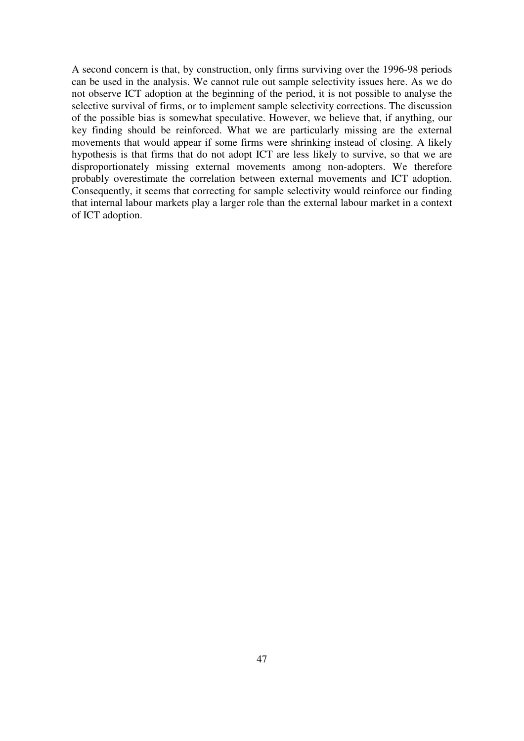A second concern is that, by construction, only firms surviving over the 1996-98 periods can be used in the analysis. We cannot rule out sample selectivity issues here. As we do not observe ICT adoption at the beginning of the period, it is not possible to analyse the selective survival of firms, or to implement sample selectivity corrections. The discussion of the possible bias is somewhat speculative. However, we believe that, if anything, our key finding should be reinforced. What we are particularly missing are the external movements that would appear if some firms were shrinking instead of closing. A likely hypothesis is that firms that do not adopt ICT are less likely to survive, so that we are disproportionately missing external movements among non-adopters. We therefore probably overestimate the correlation between external movements and ICT adoption. Consequently, it seems that correcting for sample selectivity would reinforce our finding that internal labour markets play a larger role than the external labour market in a context of ICT adoption.